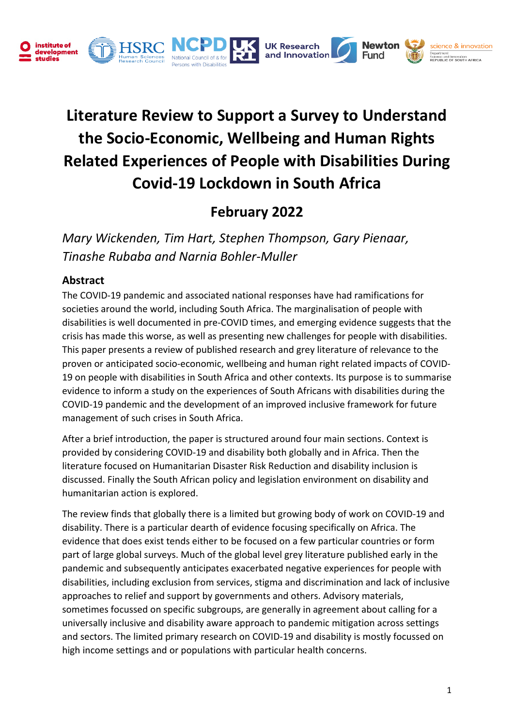# Literature Review to Support a Survey to Understand the Socio-Economic, Wellbeing and Human Rights Related Experiences of People with Disabilities During Covid-19 Lockdown in South Africa

## February 2022

*Mary Wickenden, Tim Hart, Stephen Thompson, Gary Pienaar, Tinashe Rubaba and Narnia Bohler-Muller*

### Abstract

The COVID-19 pandemic and associated national responses have had ramifications for societies around the world, including South Africa. The marginalisation of people with disabilities is well documented in pre-COVID times, and emerging evidence suggests that the crisis has made this worse, as well as presenting new challenges for people with disabilities. This paper presents a review of published research and grey literature of relevance to the proven or anticipated socio-economic, wellbeing and human right related impacts of COVID-19 on people with disabilities in South Africa and other contexts. Its purpose is to summarise evidence to inform a study on the experiences of South Africans with disabilities during the COVID-19 pandemic and the development of an improved inclusive framework for future management of such crises in South Africa.

After a brief introduction, the paper is structured around four main sections. Context is provided by considering COVID-19 and disability both globally and in Africa. Then the literature focused on Humanitarian Disaster Risk Reduction and disability inclusion is discussed. Finally the South African policy and legislation environment on disability and humanitarian action is explored.

The review finds that globally there is a limited but growing body of work on COVID-19 and disability. There is a particular dearth of evidence focusing specifically on Africa. The evidence that does exist tends either to be focused on a few particular countries or form part of large global surveys. Much of the global level grey literature published early in the pandemic and subsequently anticipates exacerbated negative experiences for people with disabilities, including exclusion from services, stigma and discrimination and lack of inclusive approaches to relief and support by governments and others. Advisory materials, sometimes focussed on specific subgroups, are generally in agreement about calling for a universally inclusive and disability aware approach to pandemic mitigation across settings and sectors. The limited primary research on COVID-19 and disability is mostly focussed on high income settings and or populations with particular health concerns.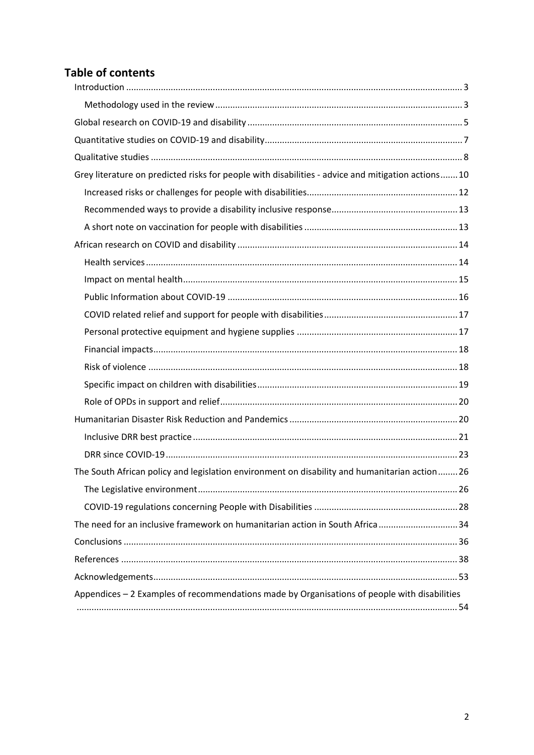## Table of contents

- Introduction ... 3
  - Methodology used in the review ... 3
- Global research on COVID-19 and disability ... 5
- Quantitative studies on COVID-19 and disability ... 7
- Qualitative studies ... 8
- Grey literature on predicted risks for people with disabilities - advice and mitigation actions ... 10
  - Increased risks or challenges for people with disabilities ... 12
  - Recommended ways to provide a disability inclusive response ... 13
  - A short note on vaccination for people with disabilities ... 13
- African research on COVID and disability ... 14
  - Health services ... 14
  - Impact on mental health ... 15
  - Public Information about COVID-19 ... 16
  - COVID related relief and support for people with disabilities ... 17
  - Personal protective equipment and hygiene supplies ... 17
  - Financial impacts ... 18
  - Risk of violence ... 18
  - Specific impact on children with disabilities ... 19
  - Role of OPDs in support and relief ... 20
- Humanitarian Disaster Risk Reduction and Pandemics ... 20
  - Inclusive DRR best practice ... 21
  - DRR since COVID-19 ... 23
- The South African policy and legislation environment on disability and humanitarian action ... 26
  - The Legislative environment ... 26
  - COVID-19 regulations concerning People with Disabilities ... 28
- The need for an inclusive framework on humanitarian action in South Africa ... 34
- Conclusions ... 36
- References ... 38
- Acknowledgements ... 53
- Appendices – 2 Examples of recommendations made by Organisations of people with disabilities ... 54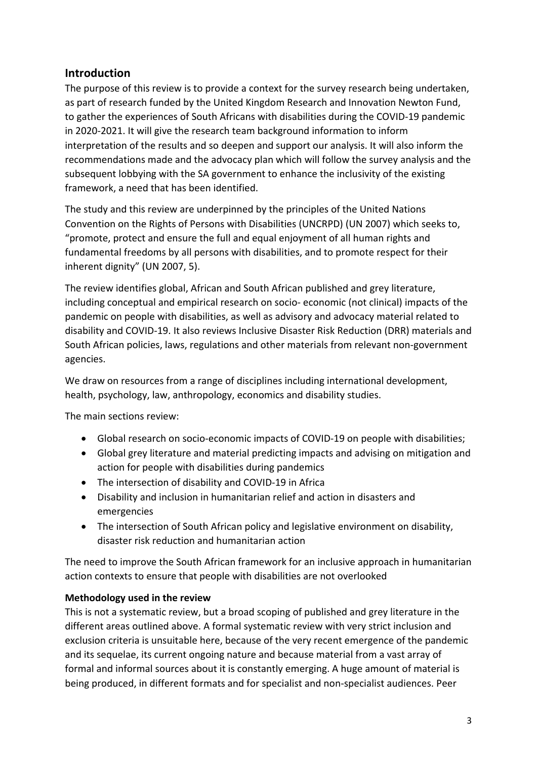## Introduction

The purpose of this review is to provide a context for the survey research being undertaken, as part of research funded by the United Kingdom Research and Innovation Newton Fund, to gather the experiences of South Africans with disabilities during the COVID-19 pandemic in 2020-2021. It will give the research team background information to inform interpretation of the results and so deepen and support our analysis. It will also inform the recommendations made and the advocacy plan which will follow the survey analysis and the subsequent lobbying with the SA government to enhance the inclusivity of the existing framework, a need that has been identified.

The study and this review are underpinned by the principles of the United Nations Convention on the Rights of Persons with Disabilities (UNCRPD) (UN 2007) which seeks to, "promote, protect and ensure the full and equal enjoyment of all human rights and fundamental freedoms by all persons with disabilities, and to promote respect for their inherent dignity" (UN 2007, 5).

The review identifies global, African and South African published and grey literature, including conceptual and empirical research on socio- economic (not clinical) impacts of the pandemic on people with disabilities, as well as advisory and advocacy material related to disability and COVID-19. It also reviews Inclusive Disaster Risk Reduction (DRR) materials and South African policies, laws, regulations and other materials from relevant non-government agencies.

We draw on resources from a range of disciplines including international development, health, psychology, law, anthropology, economics and disability studies.

The main sections review:

- Global research on socio-economic impacts of COVID-19 on people with disabilities;
- Global grey literature and material predicting impacts and advising on mitigation and action for people with disabilities during pandemics
- The intersection of disability and COVID-19 in Africa
- Disability and inclusion in humanitarian relief and action in disasters and emergencies
- The intersection of South African policy and legislative environment on disability, disaster risk reduction and humanitarian action

The need to improve the South African framework for an inclusive approach in humanitarian action contexts to ensure that people with disabilities are not overlooked

### Methodology used in the review

This is not a systematic review, but a broad scoping of published and grey literature in the different areas outlined above. A formal systematic review with very strict inclusion and exclusion criteria is unsuitable here, because of the very recent emergence of the pandemic and its sequelae, its current ongoing nature and because material from a vast array of formal and informal sources about it is constantly emerging. A huge amount of material is being produced, in different formats and for specialist and non-specialist audiences. Peer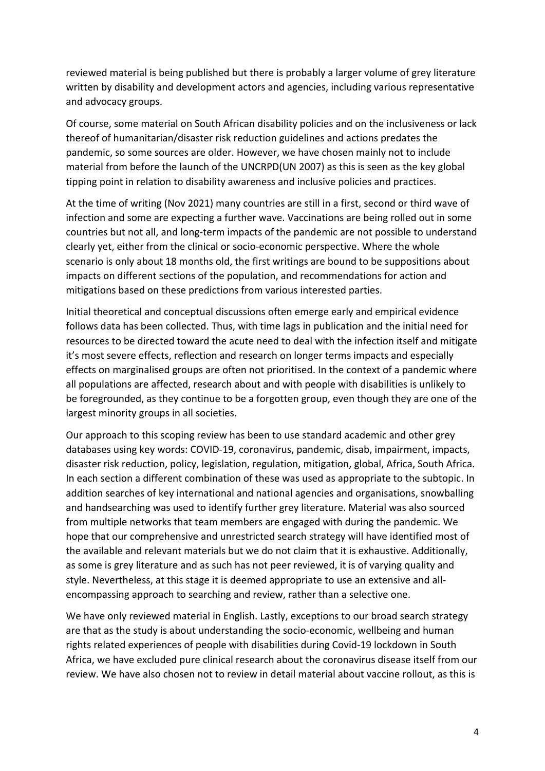reviewed material is being published but there is probably a larger volume of grey literature written by disability and development actors and agencies, including various representative and advocacy groups.

Of course, some material on South African disability policies and on the inclusiveness or lack thereof of humanitarian/disaster risk reduction guidelines and actions predates the pandemic, so some sources are older. However, we have chosen mainly not to include material from before the launch of the UNCRPD(UN 2007) as this is seen as the key global tipping point in relation to disability awareness and inclusive policies and practices.

At the time of writing (Nov 2021) many countries are still in a first, second or third wave of infection and some are expecting a further wave. Vaccinations are being rolled out in some countries but not all, and long-term impacts of the pandemic are not possible to understand clearly yet, either from the clinical or socio-economic perspective. Where the whole scenario is only about 18 months old, the first writings are bound to be suppositions about impacts on different sections of the population, and recommendations for action and mitigations based on these predictions from various interested parties.

Initial theoretical and conceptual discussions often emerge early and empirical evidence follows data has been collected. Thus, with time lags in publication and the initial need for resources to be directed toward the acute need to deal with the infection itself and mitigate it's most severe effects, reflection and research on longer terms impacts and especially effects on marginalised groups are often not prioritised. In the context of a pandemic where all populations are affected, research about and with people with disabilities is unlikely to be foregrounded, as they continue to be a forgotten group, even though they are one of the largest minority groups in all societies.

Our approach to this scoping review has been to use standard academic and other grey databases using key words: COVID-19, coronavirus, pandemic, disab, impairment, impacts, disaster risk reduction, policy, legislation, regulation, mitigation, global, Africa, South Africa. In each section a different combination of these was used as appropriate to the subtopic. In addition searches of key international and national agencies and organisations, snowballing and handsearching was used to identify further grey literature. Material was also sourced from multiple networks that team members are engaged with during the pandemic. We hope that our comprehensive and unrestricted search strategy will have identified most of the available and relevant materials but we do not claim that it is exhaustive. Additionally, as some is grey literature and as such has not peer reviewed, it is of varying quality and style. Nevertheless, at this stage it is deemed appropriate to use an extensive and all-encompassing approach to searching and review, rather than a selective one.

We have only reviewed material in English. Lastly, exceptions to our broad search strategy are that as the study is about understanding the socio-economic, wellbeing and human rights related experiences of people with disabilities during Covid-19 lockdown in South Africa, we have excluded pure clinical research about the coronavirus disease itself from our review. We have also chosen not to review in detail material about vaccine rollout, as this is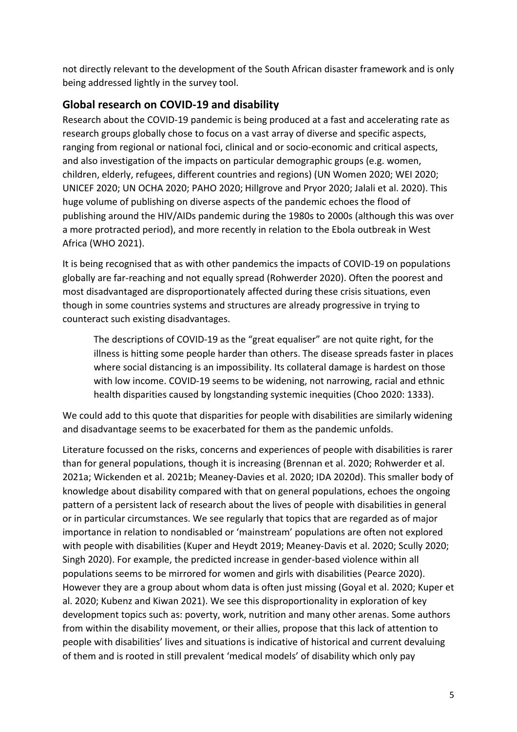not directly relevant to the development of the South African disaster framework and is only being addressed lightly in the survey tool.

## Global research on COVID-19 and disability

Research about the COVID-19 pandemic is being produced at a fast and accelerating rate as research groups globally chose to focus on a vast array of diverse and specific aspects, ranging from regional or national foci, clinical and or socio-economic and critical aspects, and also investigation of the impacts on particular demographic groups (e.g. women, children, elderly, refugees, different countries and regions) (UN Women 2020; WEI 2020; UNICEF 2020; UN OCHA 2020; PAHO 2020; Hillgrove and Pryor 2020; Jalali et al. 2020). This huge volume of publishing on diverse aspects of the pandemic echoes the flood of publishing around the HIV/AIDs pandemic during the 1980s to 2000s (although this was over a more protracted period), and more recently in relation to the Ebola outbreak in West Africa (WHO 2021).

It is being recognised that as with other pandemics the impacts of COVID-19 on populations globally are far-reaching and not equally spread (Rohwerder 2020). Often the poorest and most disadvantaged are disproportionately affected during these crisis situations, even though in some countries systems and structures are already progressive in trying to counteract such existing disadvantages.

> The descriptions of COVID-19 as the "great equaliser" are not quite right, for the illness is hitting some people harder than others. The disease spreads faster in places where social distancing is an impossibility. Its collateral damage is hardest on those with low income. COVID-19 seems to be widening, not narrowing, racial and ethnic health disparities caused by longstanding systemic inequities (Choo 2020: 1333).

We could add to this quote that disparities for people with disabilities are similarly widening and disadvantage seems to be exacerbated for them as the pandemic unfolds.

Literature focussed on the risks, concerns and experiences of people with disabilities is rarer than for general populations, though it is increasing (Brennan et al. 2020; Rohwerder et al. 2021a; Wickenden et al. 2021b; Meaney-Davies et al. 2020; IDA 2020d). This smaller body of knowledge about disability compared with that on general populations, echoes the ongoing pattern of a persistent lack of research about the lives of people with disabilities in general or in particular circumstances. We see regularly that topics that are regarded as of major importance in relation to nondisabled or 'mainstream' populations are often not explored with people with disabilities (Kuper and Heydt 2019; Meaney-Davis et al. 2020; Scully 2020; Singh 2020). For example, the predicted increase in gender-based violence within all populations seems to be mirrored for women and girls with disabilities (Pearce 2020). However they are a group about whom data is often just missing (Goyal et al. 2020; Kuper et al. 2020; Kubenz and Kiwan 2021). We see this disproportionality in exploration of key development topics such as: poverty, work, nutrition and many other arenas. Some authors from within the disability movement, or their allies, propose that this lack of attention to people with disabilities' lives and situations is indicative of historical and current devaluing of them and is rooted in still prevalent 'medical models' of disability which only pay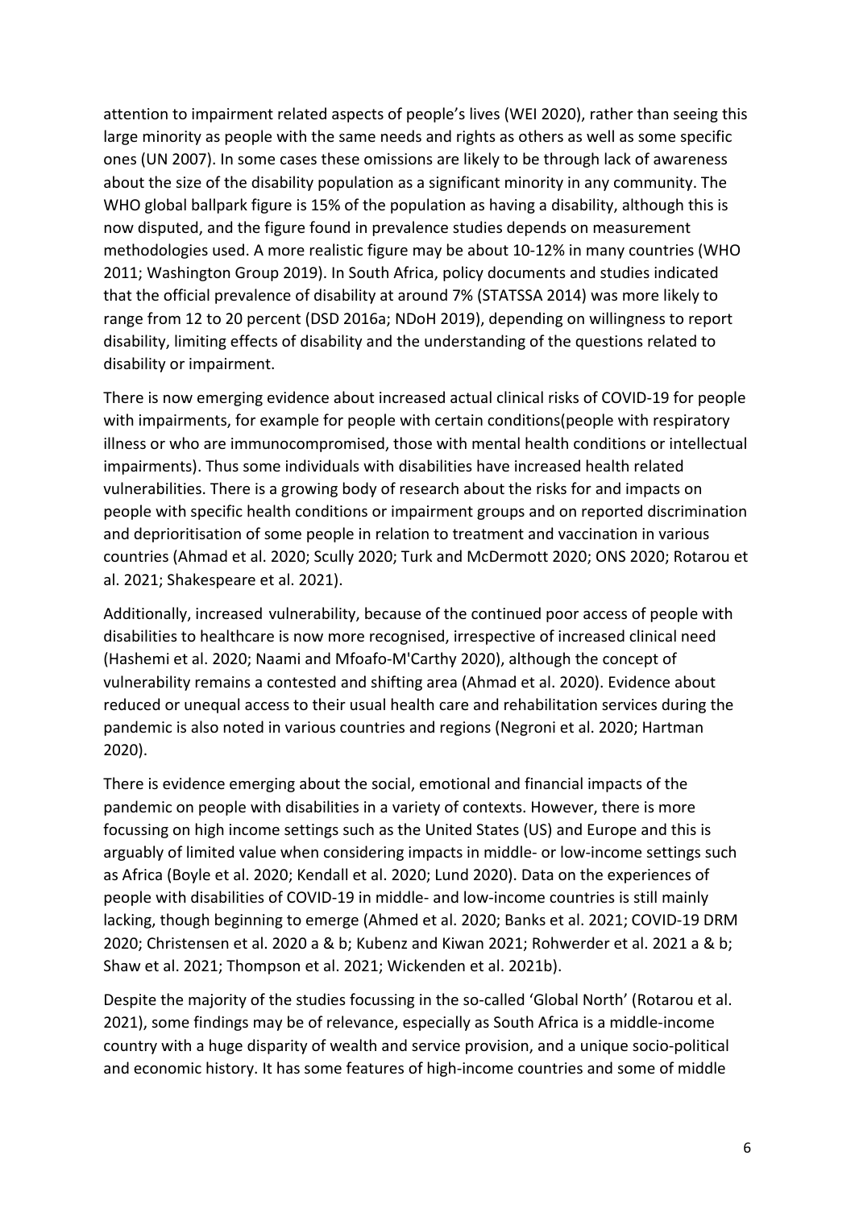attention to impairment related aspects of people's lives (WEI 2020), rather than seeing this large minority as people with the same needs and rights as others as well as some specific ones (UN 2007). In some cases these omissions are likely to be through lack of awareness about the size of the disability population as a significant minority in any community. The WHO global ballpark figure is 15% of the population as having a disability, although this is now disputed, and the figure found in prevalence studies depends on measurement methodologies used. A more realistic figure may be about 10-12% in many countries (WHO 2011; Washington Group 2019). In South Africa, policy documents and studies indicated that the official prevalence of disability at around 7% (STATSSA 2014) was more likely to range from 12 to 20 percent (DSD 2016a; NDoH 2019), depending on willingness to report disability, limiting effects of disability and the understanding of the questions related to disability or impairment.

There is now emerging evidence about increased actual clinical risks of COVID-19 for people with impairments, for example for people with certain conditions(people with respiratory illness or who are immunocompromised, those with mental health conditions or intellectual impairments). Thus some individuals with disabilities have increased health related vulnerabilities. There is a growing body of research about the risks for and impacts on people with specific health conditions or impairment groups and on reported discrimination and deprioritisation of some people in relation to treatment and vaccination in various countries (Ahmad et al. 2020; Scully 2020; Turk and McDermott 2020; ONS 2020; Rotarou et al. 2021; Shakespeare et al. 2021).

Additionally, increased vulnerability, because of the continued poor access of people with disabilities to healthcare is now more recognised, irrespective of increased clinical need (Hashemi et al. 2020; Naami and Mfoafo-M'Carthy 2020), although the concept of vulnerability remains a contested and shifting area (Ahmad et al. 2020). Evidence about reduced or unequal access to their usual health care and rehabilitation services during the pandemic is also noted in various countries and regions (Negroni et al. 2020; Hartman 2020).

There is evidence emerging about the social, emotional and financial impacts of the pandemic on people with disabilities in a variety of contexts. However, there is more focussing on high income settings such as the United States (US) and Europe and this is arguably of limited value when considering impacts in middle- or low-income settings such as Africa (Boyle et al. 2020; Kendall et al. 2020; Lund 2020). Data on the experiences of people with disabilities of COVID-19 in middle- and low-income countries is still mainly lacking, though beginning to emerge (Ahmed et al. 2020; Banks et al. 2021; COVID-19 DRM 2020; Christensen et al. 2020 a & b; Kubenz and Kiwan 2021; Rohwerder et al. 2021 a & b; Shaw et al. 2021; Thompson et al. 2021; Wickenden et al. 2021b).

Despite the majority of the studies focussing in the so-called 'Global North' (Rotarou et al. 2021), some findings may be of relevance, especially as South Africa is a middle-income country with a huge disparity of wealth and service provision, and a unique socio-political and economic history. It has some features of high-income countries and some of middle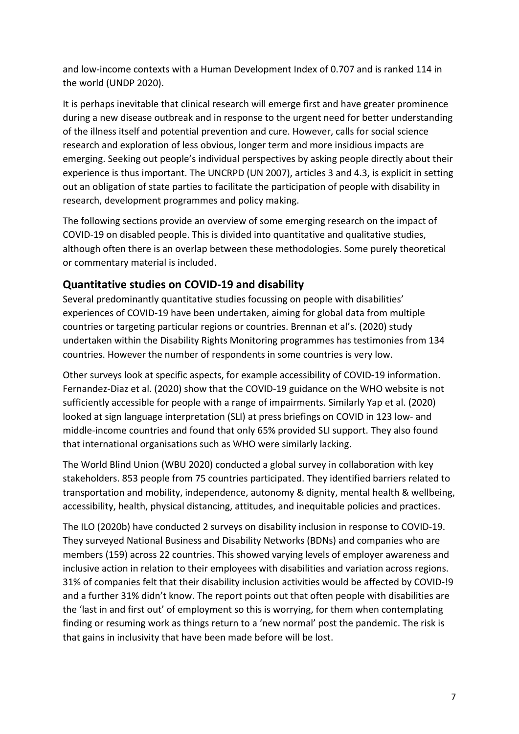and low-income contexts with a Human Development Index of 0.707 and is ranked 114 in the world (UNDP 2020).

It is perhaps inevitable that clinical research will emerge first and have greater prominence during a new disease outbreak and in response to the urgent need for better understanding of the illness itself and potential prevention and cure. However, calls for social science research and exploration of less obvious, longer term and more insidious impacts are emerging. Seeking out people's individual perspectives by asking people directly about their experience is thus important. The UNCRPD (UN 2007), articles 3 and 4.3, is explicit in setting out an obligation of state parties to facilitate the participation of people with disability in research, development programmes and policy making.

The following sections provide an overview of some emerging research on the impact of COVID-19 on disabled people. This is divided into quantitative and qualitative studies, although often there is an overlap between these methodologies. Some purely theoretical or commentary material is included.

## Quantitative studies on COVID-19 and disability

Several predominantly quantitative studies focussing on people with disabilities' experiences of COVID-19 have been undertaken, aiming for global data from multiple countries or targeting particular regions or countries. Brennan et al's. (2020) study undertaken within the Disability Rights Monitoring programmes has testimonies from 134 countries. However the number of respondents in some countries is very low.

Other surveys look at specific aspects, for example accessibility of COVID-19 information. Fernandez-Diaz et al. (2020) show that the COVID-19 guidance on the WHO website is not sufficiently accessible for people with a range of impairments. Similarly Yap et al. (2020) looked at sign language interpretation (SLI) at press briefings on COVID in 123 low- and middle-income countries and found that only 65% provided SLI support. They also found that international organisations such as WHO were similarly lacking.

The World Blind Union (WBU 2020) conducted a global survey in collaboration with key stakeholders. 853 people from 75 countries participated. They identified barriers related to transportation and mobility, independence, autonomy & dignity, mental health & wellbeing, accessibility, health, physical distancing, attitudes, and inequitable policies and practices.

The ILO (2020b) have conducted 2 surveys on disability inclusion in response to COVID-19. They surveyed National Business and Disability Networks (BDNs) and companies who are members (159) across 22 countries. This showed varying levels of employer awareness and inclusive action in relation to their employees with disabilities and variation across regions. 31% of companies felt that their disability inclusion activities would be affected by COVID-!9 and a further 31% didn't know. The report points out that often people with disabilities are the 'last in and first out' of employment so this is worrying, for them when contemplating finding or resuming work as things return to a 'new normal' post the pandemic. The risk is that gains in inclusivity that have been made before will be lost.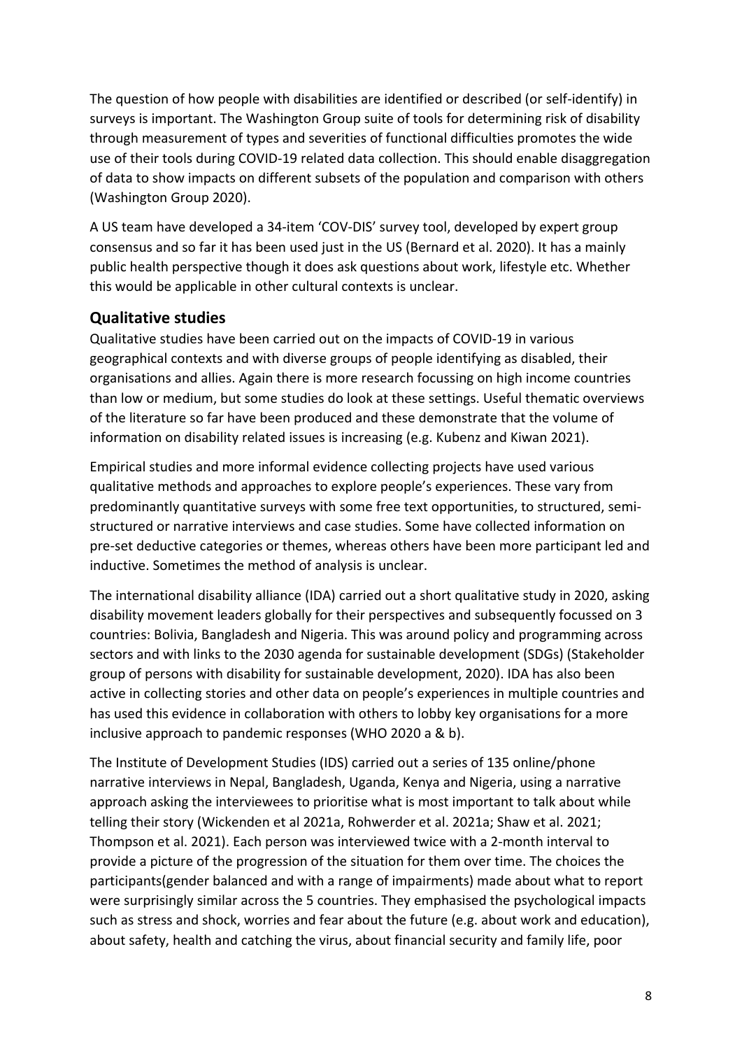The question of how people with disabilities are identified or described (or self-identify) in surveys is important. The Washington Group suite of tools for determining risk of disability through measurement of types and severities of functional difficulties promotes the wide use of their tools during COVID-19 related data collection. This should enable disaggregation of data to show impacts on different subsets of the population and comparison with others (Washington Group 2020).

A US team have developed a 34-item 'COV-DIS' survey tool, developed by expert group consensus and so far it has been used just in the US (Bernard et al. 2020). It has a mainly public health perspective though it does ask questions about work, lifestyle etc. Whether this would be applicable in other cultural contexts is unclear.

## Qualitative studies

Qualitative studies have been carried out on the impacts of COVID-19 in various geographical contexts and with diverse groups of people identifying as disabled, their organisations and allies. Again there is more research focussing on high income countries than low or medium, but some studies do look at these settings. Useful thematic overviews of the literature so far have been produced and these demonstrate that the volume of information on disability related issues is increasing (e.g. Kubenz and Kiwan 2021).

Empirical studies and more informal evidence collecting projects have used various qualitative methods and approaches to explore people's experiences. These vary from predominantly quantitative surveys with some free text opportunities, to structured, semi-structured or narrative interviews and case studies. Some have collected information on pre-set deductive categories or themes, whereas others have been more participant led and inductive. Sometimes the method of analysis is unclear.

The international disability alliance (IDA) carried out a short qualitative study in 2020, asking disability movement leaders globally for their perspectives and subsequently focussed on 3 countries: Bolivia, Bangladesh and Nigeria. This was around policy and programming across sectors and with links to the 2030 agenda for sustainable development (SDGs) (Stakeholder group of persons with disability for sustainable development, 2020). IDA has also been active in collecting stories and other data on people's experiences in multiple countries and has used this evidence in collaboration with others to lobby key organisations for a more inclusive approach to pandemic responses (WHO 2020 a & b).

The Institute of Development Studies (IDS) carried out a series of 135 online/phone narrative interviews in Nepal, Bangladesh, Uganda, Kenya and Nigeria, using a narrative approach asking the interviewees to prioritise what is most important to talk about while telling their story (Wickenden et al 2021a, Rohwerder et al. 2021a; Shaw et al. 2021; Thompson et al. 2021). Each person was interviewed twice with a 2-month interval to provide a picture of the progression of the situation for them over time. The choices the participants(gender balanced and with a range of impairments) made about what to report were surprisingly similar across the 5 countries. They emphasised the psychological impacts such as stress and shock, worries and fear about the future (e.g. about work and education), about safety, health and catching the virus, about financial security and family life, poor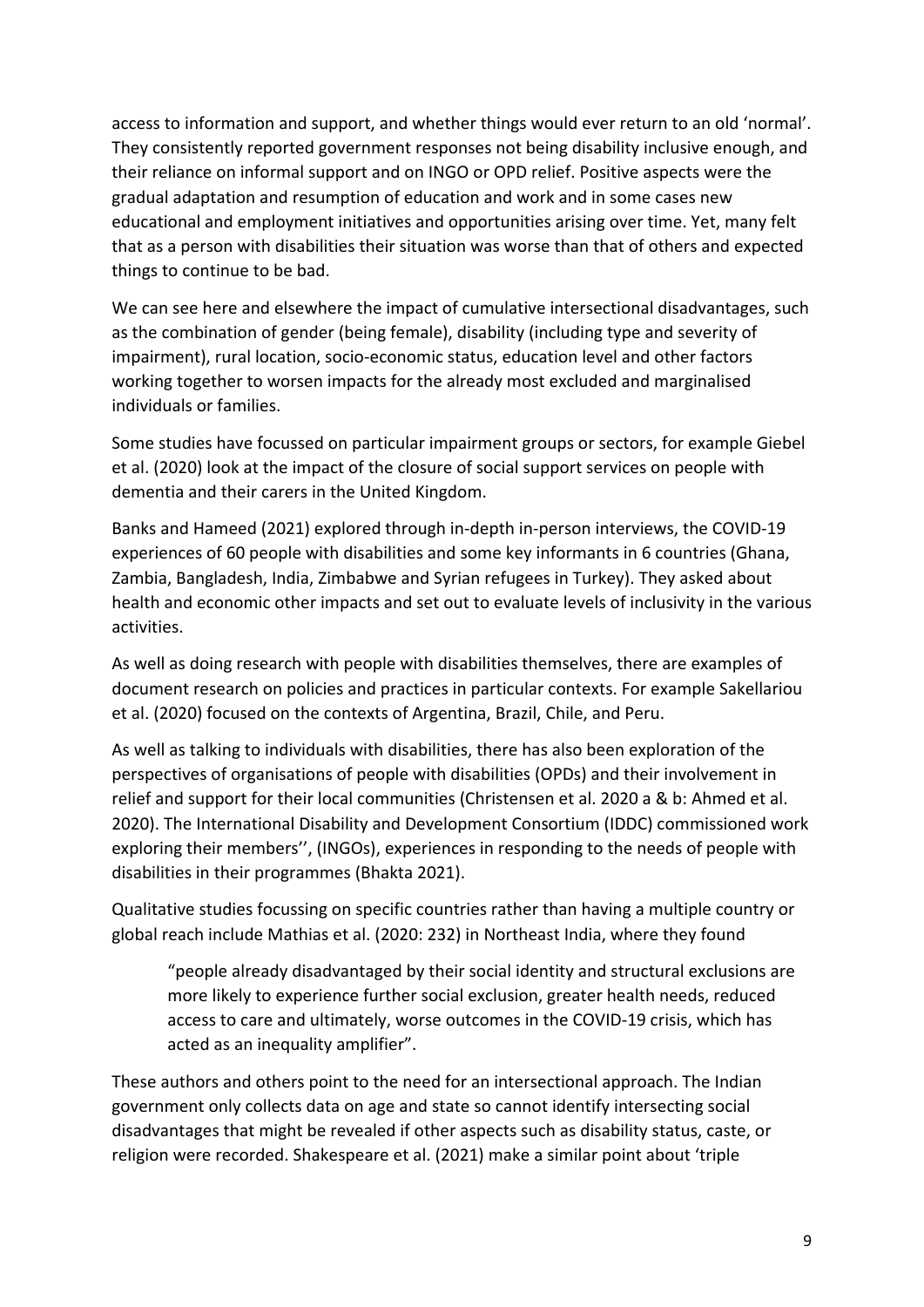access to information and support, and whether things would ever return to an old 'normal'. They consistently reported government responses not being disability inclusive enough, and their reliance on informal support and on INGO or OPD relief. Positive aspects were the gradual adaptation and resumption of education and work and in some cases new educational and employment initiatives and opportunities arising over time. Yet, many felt that as a person with disabilities their situation was worse than that of others and expected things to continue to be bad.

We can see here and elsewhere the impact of cumulative intersectional disadvantages, such as the combination of gender (being female), disability (including type and severity of impairment), rural location, socio-economic status, education level and other factors working together to worsen impacts for the already most excluded and marginalised individuals or families.

Some studies have focussed on particular impairment groups or sectors, for example Giebel et al. (2020) look at the impact of the closure of social support services on people with dementia and their carers in the United Kingdom.

Banks and Hameed (2021) explored through in-depth in-person interviews, the COVID-19 experiences of 60 people with disabilities and some key informants in 6 countries (Ghana, Zambia, Bangladesh, India, Zimbabwe and Syrian refugees in Turkey). They asked about health and economic other impacts and set out to evaluate levels of inclusivity in the various activities.

As well as doing research with people with disabilities themselves, there are examples of document research on policies and practices in particular contexts. For example Sakellariou et al. (2020) focused on the contexts of Argentina, Brazil, Chile, and Peru.

As well as talking to individuals with disabilities, there has also been exploration of the perspectives of organisations of people with disabilities (OPDs) and their involvement in relief and support for their local communities (Christensen et al. 2020 a & b: Ahmed et al. 2020). The International Disability and Development Consortium (IDDC) commissioned work exploring their members'', (INGOs), experiences in responding to the needs of people with disabilities in their programmes (Bhakta 2021).

Qualitative studies focussing on specific countries rather than having a multiple country or global reach include Mathias et al. (2020: 232) in Northeast India, where they found

> "people already disadvantaged by their social identity and structural exclusions are more likely to experience further social exclusion, greater health needs, reduced access to care and ultimately, worse outcomes in the COVID-19 crisis, which has acted as an inequality amplifier".

These authors and others point to the need for an intersectional approach. The Indian government only collects data on age and state so cannot identify intersecting social disadvantages that might be revealed if other aspects such as disability status, caste, or religion were recorded. Shakespeare et al. (2021) make a similar point about 'triple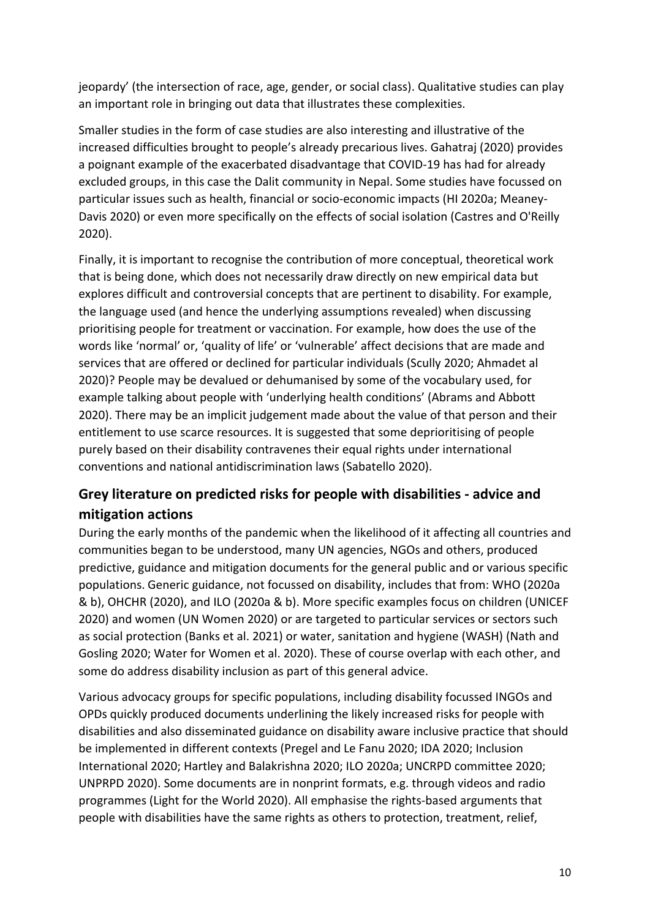jeopardy' (the intersection of race, age, gender, or social class). Qualitative studies can play an important role in bringing out data that illustrates these complexities.

Smaller studies in the form of case studies are also interesting and illustrative of the increased difficulties brought to people's already precarious lives. Gahatraj (2020) provides a poignant example of the exacerbated disadvantage that COVID-19 has had for already excluded groups, in this case the Dalit community in Nepal. Some studies have focussed on particular issues such as health, financial or socio-economic impacts (HI 2020a; Meaney-Davis 2020) or even more specifically on the effects of social isolation (Castres and O'Reilly 2020).

Finally, it is important to recognise the contribution of more conceptual, theoretical work that is being done, which does not necessarily draw directly on new empirical data but explores difficult and controversial concepts that are pertinent to disability. For example, the language used (and hence the underlying assumptions revealed) when discussing prioritising people for treatment or vaccination. For example, how does the use of the words like 'normal' or, 'quality of life' or 'vulnerable' affect decisions that are made and services that are offered or declined for particular individuals (Scully 2020; Ahmadet al 2020)? People may be devalued or dehumanised by some of the vocabulary used, for example talking about people with 'underlying health conditions' (Abrams and Abbott 2020). There may be an implicit judgement made about the value of that person and their entitlement to use scarce resources. It is suggested that some deprioritising of people purely based on their disability contravenes their equal rights under international conventions and national antidiscrimination laws (Sabatello 2020).

## Grey literature on predicted risks for people with disabilities - advice and mitigation actions

During the early months of the pandemic when the likelihood of it affecting all countries and communities began to be understood, many UN agencies, NGOs and others, produced predictive, guidance and mitigation documents for the general public and or various specific populations. Generic guidance, not focussed on disability, includes that from: WHO (2020a & b), OHCHR (2020), and ILO (2020a & b). More specific examples focus on children (UNICEF 2020) and women (UN Women 2020) or are targeted to particular services or sectors such as social protection (Banks et al. 2021) or water, sanitation and hygiene (WASH) (Nath and Gosling 2020; Water for Women et al. 2020). These of course overlap with each other, and some do address disability inclusion as part of this general advice.

Various advocacy groups for specific populations, including disability focussed INGOs and OPDs quickly produced documents underlining the likely increased risks for people with disabilities and also disseminated guidance on disability aware inclusive practice that should be implemented in different contexts (Pregel and Le Fanu 2020; IDA 2020; Inclusion International 2020; Hartley and Balakrishna 2020; ILO 2020a; UNCRPD committee 2020; UNPRPD 2020). Some documents are in nonprint formats, e.g. through videos and radio programmes (Light for the World 2020). All emphasise the rights-based arguments that people with disabilities have the same rights as others to protection, treatment, relief,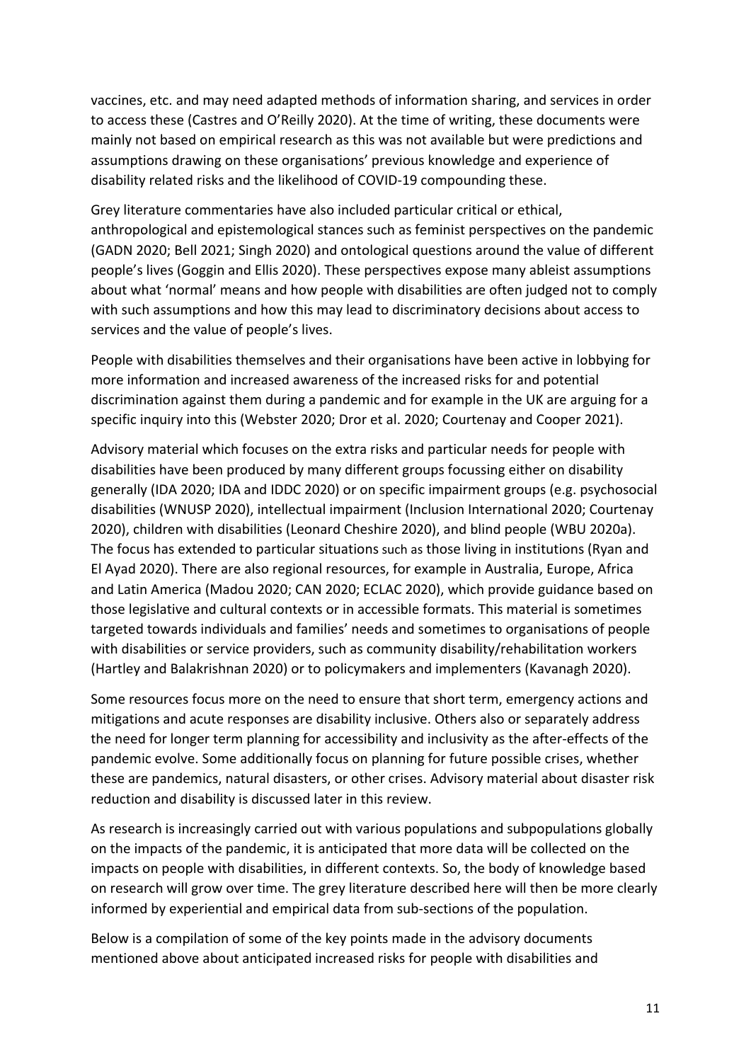vaccines, etc. and may need adapted methods of information sharing, and services in order to access these (Castres and O'Reilly 2020). At the time of writing, these documents were mainly not based on empirical research as this was not available but were predictions and assumptions drawing on these organisations' previous knowledge and experience of disability related risks and the likelihood of COVID-19 compounding these.

Grey literature commentaries have also included particular critical or ethical, anthropological and epistemological stances such as feminist perspectives on the pandemic (GADN 2020; Bell 2021; Singh 2020) and ontological questions around the value of different people's lives (Goggin and Ellis 2020). These perspectives expose many ableist assumptions about what 'normal' means and how people with disabilities are often judged not to comply with such assumptions and how this may lead to discriminatory decisions about access to services and the value of people's lives.

People with disabilities themselves and their organisations have been active in lobbying for more information and increased awareness of the increased risks for and potential discrimination against them during a pandemic and for example in the UK are arguing for a specific inquiry into this (Webster 2020; Dror et al. 2020; Courtenay and Cooper 2021).

Advisory material which focuses on the extra risks and particular needs for people with disabilities have been produced by many different groups focussing either on disability generally (IDA 2020; IDA and IDDC 2020) or on specific impairment groups (e.g. psychosocial disabilities (WNUSP 2020), intellectual impairment (Inclusion International 2020; Courtenay 2020), children with disabilities (Leonard Cheshire 2020), and blind people (WBU 2020a). The focus has extended to particular situations such as those living in institutions (Ryan and El Ayad 2020). There are also regional resources, for example in Australia, Europe, Africa and Latin America (Madou 2020; CAN 2020; ECLAC 2020), which provide guidance based on those legislative and cultural contexts or in accessible formats. This material is sometimes targeted towards individuals and families' needs and sometimes to organisations of people with disabilities or service providers, such as community disability/rehabilitation workers (Hartley and Balakrishnan 2020) or to policymakers and implementers (Kavanagh 2020).

Some resources focus more on the need to ensure that short term, emergency actions and mitigations and acute responses are disability inclusive. Others also or separately address the need for longer term planning for accessibility and inclusivity as the after-effects of the pandemic evolve. Some additionally focus on planning for future possible crises, whether these are pandemics, natural disasters, or other crises. Advisory material about disaster risk reduction and disability is discussed later in this review.

As research is increasingly carried out with various populations and subpopulations globally on the impacts of the pandemic, it is anticipated that more data will be collected on the impacts on people with disabilities, in different contexts. So, the body of knowledge based on research will grow over time. The grey literature described here will then be more clearly informed by experiential and empirical data from sub-sections of the population.

Below is a compilation of some of the key points made in the advisory documents mentioned above about anticipated increased risks for people with disabilities and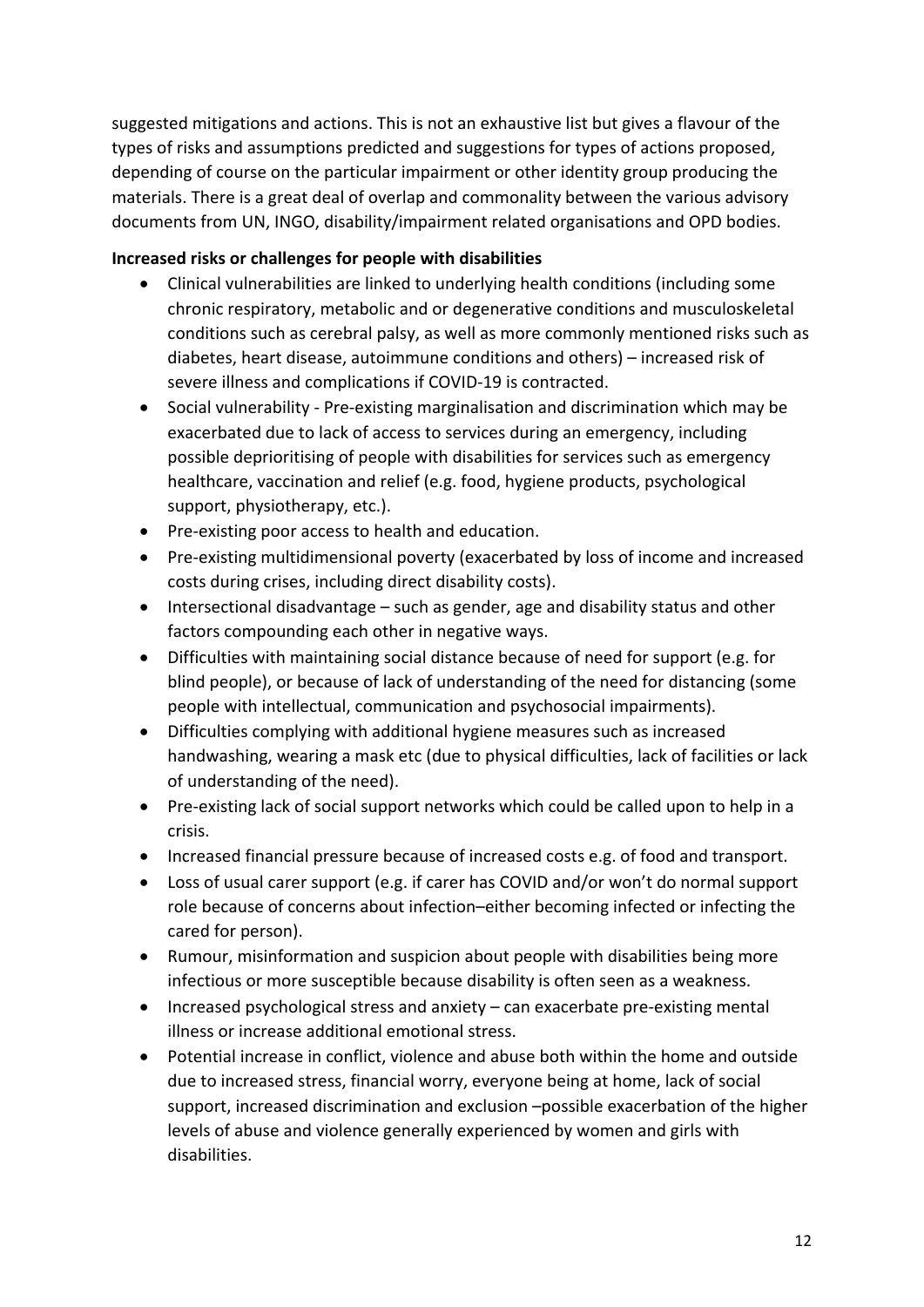suggested mitigations and actions. This is not an exhaustive list but gives a flavour of the types of risks and assumptions predicted and suggestions for types of actions proposed, depending of course on the particular impairment or other identity group producing the materials. There is a great deal of overlap and commonality between the various advisory documents from UN, INGO, disability/impairment related organisations and OPD bodies.

**Increased risks or challenges for people with disabilities**

- Clinical vulnerabilities are linked to underlying health conditions (including some chronic respiratory, metabolic and or degenerative conditions and musculoskeletal conditions such as cerebral palsy, as well as more commonly mentioned risks such as diabetes, heart disease, autoimmune conditions and others) – increased risk of severe illness and complications if COVID-19 is contracted.
- Social vulnerability - Pre-existing marginalisation and discrimination which may be exacerbated due to lack of access to services during an emergency, including possible deprioritising of people with disabilities for services such as emergency healthcare, vaccination and relief (e.g. food, hygiene products, psychological support, physiotherapy, etc.).
- Pre-existing poor access to health and education.
- Pre-existing multidimensional poverty (exacerbated by loss of income and increased costs during crises, including direct disability costs).
- Intersectional disadvantage – such as gender, age and disability status and other factors compounding each other in negative ways.
- Difficulties with maintaining social distance because of need for support (e.g. for blind people), or because of lack of understanding of the need for distancing (some people with intellectual, communication and psychosocial impairments).
- Difficulties complying with additional hygiene measures such as increased handwashing, wearing a mask etc (due to physical difficulties, lack of facilities or lack of understanding of the need).
- Pre-existing lack of social support networks which could be called upon to help in a crisis.
- Increased financial pressure because of increased costs e.g. of food and transport.
- Loss of usual carer support (e.g. if carer has COVID and/or won't do normal support role because of concerns about infection–either becoming infected or infecting the cared for person).
- Rumour, misinformation and suspicion about people with disabilities being more infectious or more susceptible because disability is often seen as a weakness.
- Increased psychological stress and anxiety – can exacerbate pre-existing mental illness or increase additional emotional stress.
- Potential increase in conflict, violence and abuse both within the home and outside due to increased stress, financial worry, everyone being at home, lack of social support, increased discrimination and exclusion –possible exacerbation of the higher levels of abuse and violence generally experienced by women and girls with disabilities.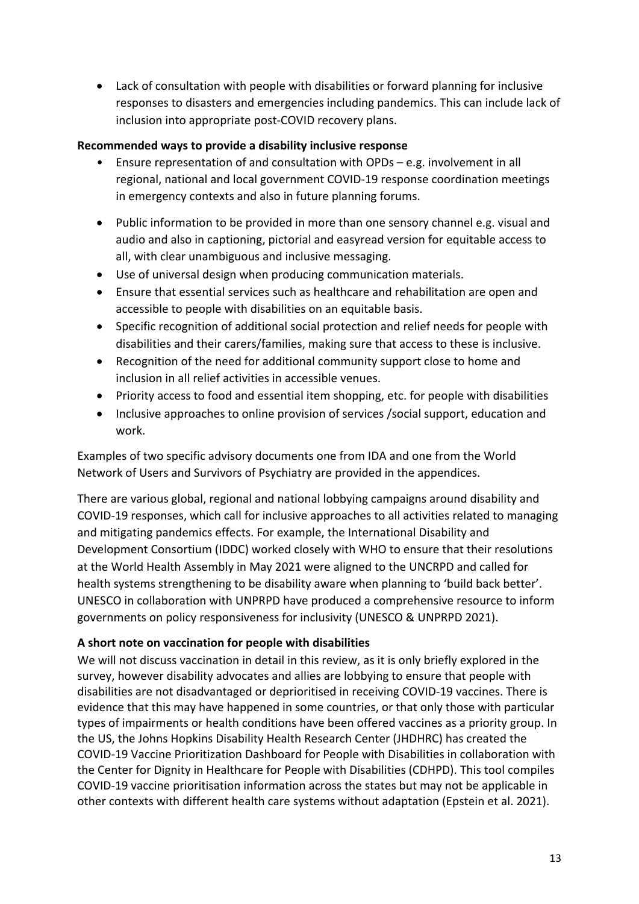- Lack of consultation with people with disabilities or forward planning for inclusive responses to disasters and emergencies including pandemics. This can include lack of inclusion into appropriate post-COVID recovery plans.

**Recommended ways to provide a disability inclusive response**

- Ensure representation of and consultation with OPDs – e.g. involvement in all regional, national and local government COVID-19 response coordination meetings in emergency contexts and also in future planning forums.
- Public information to be provided in more than one sensory channel e.g. visual and audio and also in captioning, pictorial and easyread version for equitable access to all, with clear unambiguous and inclusive messaging.
- Use of universal design when producing communication materials.
- Ensure that essential services such as healthcare and rehabilitation are open and accessible to people with disabilities on an equitable basis.
- Specific recognition of additional social protection and relief needs for people with disabilities and their carers/families, making sure that access to these is inclusive.
- Recognition of the need for additional community support close to home and inclusion in all relief activities in accessible venues.
- Priority access to food and essential item shopping, etc. for people with disabilities
- Inclusive approaches to online provision of services /social support, education and work.

Examples of two specific advisory documents one from IDA and one from the World Network of Users and Survivors of Psychiatry are provided in the appendices.

There are various global, regional and national lobbying campaigns around disability and COVID-19 responses, which call for inclusive approaches to all activities related to managing and mitigating pandemics effects. For example, the International Disability and Development Consortium (IDDC) worked closely with WHO to ensure that their resolutions at the World Health Assembly in May 2021 were aligned to the UNCRPD and called for health systems strengthening to be disability aware when planning to 'build back better'. UNESCO in collaboration with UNPRPD have produced a comprehensive resource to inform governments on policy responsiveness for inclusivity (UNESCO & UNPRPD 2021).

**A short note on vaccination for people with disabilities**

We will not discuss vaccination in detail in this review, as it is only briefly explored in the survey, however disability advocates and allies are lobbying to ensure that people with disabilities are not disadvantaged or deprioritised in receiving COVID-19 vaccines. There is evidence that this may have happened in some countries, or that only those with particular types of impairments or health conditions have been offered vaccines as a priority group. In the US, the Johns Hopkins Disability Health Research Center (JHDHRC) has created the COVID-19 Vaccine Prioritization Dashboard for People with Disabilities in collaboration with the Center for Dignity in Healthcare for People with Disabilities (CDHPD). This tool compiles COVID-19 vaccine prioritisation information across the states but may not be applicable in other contexts with different health care systems without adaptation (Epstein et al. 2021).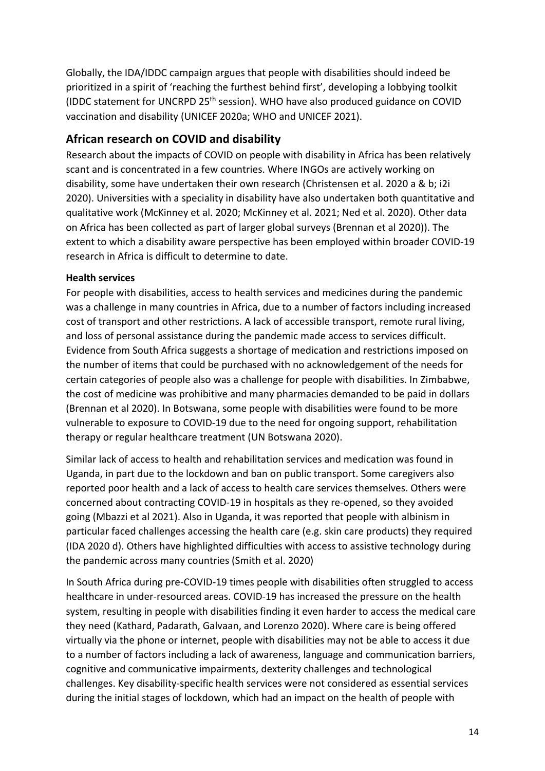Globally, the IDA/IDDC campaign argues that people with disabilities should indeed be prioritized in a spirit of 'reaching the furthest behind first', developing a lobbying toolkit (IDDC statement for UNCRPD 25th session). WHO have also produced guidance on COVID vaccination and disability (UNICEF 2020a; WHO and UNICEF 2021).

## African research on COVID and disability

Research about the impacts of COVID on people with disability in Africa has been relatively scant and is concentrated in a few countries. Where INGOs are actively working on disability, some have undertaken their own research (Christensen et al. 2020 a & b; i2i 2020). Universities with a speciality in disability have also undertaken both quantitative and qualitative work (McKinney et al. 2020; McKinney et al. 2021; Ned et al. 2020). Other data on Africa has been collected as part of larger global surveys (Brennan et al 2020)). The extent to which a disability aware perspective has been employed within broader COVID-19 research in Africa is difficult to determine to date.

**Health services**

For people with disabilities, access to health services and medicines during the pandemic was a challenge in many countries in Africa, due to a number of factors including increased cost of transport and other restrictions. A lack of accessible transport, remote rural living, and loss of personal assistance during the pandemic made access to services difficult. Evidence from South Africa suggests a shortage of medication and restrictions imposed on the number of items that could be purchased with no acknowledgement of the needs for certain categories of people also was a challenge for people with disabilities. In Zimbabwe, the cost of medicine was prohibitive and many pharmacies demanded to be paid in dollars (Brennan et al 2020). In Botswana, some people with disabilities were found to be more vulnerable to exposure to COVID-19 due to the need for ongoing support, rehabilitation therapy or regular healthcare treatment (UN Botswana 2020).

Similar lack of access to health and rehabilitation services and medication was found in Uganda, in part due to the lockdown and ban on public transport. Some caregivers also reported poor health and a lack of access to health care services themselves. Others were concerned about contracting COVID-19 in hospitals as they re-opened, so they avoided going (Mbazzi et al 2021). Also in Uganda, it was reported that people with albinism in particular faced challenges accessing the health care (e.g. skin care products) they required (IDA 2020 d). Others have highlighted difficulties with access to assistive technology during the pandemic across many countries (Smith et al. 2020)

In South Africa during pre-COVID-19 times people with disabilities often struggled to access healthcare in under-resourced areas. COVID-19 has increased the pressure on the health system, resulting in people with disabilities finding it even harder to access the medical care they need (Kathard, Padarath, Galvaan, and Lorenzo 2020). Where care is being offered virtually via the phone or internet, people with disabilities may not be able to access it due to a number of factors including a lack of awareness, language and communication barriers, cognitive and communicative impairments, dexterity challenges and technological challenges. Key disability-specific health services were not considered as essential services during the initial stages of lockdown, which had an impact on the health of people with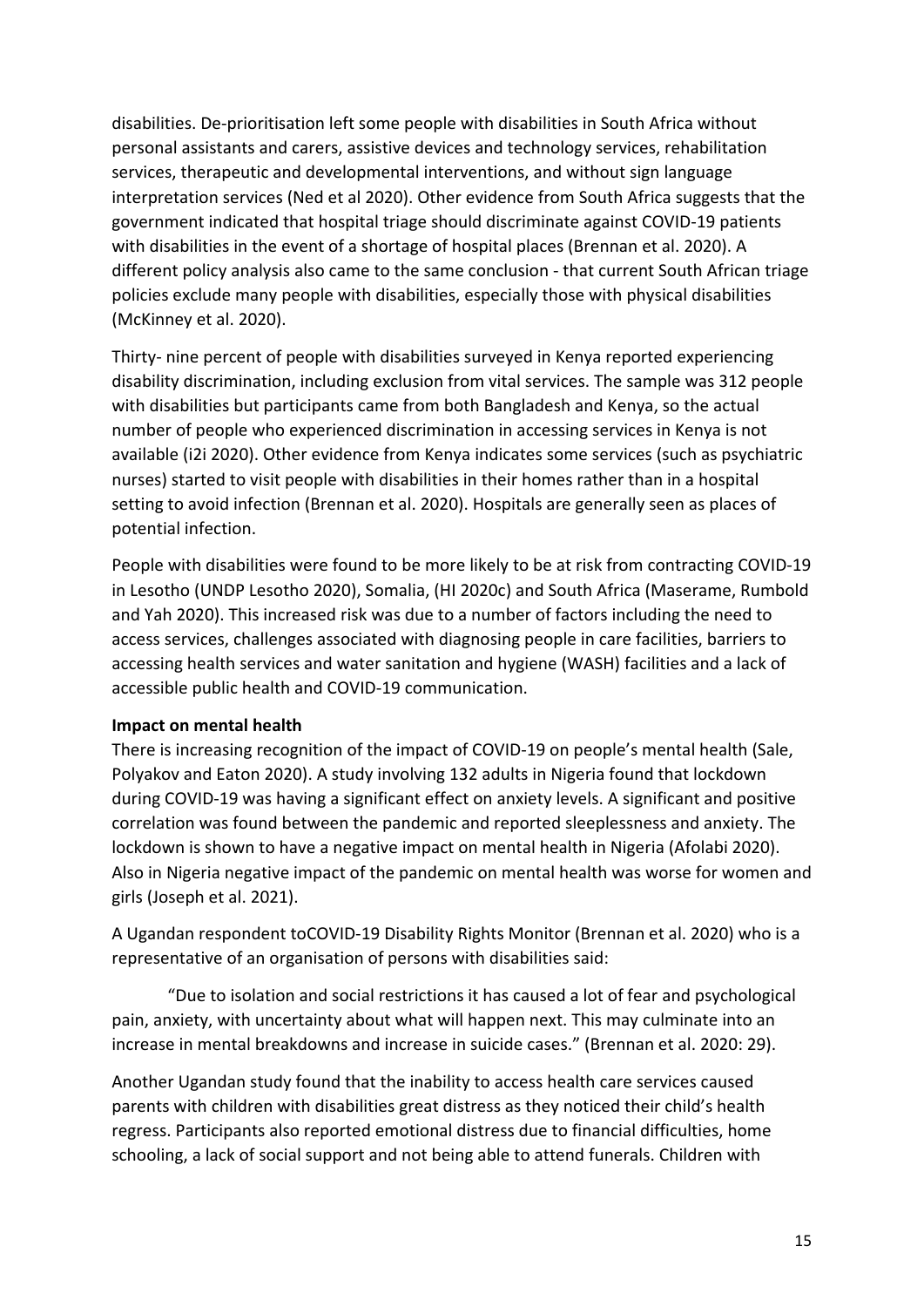disabilities. De-prioritisation left some people with disabilities in South Africa without personal assistants and carers, assistive devices and technology services, rehabilitation services, therapeutic and developmental interventions, and without sign language interpretation services (Ned et al 2020). Other evidence from South Africa suggests that the government indicated that hospital triage should discriminate against COVID-19 patients with disabilities in the event of a shortage of hospital places (Brennan et al. 2020). A different policy analysis also came to the same conclusion - that current South African triage policies exclude many people with disabilities, especially those with physical disabilities (McKinney et al. 2020).

Thirty- nine percent of people with disabilities surveyed in Kenya reported experiencing disability discrimination, including exclusion from vital services. The sample was 312 people with disabilities but participants came from both Bangladesh and Kenya, so the actual number of people who experienced discrimination in accessing services in Kenya is not available (i2i 2020). Other evidence from Kenya indicates some services (such as psychiatric nurses) started to visit people with disabilities in their homes rather than in a hospital setting to avoid infection (Brennan et al. 2020). Hospitals are generally seen as places of potential infection.

People with disabilities were found to be more likely to be at risk from contracting COVID-19 in Lesotho (UNDP Lesotho 2020), Somalia, (HI 2020c) and South Africa (Maserame, Rumbold and Yah 2020). This increased risk was due to a number of factors including the need to access services, challenges associated with diagnosing people in care facilities, barriers to accessing health services and water sanitation and hygiene (WASH) facilities and a lack of accessible public health and COVID-19 communication.

**Impact on mental health**

There is increasing recognition of the impact of COVID-19 on people's mental health (Sale, Polyakov and Eaton 2020). A study involving 132 adults in Nigeria found that lockdown during COVID-19 was having a significant effect on anxiety levels. A significant and positive correlation was found between the pandemic and reported sleeplessness and anxiety. The lockdown is shown to have a negative impact on mental health in Nigeria (Afolabi 2020). Also in Nigeria negative impact of the pandemic on mental health was worse for women and girls (Joseph et al. 2021).

A Ugandan respondent toCOVID-19 Disability Rights Monitor (Brennan et al. 2020) who is a representative of an organisation of persons with disabilities said:

> "Due to isolation and social restrictions it has caused a lot of fear and psychological pain, anxiety, with uncertainty about what will happen next. This may culminate into an increase in mental breakdowns and increase in suicide cases." (Brennan et al. 2020: 29).

Another Ugandan study found that the inability to access health care services caused parents with children with disabilities great distress as they noticed their child's health regress. Participants also reported emotional distress due to financial difficulties, home schooling, a lack of social support and not being able to attend funerals. Children with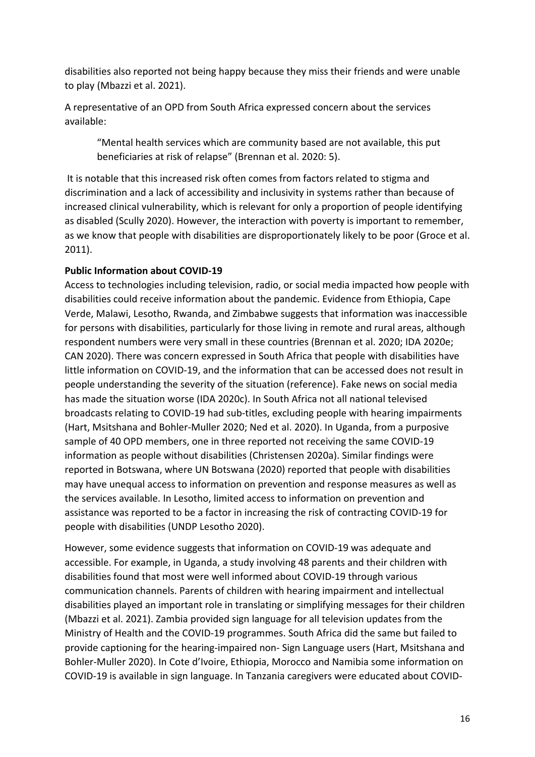disabilities also reported not being happy because they miss their friends and were unable to play (Mbazzi et al. 2021).

A representative of an OPD from South Africa expressed concern about the services available:

> "Mental health services which are community based are not available, this put beneficiaries at risk of relapse" (Brennan et al. 2020: 5).

It is notable that this increased risk often comes from factors related to stigma and discrimination and a lack of accessibility and inclusivity in systems rather than because of increased clinical vulnerability, which is relevant for only a proportion of people identifying as disabled (Scully 2020). However, the interaction with poverty is important to remember, as we know that people with disabilities are disproportionately likely to be poor (Groce et al. 2011).

**Public Information about COVID-19**

Access to technologies including television, radio, or social media impacted how people with disabilities could receive information about the pandemic. Evidence from Ethiopia, Cape Verde, Malawi, Lesotho, Rwanda, and Zimbabwe suggests that information was inaccessible for persons with disabilities, particularly for those living in remote and rural areas, although respondent numbers were very small in these countries (Brennan et al. 2020; IDA 2020e; CAN 2020). There was concern expressed in South Africa that people with disabilities have little information on COVID-19, and the information that can be accessed does not result in people understanding the severity of the situation (reference). Fake news on social media has made the situation worse (IDA 2020c). In South Africa not all national televised broadcasts relating to COVID-19 had sub-titles, excluding people with hearing impairments (Hart, Msitshana and Bohler-Muller 2020; Ned et al. 2020). In Uganda, from a purposive sample of 40 OPD members, one in three reported not receiving the same COVID-19 information as people without disabilities (Christensen 2020a). Similar findings were reported in Botswana, where UN Botswana (2020) reported that people with disabilities may have unequal access to information on prevention and response measures as well as the services available. In Lesotho, limited access to information on prevention and assistance was reported to be a factor in increasing the risk of contracting COVID-19 for people with disabilities (UNDP Lesotho 2020).

However, some evidence suggests that information on COVID-19 was adequate and accessible. For example, in Uganda, a study involving 48 parents and their children with disabilities found that most were well informed about COVID-19 through various communication channels. Parents of children with hearing impairment and intellectual disabilities played an important role in translating or simplifying messages for their children (Mbazzi et al. 2021). Zambia provided sign language for all television updates from the Ministry of Health and the COVID-19 programmes. South Africa did the same but failed to provide captioning for the hearing-impaired non- Sign Language users (Hart, Msitshana and Bohler-Muller 2020). In Cote d'Ivoire, Ethiopia, Morocco and Namibia some information on COVID-19 is available in sign language. In Tanzania caregivers were educated about COVID-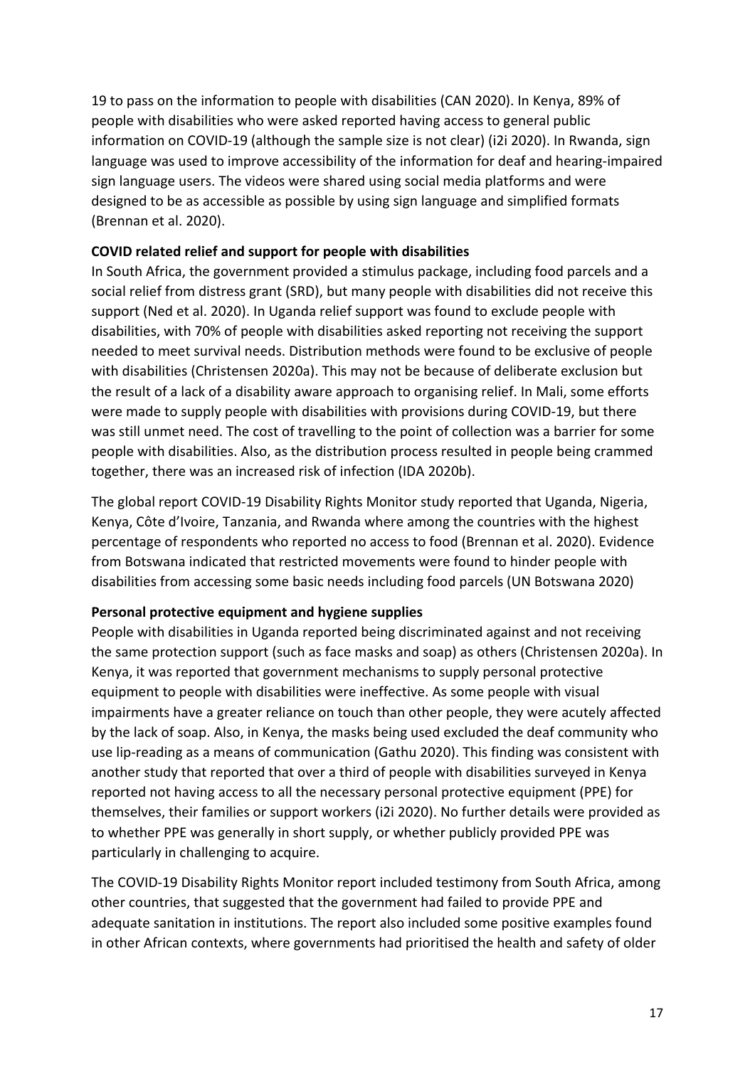19 to pass on the information to people with disabilities (CAN 2020). In Kenya, 89% of people with disabilities who were asked reported having access to general public information on COVID-19 (although the sample size is not clear) (i2i 2020). In Rwanda, sign language was used to improve accessibility of the information for deaf and hearing-impaired sign language users. The videos were shared using social media platforms and were designed to be as accessible as possible by using sign language and simplified formats (Brennan et al. 2020).

**COVID related relief and support for people with disabilities**

In South Africa, the government provided a stimulus package, including food parcels and a social relief from distress grant (SRD), but many people with disabilities did not receive this support (Ned et al. 2020). In Uganda relief support was found to exclude people with disabilities, with 70% of people with disabilities asked reporting not receiving the support needed to meet survival needs. Distribution methods were found to be exclusive of people with disabilities (Christensen 2020a). This may not be because of deliberate exclusion but the result of a lack of a disability aware approach to organising relief. In Mali, some efforts were made to supply people with disabilities with provisions during COVID-19, but there was still unmet need. The cost of travelling to the point of collection was a barrier for some people with disabilities. Also, as the distribution process resulted in people being crammed together, there was an increased risk of infection (IDA 2020b).

The global report COVID-19 Disability Rights Monitor study reported that Uganda, Nigeria, Kenya, Côte d'Ivoire, Tanzania, and Rwanda where among the countries with the highest percentage of respondents who reported no access to food (Brennan et al. 2020). Evidence from Botswana indicated that restricted movements were found to hinder people with disabilities from accessing some basic needs including food parcels (UN Botswana 2020)

**Personal protective equipment and hygiene supplies**

People with disabilities in Uganda reported being discriminated against and not receiving the same protection support (such as face masks and soap) as others (Christensen 2020a). In Kenya, it was reported that government mechanisms to supply personal protective equipment to people with disabilities were ineffective. As some people with visual impairments have a greater reliance on touch than other people, they were acutely affected by the lack of soap. Also, in Kenya, the masks being used excluded the deaf community who use lip-reading as a means of communication (Gathu 2020). This finding was consistent with another study that reported that over a third of people with disabilities surveyed in Kenya reported not having access to all the necessary personal protective equipment (PPE) for themselves, their families or support workers (i2i 2020). No further details were provided as to whether PPE was generally in short supply, or whether publicly provided PPE was particularly in challenging to acquire.

The COVID-19 Disability Rights Monitor report included testimony from South Africa, among other countries, that suggested that the government had failed to provide PPE and adequate sanitation in institutions. The report also included some positive examples found in other African contexts, where governments had prioritised the health and safety of older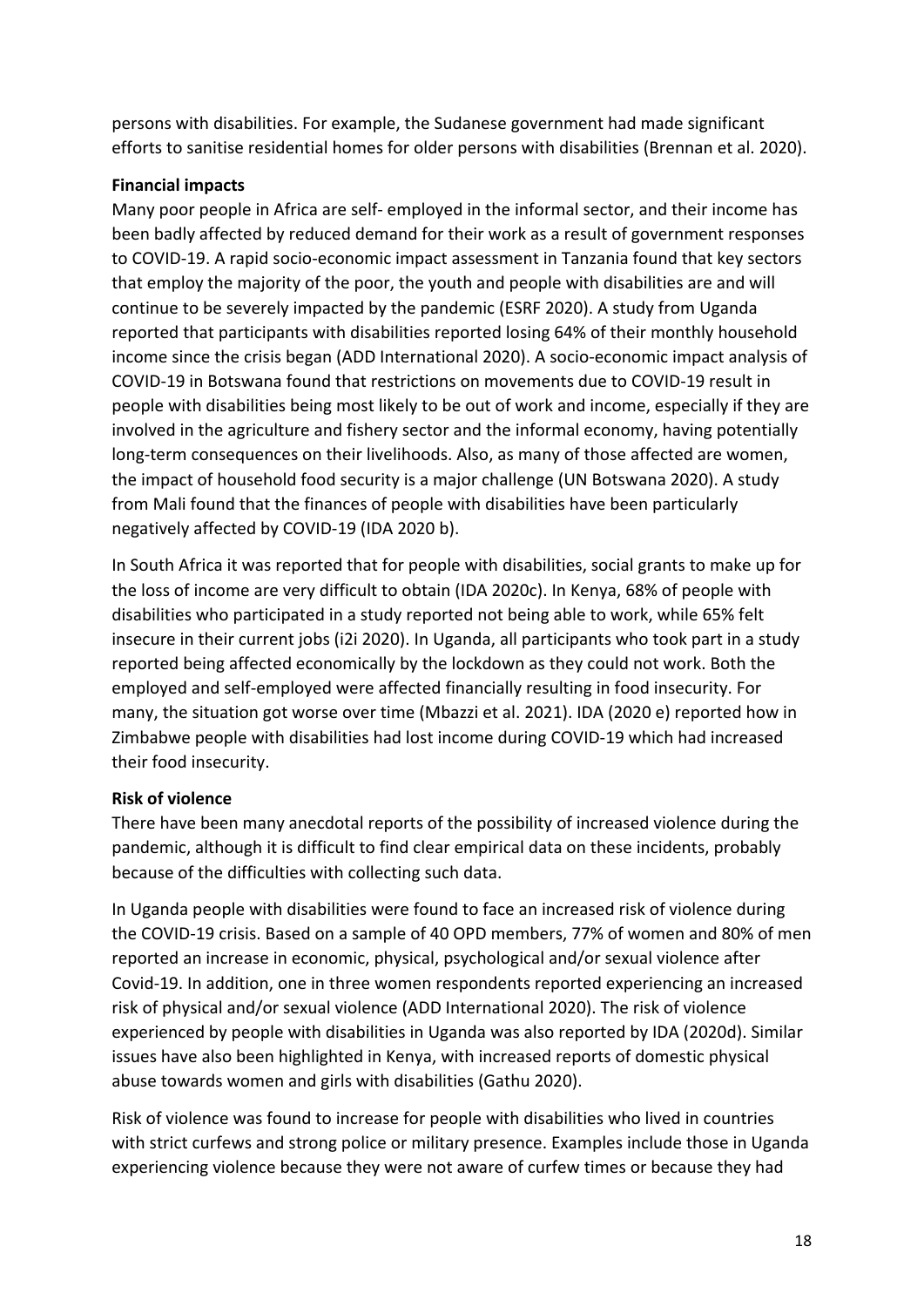persons with disabilities. For example, the Sudanese government had made significant efforts to sanitise residential homes for older persons with disabilities (Brennan et al. 2020).

**Financial impacts**

Many poor people in Africa are self- employed in the informal sector, and their income has been badly affected by reduced demand for their work as a result of government responses to COVID-19. A rapid socio-economic impact assessment in Tanzania found that key sectors that employ the majority of the poor, the youth and people with disabilities are and will continue to be severely impacted by the pandemic (ESRF 2020). A study from Uganda reported that participants with disabilities reported losing 64% of their monthly household income since the crisis began (ADD International 2020). A socio-economic impact analysis of COVID-19 in Botswana found that restrictions on movements due to COVID-19 result in people with disabilities being most likely to be out of work and income, especially if they are involved in the agriculture and fishery sector and the informal economy, having potentially long-term consequences on their livelihoods. Also, as many of those affected are women, the impact of household food security is a major challenge (UN Botswana 2020). A study from Mali found that the finances of people with disabilities have been particularly negatively affected by COVID-19 (IDA 2020 b).

In South Africa it was reported that for people with disabilities, social grants to make up for the loss of income are very difficult to obtain (IDA 2020c). In Kenya, 68% of people with disabilities who participated in a study reported not being able to work, while 65% felt insecure in their current jobs (i2i 2020). In Uganda, all participants who took part in a study reported being affected economically by the lockdown as they could not work. Both the employed and self-employed were affected financially resulting in food insecurity. For many, the situation got worse over time (Mbazzi et al. 2021). IDA (2020 e) reported how in Zimbabwe people with disabilities had lost income during COVID-19 which had increased their food insecurity.

**Risk of violence**

There have been many anecdotal reports of the possibility of increased violence during the pandemic, although it is difficult to find clear empirical data on these incidents, probably because of the difficulties with collecting such data.

In Uganda people with disabilities were found to face an increased risk of violence during the COVID-19 crisis. Based on a sample of 40 OPD members, 77% of women and 80% of men reported an increase in economic, physical, psychological and/or sexual violence after Covid-19. In addition, one in three women respondents reported experiencing an increased risk of physical and/or sexual violence (ADD International 2020). The risk of violence experienced by people with disabilities in Uganda was also reported by IDA (2020d). Similar issues have also been highlighted in Kenya, with increased reports of domestic physical abuse towards women and girls with disabilities (Gathu 2020).

Risk of violence was found to increase for people with disabilities who lived in countries with strict curfews and strong police or military presence. Examples include those in Uganda experiencing violence because they were not aware of curfew times or because they had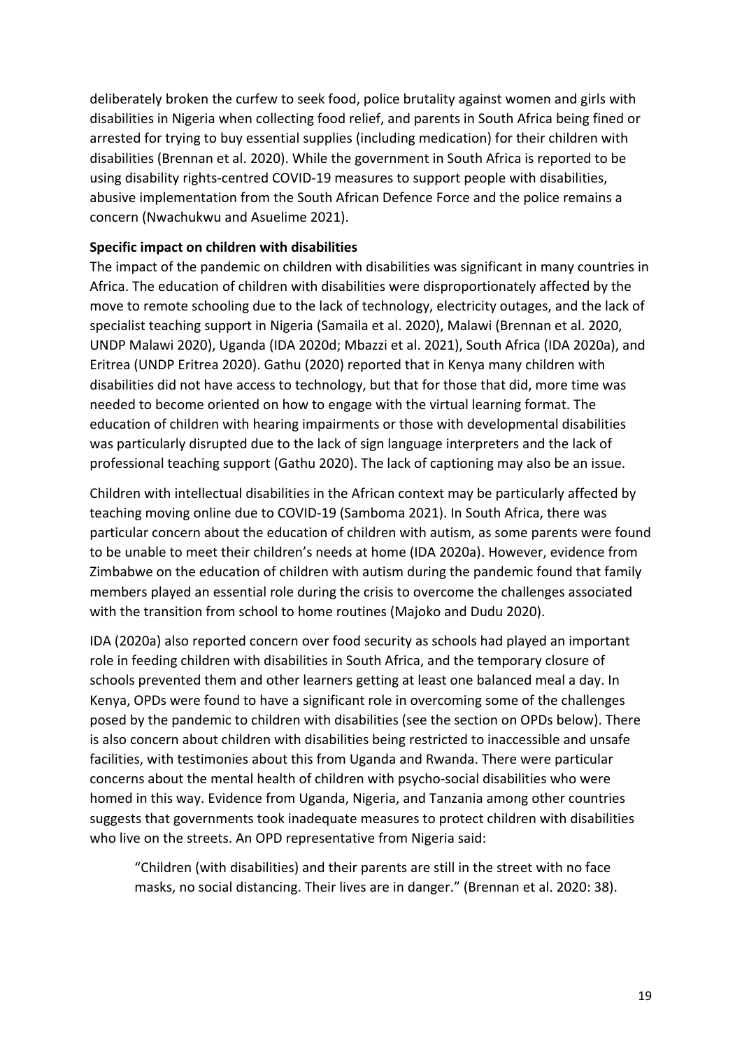deliberately broken the curfew to seek food, police brutality against women and girls with disabilities in Nigeria when collecting food relief, and parents in South Africa being fined or arrested for trying to buy essential supplies (including medication) for their children with disabilities (Brennan et al. 2020). While the government in South Africa is reported to be using disability rights-centred COVID-19 measures to support people with disabilities, abusive implementation from the South African Defence Force and the police remains a concern (Nwachukwu and Asuelime 2021).

**Specific impact on children with disabilities**

The impact of the pandemic on children with disabilities was significant in many countries in Africa. The education of children with disabilities were disproportionately affected by the move to remote schooling due to the lack of technology, electricity outages, and the lack of specialist teaching support in Nigeria (Samaila et al. 2020), Malawi (Brennan et al. 2020, UNDP Malawi 2020), Uganda (IDA 2020d; Mbazzi et al. 2021), South Africa (IDA 2020a), and Eritrea (UNDP Eritrea 2020). Gathu (2020) reported that in Kenya many children with disabilities did not have access to technology, but that for those that did, more time was needed to become oriented on how to engage with the virtual learning format. The education of children with hearing impairments or those with developmental disabilities was particularly disrupted due to the lack of sign language interpreters and the lack of professional teaching support (Gathu 2020). The lack of captioning may also be an issue.

Children with intellectual disabilities in the African context may be particularly affected by teaching moving online due to COVID-19 (Samboma 2021). In South Africa, there was particular concern about the education of children with autism, as some parents were found to be unable to meet their children's needs at home (IDA 2020a). However, evidence from Zimbabwe on the education of children with autism during the pandemic found that family members played an essential role during the crisis to overcome the challenges associated with the transition from school to home routines (Majoko and Dudu 2020).

IDA (2020a) also reported concern over food security as schools had played an important role in feeding children with disabilities in South Africa, and the temporary closure of schools prevented them and other learners getting at least one balanced meal a day. In Kenya, OPDs were found to have a significant role in overcoming some of the challenges posed by the pandemic to children with disabilities (see the section on OPDs below). There is also concern about children with disabilities being restricted to inaccessible and unsafe facilities, with testimonies about this from Uganda and Rwanda. There were particular concerns about the mental health of children with psycho-social disabilities who were homed in this way. Evidence from Uganda, Nigeria, and Tanzania among other countries suggests that governments took inadequate measures to protect children with disabilities who live on the streets. An OPD representative from Nigeria said:

> "Children (with disabilities) and their parents are still in the street with no face masks, no social distancing. Their lives are in danger." (Brennan et al. 2020: 38).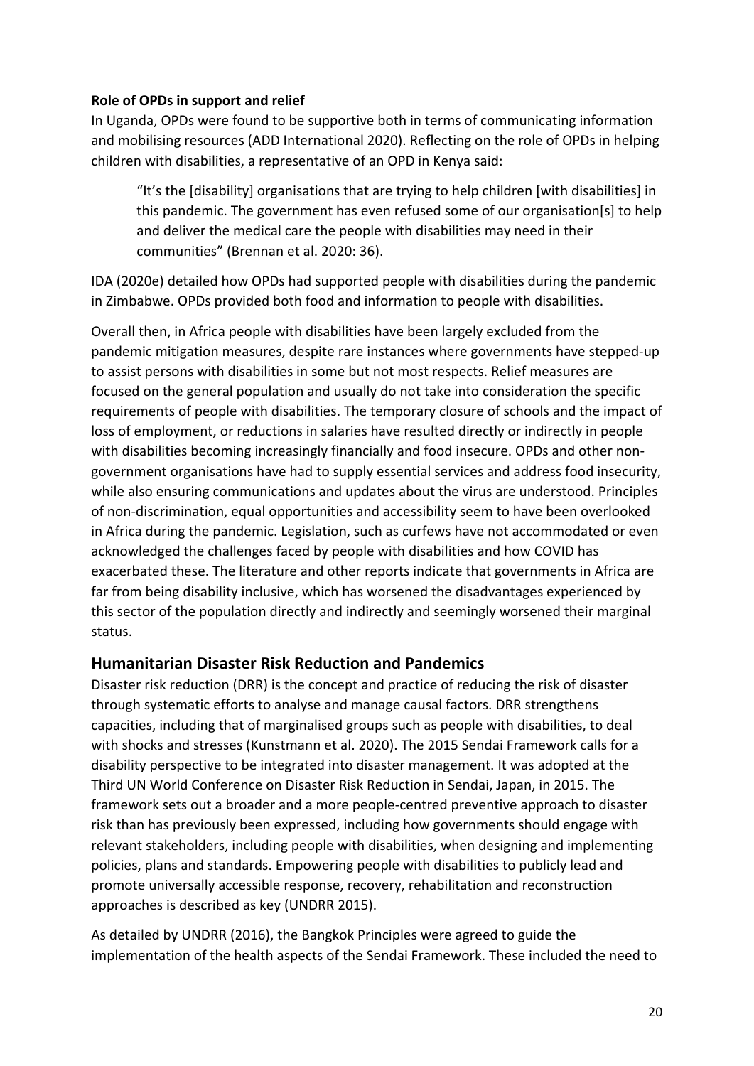**Role of OPDs in support and relief**

In Uganda, OPDs were found to be supportive both in terms of communicating information and mobilising resources (ADD International 2020). Reflecting on the role of OPDs in helping children with disabilities, a representative of an OPD in Kenya said:

> "It's the [disability] organisations that are trying to help children [with disabilities] in this pandemic. The government has even refused some of our organisation[s] to help and deliver the medical care the people with disabilities may need in their communities" (Brennan et al. 2020: 36).

IDA (2020e) detailed how OPDs had supported people with disabilities during the pandemic in Zimbabwe. OPDs provided both food and information to people with disabilities.

Overall then, in Africa people with disabilities have been largely excluded from the pandemic mitigation measures, despite rare instances where governments have stepped-up to assist persons with disabilities in some but not most respects. Relief measures are focused on the general population and usually do not take into consideration the specific requirements of people with disabilities. The temporary closure of schools and the impact of loss of employment, or reductions in salaries have resulted directly or indirectly in people with disabilities becoming increasingly financially and food insecure. OPDs and other non-government organisations have had to supply essential services and address food insecurity, while also ensuring communications and updates about the virus are understood. Principles of non-discrimination, equal opportunities and accessibility seem to have been overlooked in Africa during the pandemic. Legislation, such as curfews have not accommodated or even acknowledged the challenges faced by people with disabilities and how COVID has exacerbated these. The literature and other reports indicate that governments in Africa are far from being disability inclusive, which has worsened the disadvantages experienced by this sector of the population directly and indirectly and seemingly worsened their marginal status.

## Humanitarian Disaster Risk Reduction and Pandemics

Disaster risk reduction (DRR) is the concept and practice of reducing the risk of disaster through systematic efforts to analyse and manage causal factors. DRR strengthens capacities, including that of marginalised groups such as people with disabilities, to deal with shocks and stresses (Kunstmann et al. 2020). The 2015 Sendai Framework calls for a disability perspective to be integrated into disaster management. It was adopted at the Third UN World Conference on Disaster Risk Reduction in Sendai, Japan, in 2015. The framework sets out a broader and a more people-centred preventive approach to disaster risk than has previously been expressed, including how governments should engage with relevant stakeholders, including people with disabilities, when designing and implementing policies, plans and standards. Empowering people with disabilities to publicly lead and promote universally accessible response, recovery, rehabilitation and reconstruction approaches is described as key (UNDRR 2015).

As detailed by UNDRR (2016), the Bangkok Principles were agreed to guide the implementation of the health aspects of the Sendai Framework. These included the need to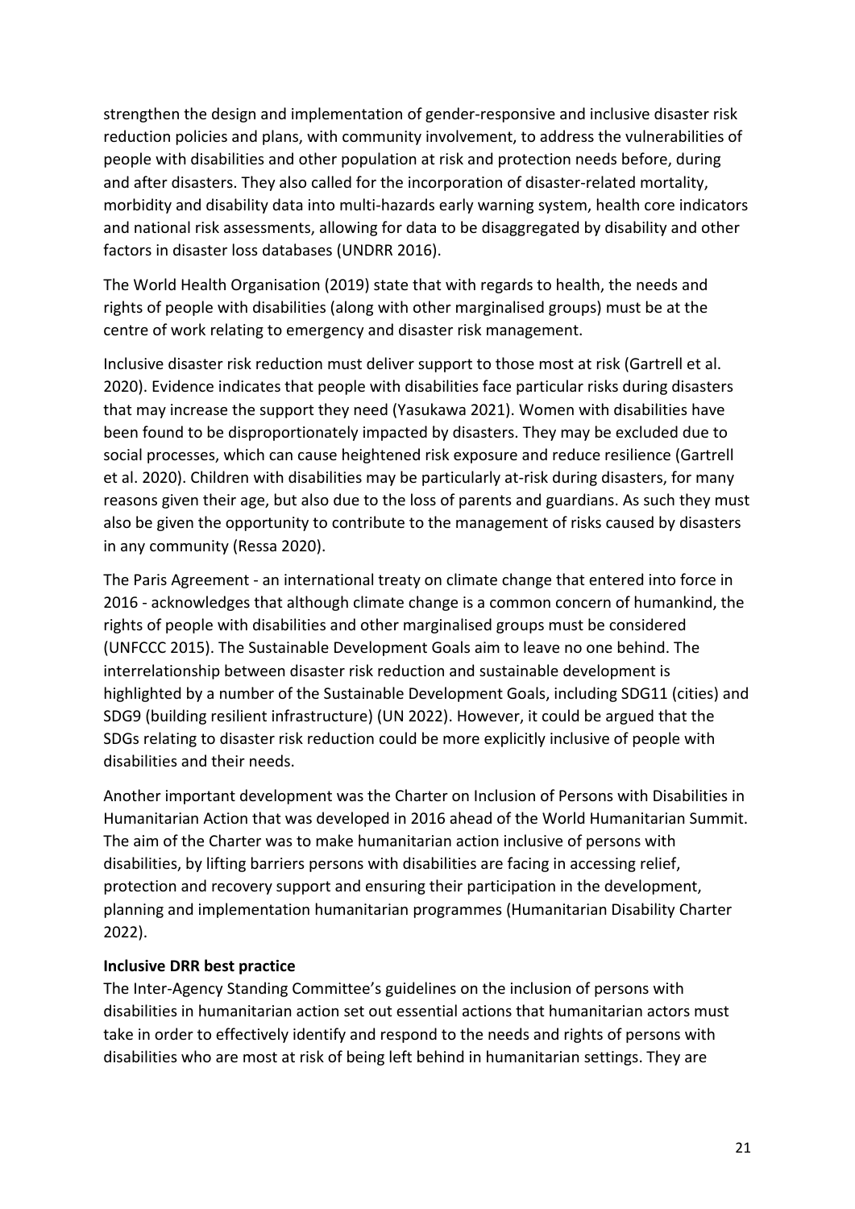strengthen the design and implementation of gender-responsive and inclusive disaster risk reduction policies and plans, with community involvement, to address the vulnerabilities of people with disabilities and other population at risk and protection needs before, during and after disasters. They also called for the incorporation of disaster-related mortality, morbidity and disability data into multi-hazards early warning system, health core indicators and national risk assessments, allowing for data to be disaggregated by disability and other factors in disaster loss databases (UNDRR 2016).

The World Health Organisation (2019) state that with regards to health, the needs and rights of people with disabilities (along with other marginalised groups) must be at the centre of work relating to emergency and disaster risk management.

Inclusive disaster risk reduction must deliver support to those most at risk (Gartrell et al. 2020). Evidence indicates that people with disabilities face particular risks during disasters that may increase the support they need (Yasukawa 2021). Women with disabilities have been found to be disproportionately impacted by disasters. They may be excluded due to social processes, which can cause heightened risk exposure and reduce resilience (Gartrell et al. 2020). Children with disabilities may be particularly at-risk during disasters, for many reasons given their age, but also due to the loss of parents and guardians. As such they must also be given the opportunity to contribute to the management of risks caused by disasters in any community (Ressa 2020).

The Paris Agreement - an international treaty on climate change that entered into force in 2016 - acknowledges that although climate change is a common concern of humankind, the rights of people with disabilities and other marginalised groups must be considered (UNFCCC 2015). The Sustainable Development Goals aim to leave no one behind. The interrelationship between disaster risk reduction and sustainable development is highlighted by a number of the Sustainable Development Goals, including SDG11 (cities) and SDG9 (building resilient infrastructure) (UN 2022). However, it could be argued that the SDGs relating to disaster risk reduction could be more explicitly inclusive of people with disabilities and their needs.

Another important development was the Charter on Inclusion of Persons with Disabilities in Humanitarian Action that was developed in 2016 ahead of the World Humanitarian Summit. The aim of the Charter was to make humanitarian action inclusive of persons with disabilities, by lifting barriers persons with disabilities are facing in accessing relief, protection and recovery support and ensuring their participation in the development, planning and implementation humanitarian programmes (Humanitarian Disability Charter 2022).

**Inclusive DRR best practice**

The Inter-Agency Standing Committee's guidelines on the inclusion of persons with disabilities in humanitarian action set out essential actions that humanitarian actors must take in order to effectively identify and respond to the needs and rights of persons with disabilities who are most at risk of being left behind in humanitarian settings. They are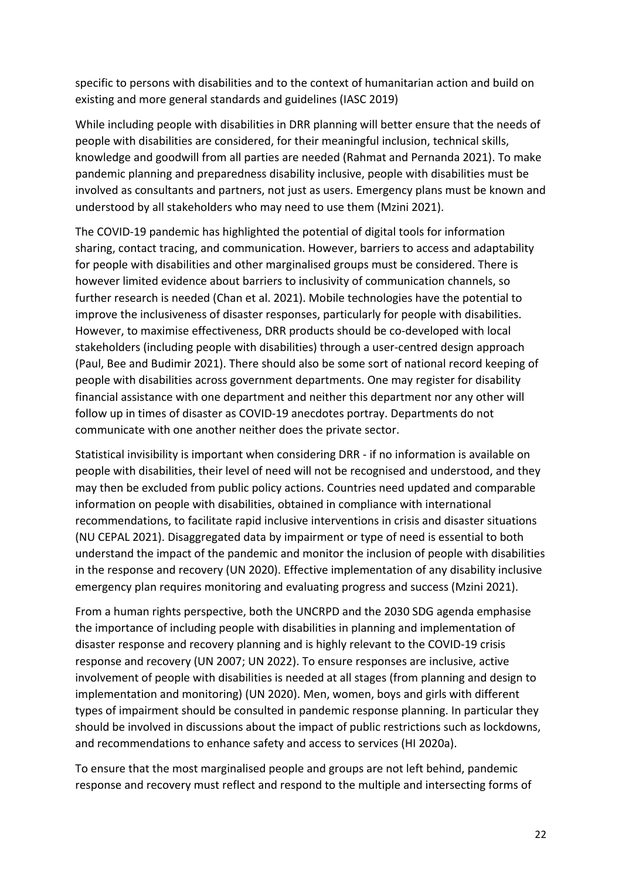specific to persons with disabilities and to the context of humanitarian action and build on existing and more general standards and guidelines (IASC 2019)

While including people with disabilities in DRR planning will better ensure that the needs of people with disabilities are considered, for their meaningful inclusion, technical skills, knowledge and goodwill from all parties are needed (Rahmat and Pernanda 2021). To make pandemic planning and preparedness disability inclusive, people with disabilities must be involved as consultants and partners, not just as users. Emergency plans must be known and understood by all stakeholders who may need to use them (Mzini 2021).

The COVID-19 pandemic has highlighted the potential of digital tools for information sharing, contact tracing, and communication. However, barriers to access and adaptability for people with disabilities and other marginalised groups must be considered. There is however limited evidence about barriers to inclusivity of communication channels, so further research is needed (Chan et al. 2021). Mobile technologies have the potential to improve the inclusiveness of disaster responses, particularly for people with disabilities. However, to maximise effectiveness, DRR products should be co-developed with local stakeholders (including people with disabilities) through a user-centred design approach (Paul, Bee and Budimir 2021). There should also be some sort of national record keeping of people with disabilities across government departments. One may register for disability financial assistance with one department and neither this department nor any other will follow up in times of disaster as COVID-19 anecdotes portray. Departments do not communicate with one another neither does the private sector.

Statistical invisibility is important when considering DRR - if no information is available on people with disabilities, their level of need will not be recognised and understood, and they may then be excluded from public policy actions. Countries need updated and comparable information on people with disabilities, obtained in compliance with international recommendations, to facilitate rapid inclusive interventions in crisis and disaster situations (NU CEPAL 2021). Disaggregated data by impairment or type of need is essential to both understand the impact of the pandemic and monitor the inclusion of people with disabilities in the response and recovery (UN 2020). Effective implementation of any disability inclusive emergency plan requires monitoring and evaluating progress and success (Mzini 2021).

From a human rights perspective, both the UNCRPD and the 2030 SDG agenda emphasise the importance of including people with disabilities in planning and implementation of disaster response and recovery planning and is highly relevant to the COVID-19 crisis response and recovery (UN 2007; UN 2022). To ensure responses are inclusive, active involvement of people with disabilities is needed at all stages (from planning and design to implementation and monitoring) (UN 2020). Men, women, boys and girls with different types of impairment should be consulted in pandemic response planning. In particular they should be involved in discussions about the impact of public restrictions such as lockdowns, and recommendations to enhance safety and access to services (HI 2020a).

To ensure that the most marginalised people and groups are not left behind, pandemic response and recovery must reflect and respond to the multiple and intersecting forms of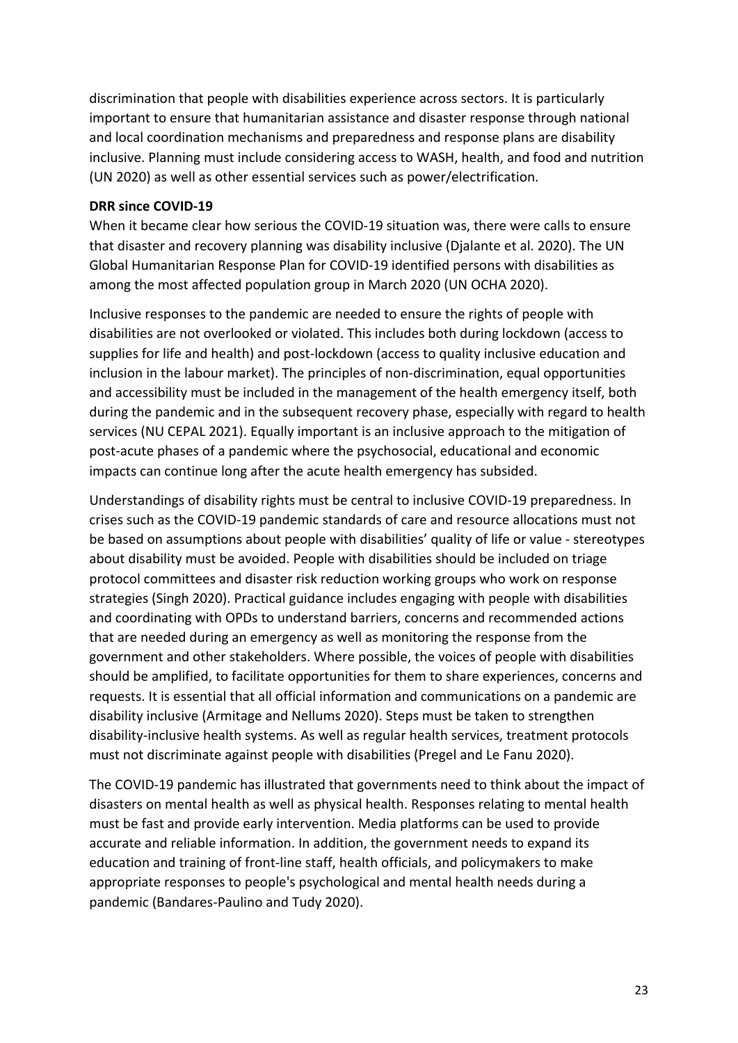discrimination that people with disabilities experience across sectors. It is particularly important to ensure that humanitarian assistance and disaster response through national and local coordination mechanisms and preparedness and response plans are disability inclusive. Planning must include considering access to WASH, health, and food and nutrition (UN 2020) as well as other essential services such as power/electrification.

**DRR since COVID-19**

When it became clear how serious the COVID-19 situation was, there were calls to ensure that disaster and recovery planning was disability inclusive (Djalante et al. 2020). The UN Global Humanitarian Response Plan for COVID-19 identified persons with disabilities as among the most affected population group in March 2020 (UN OCHA 2020).

Inclusive responses to the pandemic are needed to ensure the rights of people with disabilities are not overlooked or violated. This includes both during lockdown (access to supplies for life and health) and post-lockdown (access to quality inclusive education and inclusion in the labour market). The principles of non-discrimination, equal opportunities and accessibility must be included in the management of the health emergency itself, both during the pandemic and in the subsequent recovery phase, especially with regard to health services (NU CEPAL 2021). Equally important is an inclusive approach to the mitigation of post-acute phases of a pandemic where the psychosocial, educational and economic impacts can continue long after the acute health emergency has subsided.

Understandings of disability rights must be central to inclusive COVID-19 preparedness. In crises such as the COVID-19 pandemic standards of care and resource allocations must not be based on assumptions about people with disabilities' quality of life or value - stereotypes about disability must be avoided. People with disabilities should be included on triage protocol committees and disaster risk reduction working groups who work on response strategies (Singh 2020). Practical guidance includes engaging with people with disabilities and coordinating with OPDs to understand barriers, concerns and recommended actions that are needed during an emergency as well as monitoring the response from the government and other stakeholders. Where possible, the voices of people with disabilities should be amplified, to facilitate opportunities for them to share experiences, concerns and requests. It is essential that all official information and communications on a pandemic are disability inclusive (Armitage and Nellums 2020). Steps must be taken to strengthen disability-inclusive health systems. As well as regular health services, treatment protocols must not discriminate against people with disabilities (Pregel and Le Fanu 2020).

The COVID-19 pandemic has illustrated that governments need to think about the impact of disasters on mental health as well as physical health. Responses relating to mental health must be fast and provide early intervention. Media platforms can be used to provide accurate and reliable information. In addition, the government needs to expand its education and training of front-line staff, health officials, and policymakers to make appropriate responses to people's psychological and mental health needs during a pandemic (Bandares-Paulino and Tudy 2020).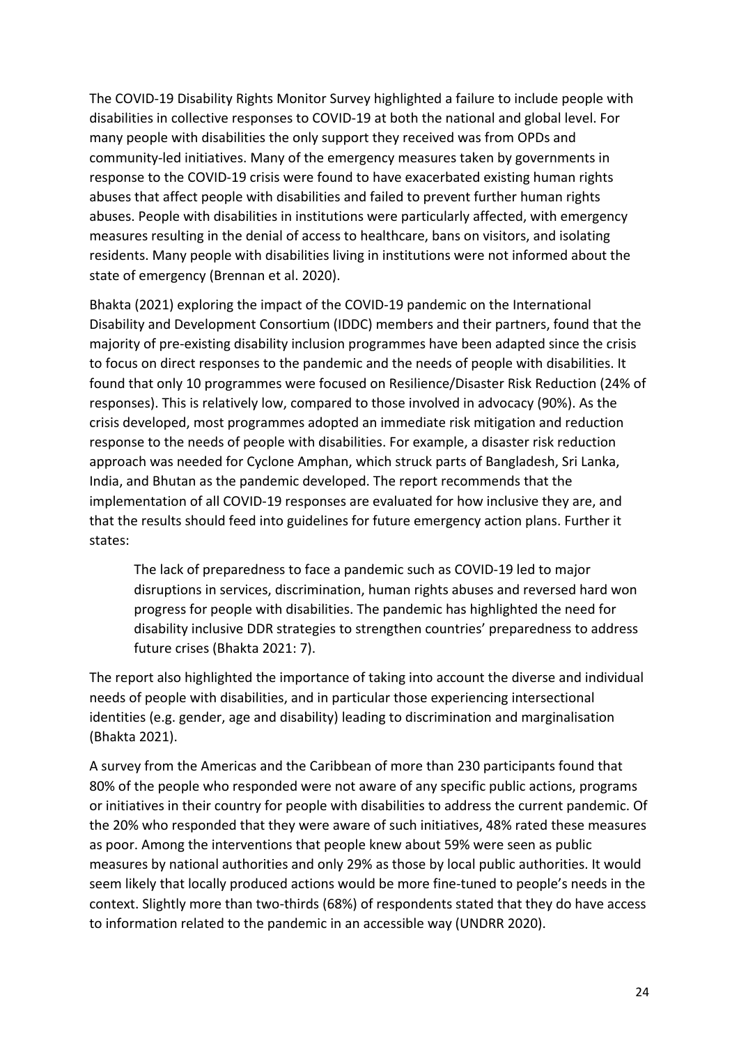The COVID-19 Disability Rights Monitor Survey highlighted a failure to include people with disabilities in collective responses to COVID-19 at both the national and global level. For many people with disabilities the only support they received was from OPDs and community-led initiatives. Many of the emergency measures taken by governments in response to the COVID-19 crisis were found to have exacerbated existing human rights abuses that affect people with disabilities and failed to prevent further human rights abuses. People with disabilities in institutions were particularly affected, with emergency measures resulting in the denial of access to healthcare, bans on visitors, and isolating residents. Many people with disabilities living in institutions were not informed about the state of emergency (Brennan et al. 2020).

Bhakta (2021) exploring the impact of the COVID-19 pandemic on the International Disability and Development Consortium (IDDC) members and their partners, found that the majority of pre-existing disability inclusion programmes have been adapted since the crisis to focus on direct responses to the pandemic and the needs of people with disabilities. It found that only 10 programmes were focused on Resilience/Disaster Risk Reduction (24% of responses). This is relatively low, compared to those involved in advocacy (90%). As the crisis developed, most programmes adopted an immediate risk mitigation and reduction response to the needs of people with disabilities. For example, a disaster risk reduction approach was needed for Cyclone Amphan, which struck parts of Bangladesh, Sri Lanka, India, and Bhutan as the pandemic developed. The report recommends that the implementation of all COVID-19 responses are evaluated for how inclusive they are, and that the results should feed into guidelines for future emergency action plans. Further it states:

> The lack of preparedness to face a pandemic such as COVID-19 led to major disruptions in services, discrimination, human rights abuses and reversed hard won progress for people with disabilities. The pandemic has highlighted the need for disability inclusive DDR strategies to strengthen countries' preparedness to address future crises (Bhakta 2021: 7).

The report also highlighted the importance of taking into account the diverse and individual needs of people with disabilities, and in particular those experiencing intersectional identities (e.g. gender, age and disability) leading to discrimination and marginalisation (Bhakta 2021).

A survey from the Americas and the Caribbean of more than 230 participants found that 80% of the people who responded were not aware of any specific public actions, programs or initiatives in their country for people with disabilities to address the current pandemic. Of the 20% who responded that they were aware of such initiatives, 48% rated these measures as poor. Among the interventions that people knew about 59% were seen as public measures by national authorities and only 29% as those by local public authorities. It would seem likely that locally produced actions would be more fine-tuned to people's needs in the context. Slightly more than two-thirds (68%) of respondents stated that they do have access to information related to the pandemic in an accessible way (UNDRR 2020).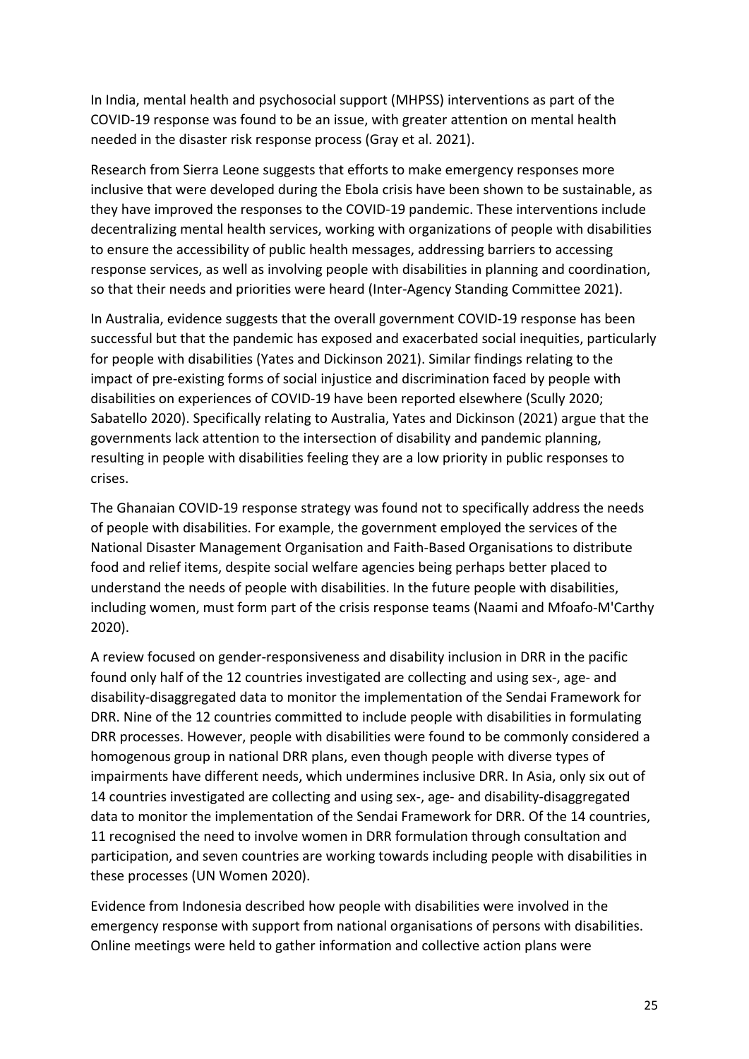In India, mental health and psychosocial support (MHPSS) interventions as part of the COVID-19 response was found to be an issue, with greater attention on mental health needed in the disaster risk response process (Gray et al. 2021).

Research from Sierra Leone suggests that efforts to make emergency responses more inclusive that were developed during the Ebola crisis have been shown to be sustainable, as they have improved the responses to the COVID-19 pandemic. These interventions include decentralizing mental health services, working with organizations of people with disabilities to ensure the accessibility of public health messages, addressing barriers to accessing response services, as well as involving people with disabilities in planning and coordination, so that their needs and priorities were heard (Inter-Agency Standing Committee 2021).

In Australia, evidence suggests that the overall government COVID-19 response has been successful but that the pandemic has exposed and exacerbated social inequities, particularly for people with disabilities (Yates and Dickinson 2021). Similar findings relating to the impact of pre-existing forms of social injustice and discrimination faced by people with disabilities on experiences of COVID-19 have been reported elsewhere (Scully 2020; Sabatello 2020). Specifically relating to Australia, Yates and Dickinson (2021) argue that the governments lack attention to the intersection of disability and pandemic planning, resulting in people with disabilities feeling they are a low priority in public responses to crises.

The Ghanaian COVID-19 response strategy was found not to specifically address the needs of people with disabilities. For example, the government employed the services of the National Disaster Management Organisation and Faith-Based Organisations to distribute food and relief items, despite social welfare agencies being perhaps better placed to understand the needs of people with disabilities. In the future people with disabilities, including women, must form part of the crisis response teams (Naami and Mfoafo-M'Carthy 2020).

A review focused on gender-responsiveness and disability inclusion in DRR in the pacific found only half of the 12 countries investigated are collecting and using sex-, age- and disability-disaggregated data to monitor the implementation of the Sendai Framework for DRR. Nine of the 12 countries committed to include people with disabilities in formulating DRR processes. However, people with disabilities were found to be commonly considered a homogenous group in national DRR plans, even though people with diverse types of impairments have different needs, which undermines inclusive DRR. In Asia, only six out of 14 countries investigated are collecting and using sex-, age- and disability-disaggregated data to monitor the implementation of the Sendai Framework for DRR. Of the 14 countries, 11 recognised the need to involve women in DRR formulation through consultation and participation, and seven countries are working towards including people with disabilities in these processes (UN Women 2020).

Evidence from Indonesia described how people with disabilities were involved in the emergency response with support from national organisations of persons with disabilities. Online meetings were held to gather information and collective action plans were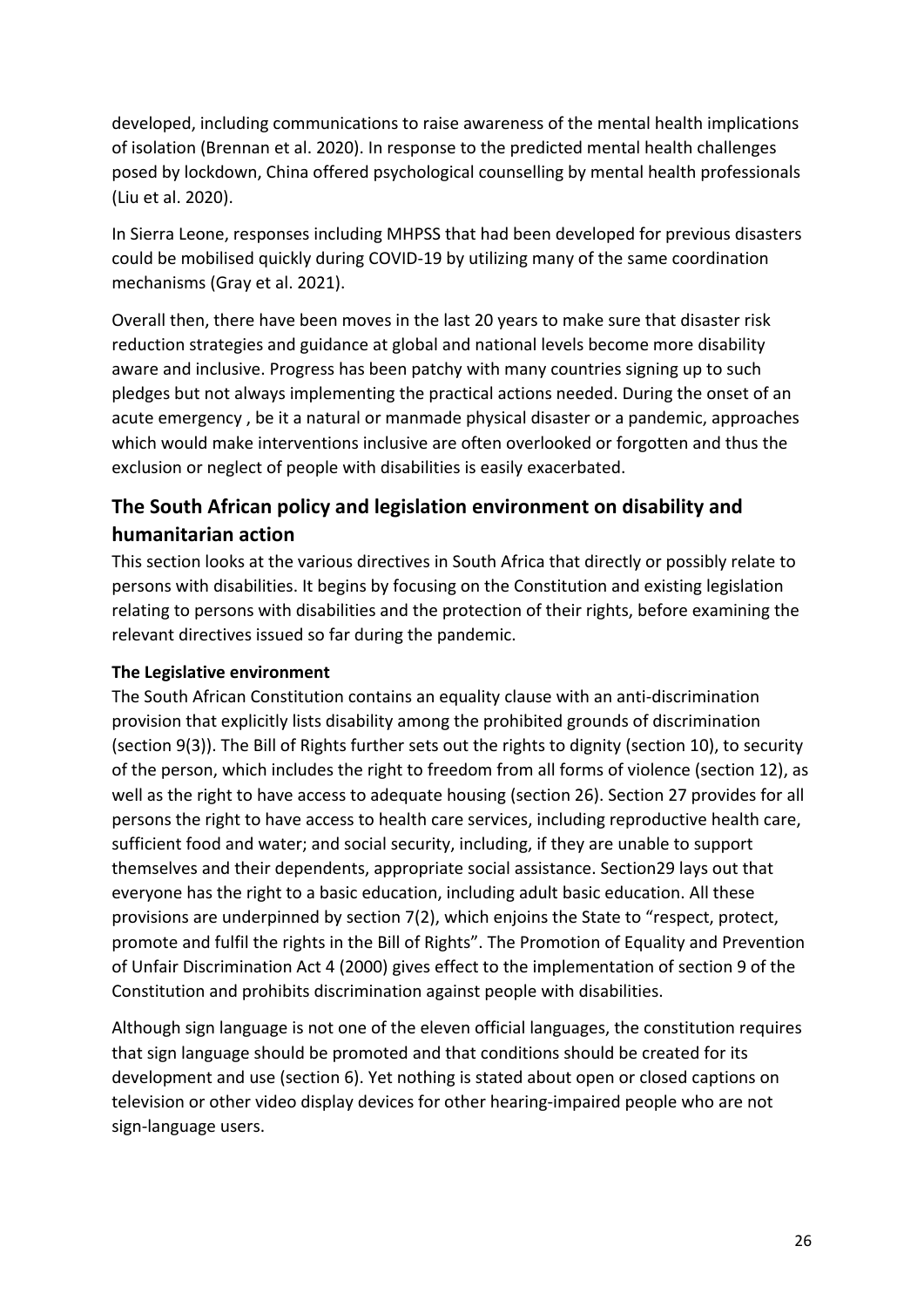developed, including communications to raise awareness of the mental health implications of isolation (Brennan et al. 2020). In response to the predicted mental health challenges posed by lockdown, China offered psychological counselling by mental health professionals (Liu et al. 2020).

In Sierra Leone, responses including MHPSS that had been developed for previous disasters could be mobilised quickly during COVID-19 by utilizing many of the same coordination mechanisms (Gray et al. 2021).

Overall then, there have been moves in the last 20 years to make sure that disaster risk reduction strategies and guidance at global and national levels become more disability aware and inclusive. Progress has been patchy with many countries signing up to such pledges but not always implementing the practical actions needed. During the onset of an acute emergency , be it a natural or manmade physical disaster or a pandemic, approaches which would make interventions inclusive are often overlooked or forgotten and thus the exclusion or neglect of people with disabilities is easily exacerbated.

## The South African policy and legislation environment on disability and humanitarian action

This section looks at the various directives in South Africa that directly or possibly relate to persons with disabilities. It begins by focusing on the Constitution and existing legislation relating to persons with disabilities and the protection of their rights, before examining the relevant directives issued so far during the pandemic.

### The Legislative environment

The South African Constitution contains an equality clause with an anti-discrimination provision that explicitly lists disability among the prohibited grounds of discrimination (section 9(3)). The Bill of Rights further sets out the rights to dignity (section 10), to security of the person, which includes the right to freedom from all forms of violence (section 12), as well as the right to have access to adequate housing (section 26). Section 27 provides for all persons the right to have access to health care services, including reproductive health care, sufficient food and water; and social security, including, if they are unable to support themselves and their dependents, appropriate social assistance. Section29 lays out that everyone has the right to a basic education, including adult basic education. All these provisions are underpinned by section 7(2), which enjoins the State to "respect, protect, promote and fulfil the rights in the Bill of Rights". The Promotion of Equality and Prevention of Unfair Discrimination Act 4 (2000) gives effect to the implementation of section 9 of the Constitution and prohibits discrimination against people with disabilities.

Although sign language is not one of the eleven official languages, the constitution requires that sign language should be promoted and that conditions should be created for its development and use (section 6). Yet nothing is stated about open or closed captions on television or other video display devices for other hearing-impaired people who are not sign-language users.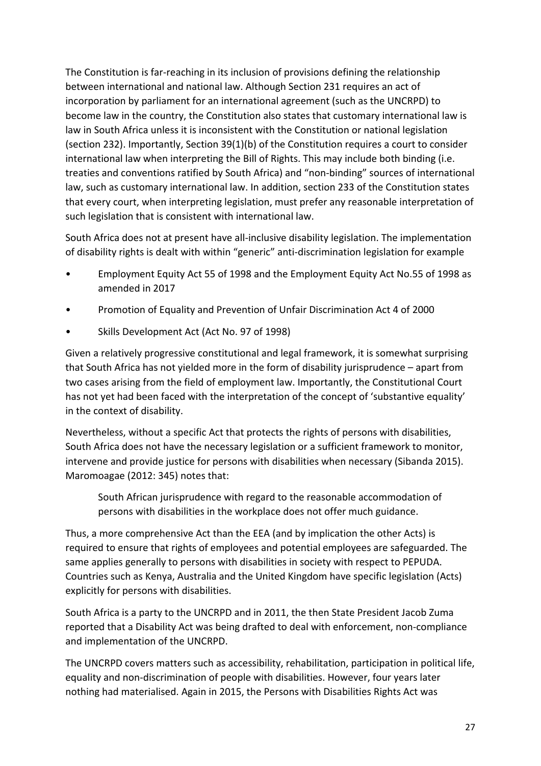The Constitution is far-reaching in its inclusion of provisions defining the relationship between international and national law. Although Section 231 requires an act of incorporation by parliament for an international agreement (such as the UNCRPD) to become law in the country, the Constitution also states that customary international law is law in South Africa unless it is inconsistent with the Constitution or national legislation (section 232). Importantly, Section 39(1)(b) of the Constitution requires a court to consider international law when interpreting the Bill of Rights. This may include both binding (i.e. treaties and conventions ratified by South Africa) and "non-binding" sources of international law, such as customary international law. In addition, section 233 of the Constitution states that every court, when interpreting legislation, must prefer any reasonable interpretation of such legislation that is consistent with international law.

South Africa does not at present have all-inclusive disability legislation. The implementation of disability rights is dealt with within "generic" anti-discrimination legislation for example

- Employment Equity Act 55 of 1998 and the Employment Equity Act No.55 of 1998 as amended in 2017
- Promotion of Equality and Prevention of Unfair Discrimination Act 4 of 2000
- Skills Development Act (Act No. 97 of 1998)

Given a relatively progressive constitutional and legal framework, it is somewhat surprising that South Africa has not yielded more in the form of disability jurisprudence – apart from two cases arising from the field of employment law. Importantly, the Constitutional Court has not yet had been faced with the interpretation of the concept of 'substantive equality' in the context of disability.

Nevertheless, without a specific Act that protects the rights of persons with disabilities, South Africa does not have the necessary legislation or a sufficient framework to monitor, intervene and provide justice for persons with disabilities when necessary (Sibanda 2015). Maromoagae (2012: 345) notes that:

> South African jurisprudence with regard to the reasonable accommodation of persons with disabilities in the workplace does not offer much guidance.

Thus, a more comprehensive Act than the EEA (and by implication the other Acts) is required to ensure that rights of employees and potential employees are safeguarded. The same applies generally to persons with disabilities in society with respect to PEPUDA. Countries such as Kenya, Australia and the United Kingdom have specific legislation (Acts) explicitly for persons with disabilities.

South Africa is a party to the UNCRPD and in 2011, the then State President Jacob Zuma reported that a Disability Act was being drafted to deal with enforcement, non-compliance and implementation of the UNCRPD.

The UNCRPD covers matters such as accessibility, rehabilitation, participation in political life, equality and non-discrimination of people with disabilities. However, four years later nothing had materialised. Again in 2015, the Persons with Disabilities Rights Act was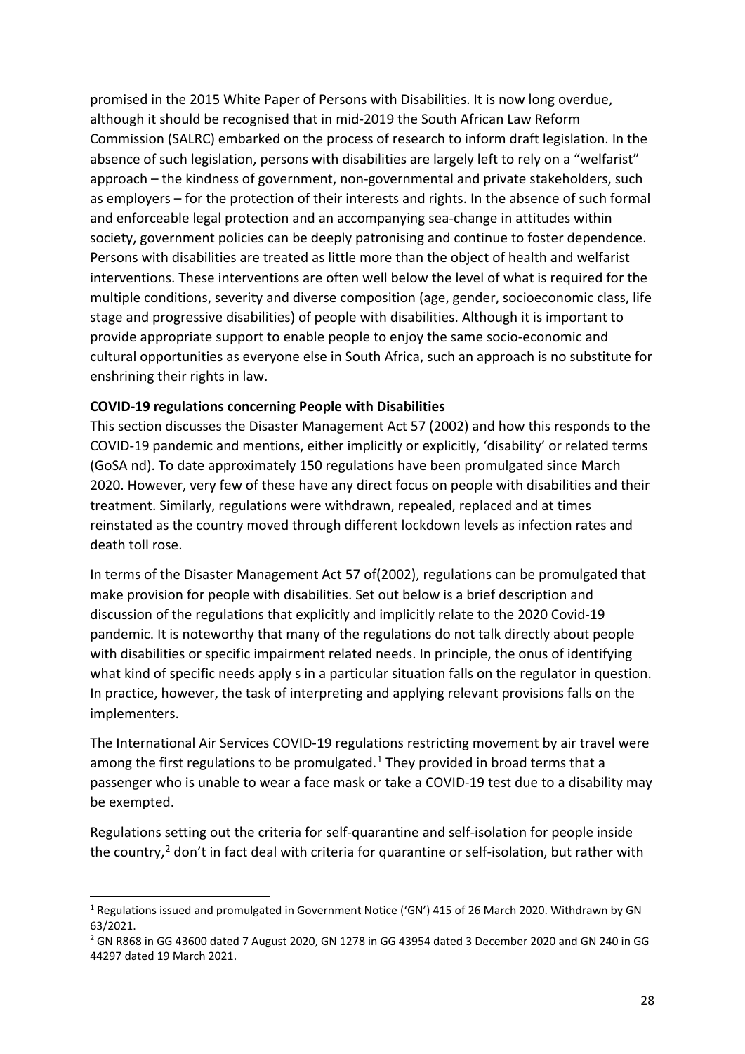promised in the 2015 White Paper of Persons with Disabilities. It is now long overdue, although it should be recognised that in mid-2019 the South African Law Reform Commission (SALRC) embarked on the process of research to inform draft legislation. In the absence of such legislation, persons with disabilities are largely left to rely on a "welfarist" approach – the kindness of government, non-governmental and private stakeholders, such as employers – for the protection of their interests and rights. In the absence of such formal and enforceable legal protection and an accompanying sea-change in attitudes within society, government policies can be deeply patronising and continue to foster dependence. Persons with disabilities are treated as little more than the object of health and welfarist interventions. These interventions are often well below the level of what is required for the multiple conditions, severity and diverse composition (age, gender, socioeconomic class, life stage and progressive disabilities) of people with disabilities. Although it is important to provide appropriate support to enable people to enjoy the same socio-economic and cultural opportunities as everyone else in South Africa, such an approach is no substitute for enshrining their rights in law.

**COVID-19 regulations concerning People with Disabilities**

This section discusses the Disaster Management Act 57 (2002) and how this responds to the COVID-19 pandemic and mentions, either implicitly or explicitly, 'disability' or related terms (GoSA nd). To date approximately 150 regulations have been promulgated since March 2020. However, very few of these have any direct focus on people with disabilities and their treatment. Similarly, regulations were withdrawn, repealed, replaced and at times reinstated as the country moved through different lockdown levels as infection rates and death toll rose.

In terms of the Disaster Management Act 57 of(2002), regulations can be promulgated that make provision for people with disabilities. Set out below is a brief description and discussion of the regulations that explicitly and implicitly relate to the 2020 Covid-19 pandemic. It is noteworthy that many of the regulations do not talk directly about people with disabilities or specific impairment related needs. In principle, the onus of identifying what kind of specific needs apply s in a particular situation falls on the regulator in question. In practice, however, the task of interpreting and applying relevant provisions falls on the implementers.

The International Air Services COVID-19 regulations restricting movement by air travel were among the first regulations to be promulgated.[1] They provided in broad terms that a passenger who is unable to wear a face mask or take a COVID-19 test due to a disability may be exempted.

Regulations setting out the criteria for self-quarantine and self-isolation for people inside the country,[2] don't in fact deal with criteria for quarantine or self-isolation, but rather with

---

[1] Regulations issued and promulgated in Government Notice ('GN') 415 of 26 March 2020. Withdrawn by GN 63/2021.

[2] GN R868 in GG 43600 dated 7 August 2020, GN 1278 in GG 43954 dated 3 December 2020 and GN 240 in GG 44297 dated 19 March 2021.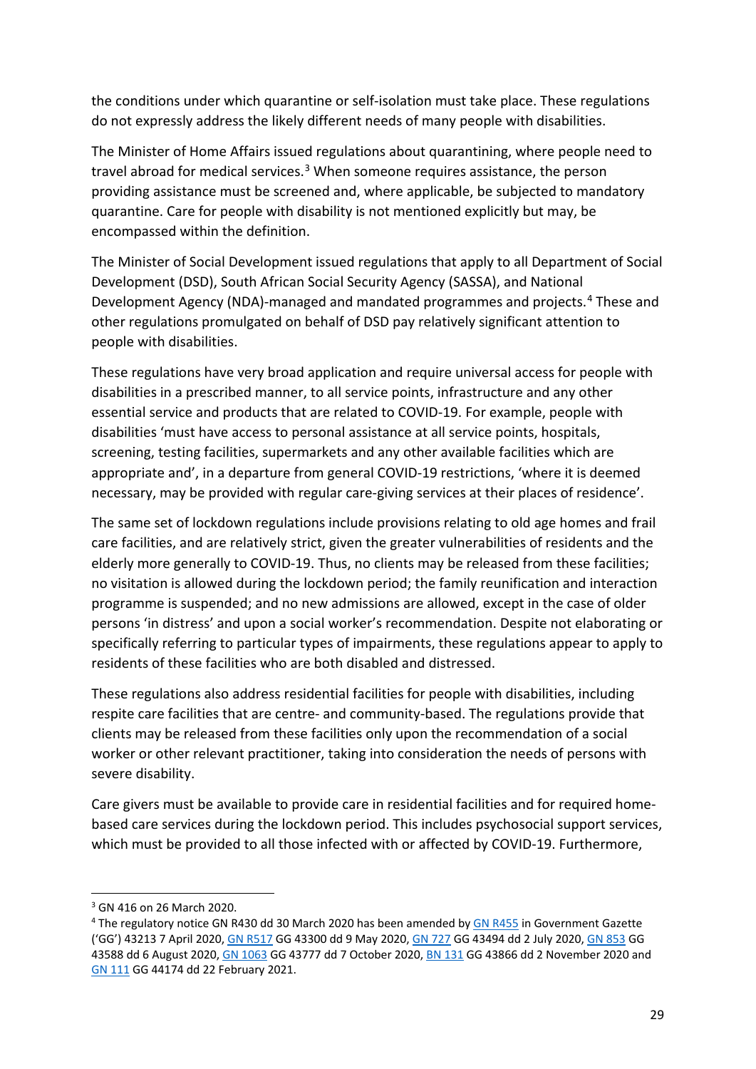the conditions under which quarantine or self-isolation must take place. These regulations do not expressly address the likely different needs of many people with disabilities.

The Minister of Home Affairs issued regulations about quarantining, where people need to travel abroad for medical services.[3] When someone requires assistance, the person providing assistance must be screened and, where applicable, be subjected to mandatory quarantine. Care for people with disability is not mentioned explicitly but may, be encompassed within the definition.

The Minister of Social Development issued regulations that apply to all Department of Social Development (DSD), South African Social Security Agency (SASSA), and National Development Agency (NDA)-managed and mandated programmes and projects.[4] These and other regulations promulgated on behalf of DSD pay relatively significant attention to people with disabilities.

These regulations have very broad application and require universal access for people with disabilities in a prescribed manner, to all service points, infrastructure and any other essential service and products that are related to COVID-19. For example, people with disabilities 'must have access to personal assistance at all service points, hospitals, screening, testing facilities, supermarkets and any other available facilities which are appropriate and', in a departure from general COVID-19 restrictions, 'where it is deemed necessary, may be provided with regular care-giving services at their places of residence'.

The same set of lockdown regulations include provisions relating to old age homes and frail care facilities, and are relatively strict, given the greater vulnerabilities of residents and the elderly more generally to COVID-19. Thus, no clients may be released from these facilities; no visitation is allowed during the lockdown period; the family reunification and interaction programme is suspended; and no new admissions are allowed, except in the case of older persons 'in distress' and upon a social worker's recommendation. Despite not elaborating or specifically referring to particular types of impairments, these regulations appear to apply to residents of these facilities who are both disabled and distressed.

These regulations also address residential facilities for people with disabilities, including respite care facilities that are centre- and community-based. The regulations provide that clients may be released from these facilities only upon the recommendation of a social worker or other relevant practitioner, taking into consideration the needs of persons with severe disability.

Care givers must be available to provide care in residential facilities and for required home-based care services during the lockdown period. This includes psychosocial support services, which must be provided to all those infected with or affected by COVID-19. Furthermore,

---

[3] GN 416 on 26 March 2020.

[4] The regulatory notice GN R430 dd 30 March 2020 has been amended by GN R455 in Government Gazette ('GG') 43213 7 April 2020, GN R517 GG 43300 dd 9 May 2020, GN 727 GG 43494 dd 2 July 2020, GN 853 GG 43588 dd 6 August 2020, GN 1063 GG 43777 dd 7 October 2020, BN 131 GG 43866 dd 2 November 2020 and GN 111 GG 44174 dd 22 February 2021.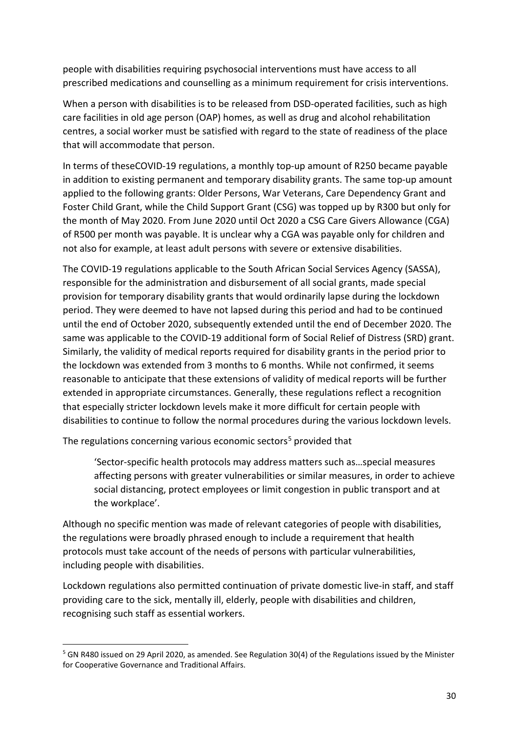people with disabilities requiring psychosocial interventions must have access to all prescribed medications and counselling as a minimum requirement for crisis interventions.

When a person with disabilities is to be released from DSD-operated facilities, such as high care facilities in old age person (OAP) homes, as well as drug and alcohol rehabilitation centres, a social worker must be satisfied with regard to the state of readiness of the place that will accommodate that person.

In terms of theseCOVID-19 regulations, a monthly top-up amount of R250 became payable in addition to existing permanent and temporary disability grants. The same top-up amount applied to the following grants: Older Persons, War Veterans, Care Dependency Grant and Foster Child Grant, while the Child Support Grant (CSG) was topped up by R300 but only for the month of May 2020. From June 2020 until Oct 2020 a CSG Care Givers Allowance (CGA) of R500 per month was payable. It is unclear why a CGA was payable only for children and not also for example, at least adult persons with severe or extensive disabilities.

The COVID-19 regulations applicable to the South African Social Services Agency (SASSA), responsible for the administration and disbursement of all social grants, made special provision for temporary disability grants that would ordinarily lapse during the lockdown period. They were deemed to have not lapsed during this period and had to be continued until the end of October 2020, subsequently extended until the end of December 2020. The same was applicable to the COVID-19 additional form of Social Relief of Distress (SRD) grant. Similarly, the validity of medical reports required for disability grants in the period prior to the lockdown was extended from 3 months to 6 months. While not confirmed, it seems reasonable to anticipate that these extensions of validity of medical reports will be further extended in appropriate circumstances. Generally, these regulations reflect a recognition that especially stricter lockdown levels make it more difficult for certain people with disabilities to continue to follow the normal procedures during the various lockdown levels.

The regulations concerning various economic sectors[5] provided that

> 'Sector-specific health protocols may address matters such as…special measures affecting persons with greater vulnerabilities or similar measures, in order to achieve social distancing, protect employees or limit congestion in public transport and at the workplace'.

Although no specific mention was made of relevant categories of people with disabilities, the regulations were broadly phrased enough to include a requirement that health protocols must take account of the needs of persons with particular vulnerabilities, including people with disabilities.

Lockdown regulations also permitted continuation of private domestic live-in staff, and staff providing care to the sick, mentally ill, elderly, people with disabilities and children, recognising such staff as essential workers.

[5] GN R480 issued on 29 April 2020, as amended. See Regulation 30(4) of the Regulations issued by the Minister for Cooperative Governance and Traditional Affairs.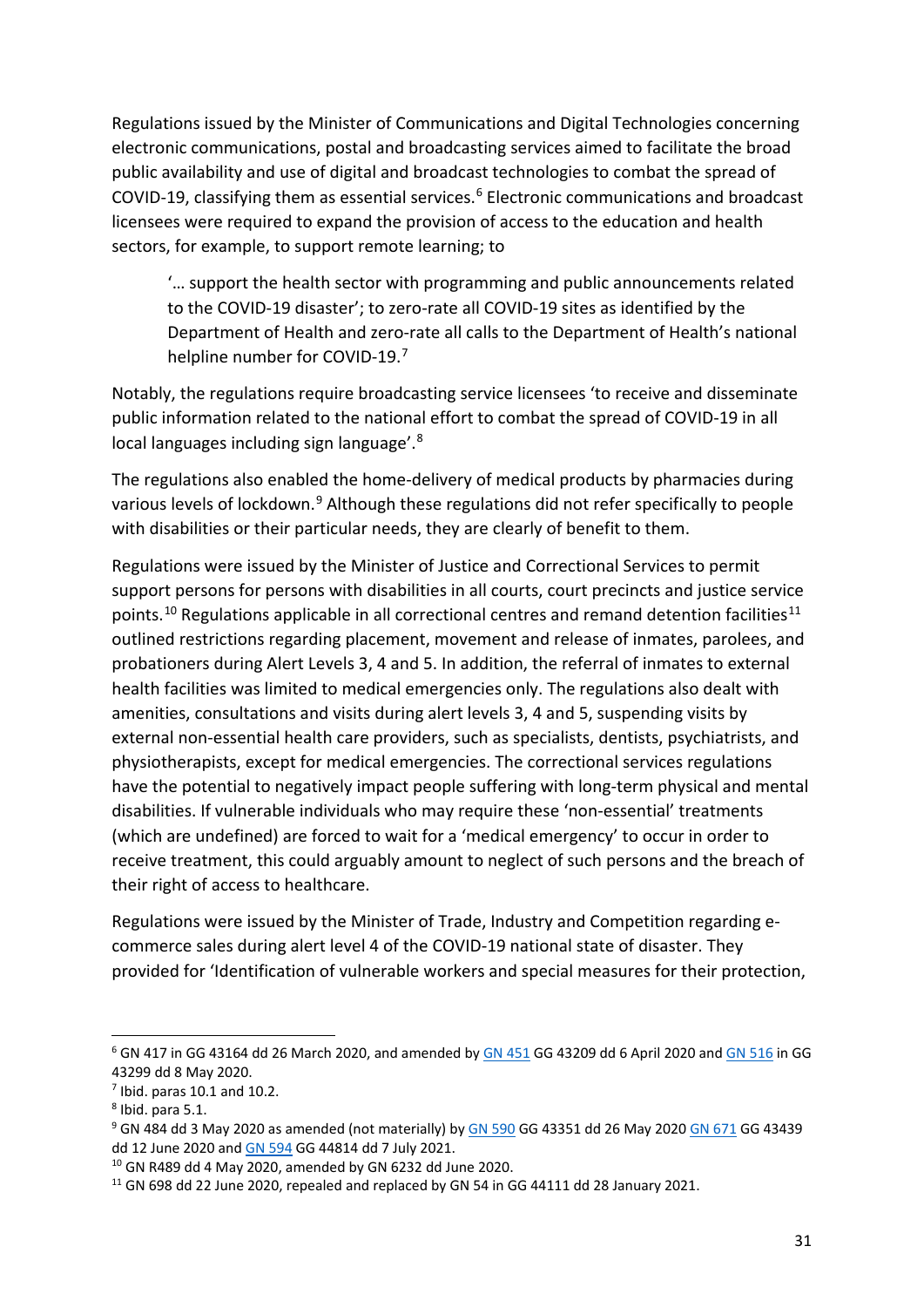Regulations issued by the Minister of Communications and Digital Technologies concerning electronic communications, postal and broadcasting services aimed to facilitate the broad public availability and use of digital and broadcast technologies to combat the spread of COVID-19, classifying them as essential services.[6] Electronic communications and broadcast licensees were required to expand the provision of access to the education and health sectors, for example, to support remote learning; to

> '… support the health sector with programming and public announcements related to the COVID-19 disaster'; to zero-rate all COVID-19 sites as identified by the Department of Health and zero-rate all calls to the Department of Health's national helpline number for COVID-19.[7]

Notably, the regulations require broadcasting service licensees 'to receive and disseminate public information related to the national effort to combat the spread of COVID-19 in all local languages including sign language'.[8]

The regulations also enabled the home-delivery of medical products by pharmacies during various levels of lockdown.[9] Although these regulations did not refer specifically to people with disabilities or their particular needs, they are clearly of benefit to them.

Regulations were issued by the Minister of Justice and Correctional Services to permit support persons for persons with disabilities in all courts, court precincts and justice service points.[10] Regulations applicable in all correctional centres and remand detention facilities[11] outlined restrictions regarding placement, movement and release of inmates, parolees, and probationers during Alert Levels 3, 4 and 5. In addition, the referral of inmates to external health facilities was limited to medical emergencies only. The regulations also dealt with amenities, consultations and visits during alert levels 3, 4 and 5, suspending visits by external non-essential health care providers, such as specialists, dentists, psychiatrists, and physiotherapists, except for medical emergencies. The correctional services regulations have the potential to negatively impact people suffering with long-term physical and mental disabilities. If vulnerable individuals who may require these 'non-essential' treatments (which are undefined) are forced to wait for a 'medical emergency' to occur in order to receive treatment, this could arguably amount to neglect of such persons and the breach of their right of access to healthcare.

Regulations were issued by the Minister of Trade, Industry and Competition regarding e-commerce sales during alert level 4 of the COVID-19 national state of disaster. They provided for 'Identification of vulnerable workers and special measures for their protection,

---

[6] GN 417 in GG 43164 dd 26 March 2020, and amended by GN 451 GG 43209 dd 6 April 2020 and GN 516 in GG 43299 dd 8 May 2020.

[7] Ibid. paras 10.1 and 10.2.

[8] Ibid. para 5.1.

[9] GN 484 dd 3 May 2020 as amended (not materially) by GN 590 GG 43351 dd 26 May 2020 GN 671 GG 43439 dd 12 June 2020 and GN 594 GG 44814 dd 7 July 2021.

[10] GN R489 dd 4 May 2020, amended by GN 6232 dd June 2020.

[11] GN 698 dd 22 June 2020, repealed and replaced by GN 54 in GG 44111 dd 28 January 2021.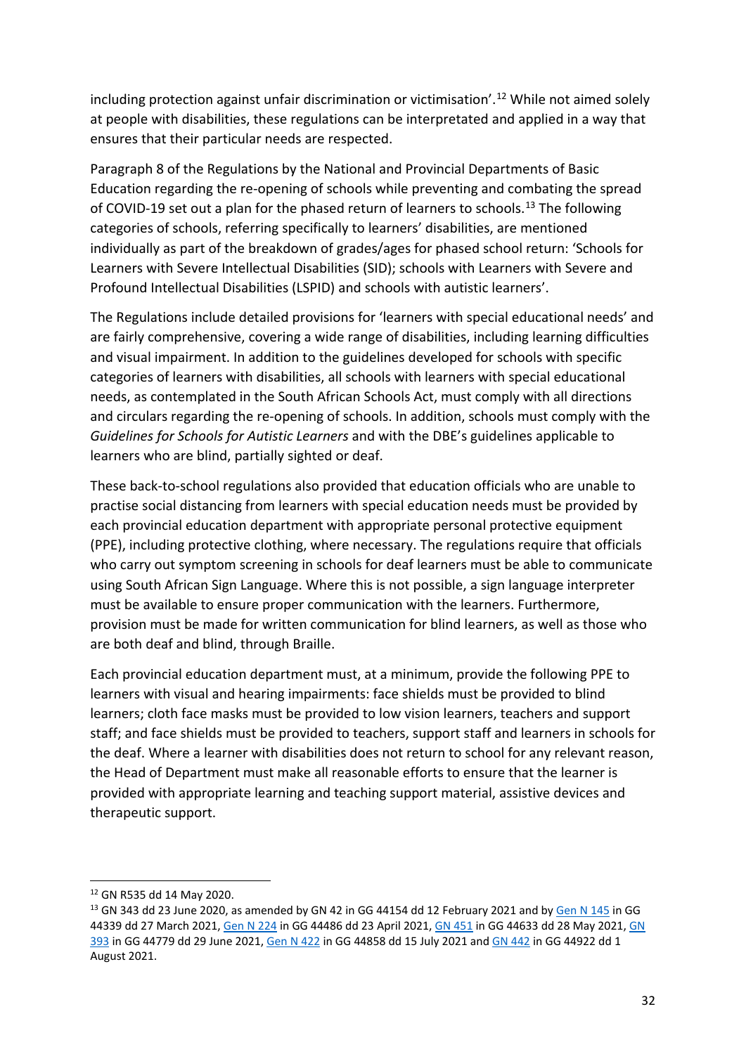including protection against unfair discrimination or victimisation'.[12] While not aimed solely at people with disabilities, these regulations can be interpretated and applied in a way that ensures that their particular needs are respected.

Paragraph 8 of the Regulations by the National and Provincial Departments of Basic Education regarding the re-opening of schools while preventing and combating the spread of COVID-19 set out a plan for the phased return of learners to schools.[13] The following categories of schools, referring specifically to learners' disabilities, are mentioned individually as part of the breakdown of grades/ages for phased school return: 'Schools for Learners with Severe Intellectual Disabilities (SID); schools with Learners with Severe and Profound Intellectual Disabilities (LSPID) and schools with autistic learners'.

The Regulations include detailed provisions for 'learners with special educational needs' and are fairly comprehensive, covering a wide range of disabilities, including learning difficulties and visual impairment. In addition to the guidelines developed for schools with specific categories of learners with disabilities, all schools with learners with special educational needs, as contemplated in the South African Schools Act, must comply with all directions and circulars regarding the re-opening of schools. In addition, schools must comply with the *Guidelines for Schools for Autistic Learners* and with the DBE's guidelines applicable to learners who are blind, partially sighted or deaf.

These back-to-school regulations also provided that education officials who are unable to practise social distancing from learners with special education needs must be provided by each provincial education department with appropriate personal protective equipment (PPE), including protective clothing, where necessary. The regulations require that officials who carry out symptom screening in schools for deaf learners must be able to communicate using South African Sign Language. Where this is not possible, a sign language interpreter must be available to ensure proper communication with the learners. Furthermore, provision must be made for written communication for blind learners, as well as those who are both deaf and blind, through Braille.

Each provincial education department must, at a minimum, provide the following PPE to learners with visual and hearing impairments: face shields must be provided to blind learners; cloth face masks must be provided to low vision learners, teachers and support staff; and face shields must be provided to teachers, support staff and learners in schools for the deaf. Where a learner with disabilities does not return to school for any relevant reason, the Head of Department must make all reasonable efforts to ensure that the learner is provided with appropriate learning and teaching support material, assistive devices and therapeutic support.

---

[12] GN R535 dd 14 May 2020.

[13] GN 343 dd 23 June 2020, as amended by GN 42 in GG 44154 dd 12 February 2021 and by Gen N 145 in GG 44339 dd 27 March 2021, Gen N 224 in GG 44486 dd 23 April 2021, GN 451 in GG 44633 dd 28 May 2021, GN 393 in GG 44779 dd 29 June 2021, Gen N 422 in GG 44858 dd 15 July 2021 and GN 442 in GG 44922 dd 1 August 2021.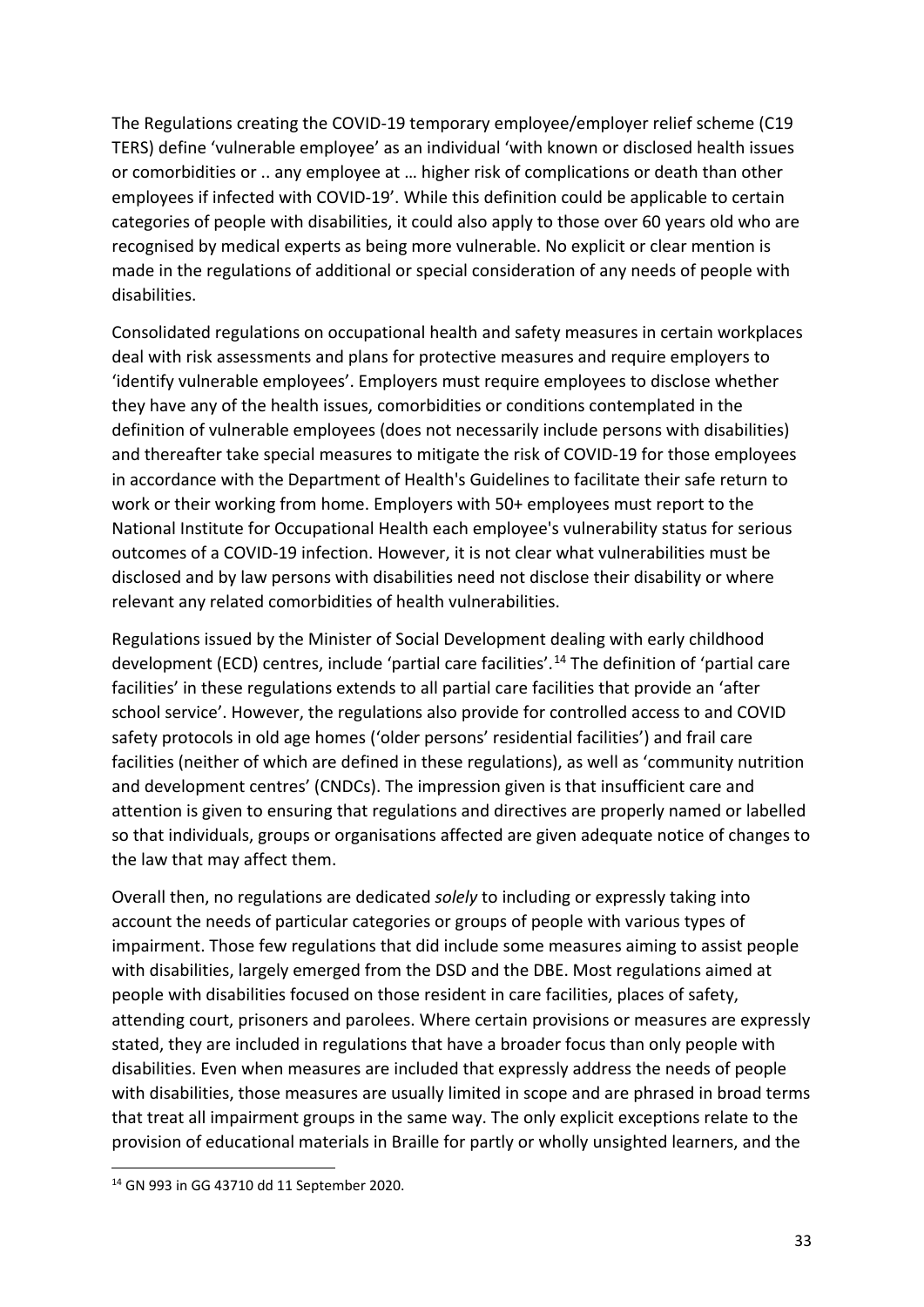The Regulations creating the COVID-19 temporary employee/employer relief scheme (C19 TERS) define 'vulnerable employee' as an individual 'with known or disclosed health issues or comorbidities or .. any employee at … higher risk of complications or death than other employees if infected with COVID-19'. While this definition could be applicable to certain categories of people with disabilities, it could also apply to those over 60 years old who are recognised by medical experts as being more vulnerable. No explicit or clear mention is made in the regulations of additional or special consideration of any needs of people with disabilities.

Consolidated regulations on occupational health and safety measures in certain workplaces deal with risk assessments and plans for protective measures and require employers to 'identify vulnerable employees'. Employers must require employees to disclose whether they have any of the health issues, comorbidities or conditions contemplated in the definition of vulnerable employees (does not necessarily include persons with disabilities) and thereafter take special measures to mitigate the risk of COVID-19 for those employees in accordance with the Department of Health's Guidelines to facilitate their safe return to work or their working from home. Employers with 50+ employees must report to the National Institute for Occupational Health each employee's vulnerability status for serious outcomes of a COVID-19 infection. However, it is not clear what vulnerabilities must be disclosed and by law persons with disabilities need not disclose their disability or where relevant any related comorbidities of health vulnerabilities.

Regulations issued by the Minister of Social Development dealing with early childhood development (ECD) centres, include 'partial care facilities'.[14] The definition of 'partial care facilities' in these regulations extends to all partial care facilities that provide an 'after school service'. However, the regulations also provide for controlled access to and COVID safety protocols in old age homes ('older persons' residential facilities') and frail care facilities (neither of which are defined in these regulations), as well as 'community nutrition and development centres' (CNDCs). The impression given is that insufficient care and attention is given to ensuring that regulations and directives are properly named or labelled so that individuals, groups or organisations affected are given adequate notice of changes to the law that may affect them.

Overall then, no regulations are dedicated *solely* to including or expressly taking into account the needs of particular categories or groups of people with various types of impairment. Those few regulations that did include some measures aiming to assist people with disabilities, largely emerged from the DSD and the DBE. Most regulations aimed at people with disabilities focused on those resident in care facilities, places of safety, attending court, prisoners and parolees. Where certain provisions or measures are expressly stated, they are included in regulations that have a broader focus than only people with disabilities. Even when measures are included that expressly address the needs of people with disabilities, those measures are usually limited in scope and are phrased in broad terms that treat all impairment groups in the same way. The only explicit exceptions relate to the provision of educational materials in Braille for partly or wholly unsighted learners, and the

[14] GN 993 in GG 43710 dd 11 September 2020.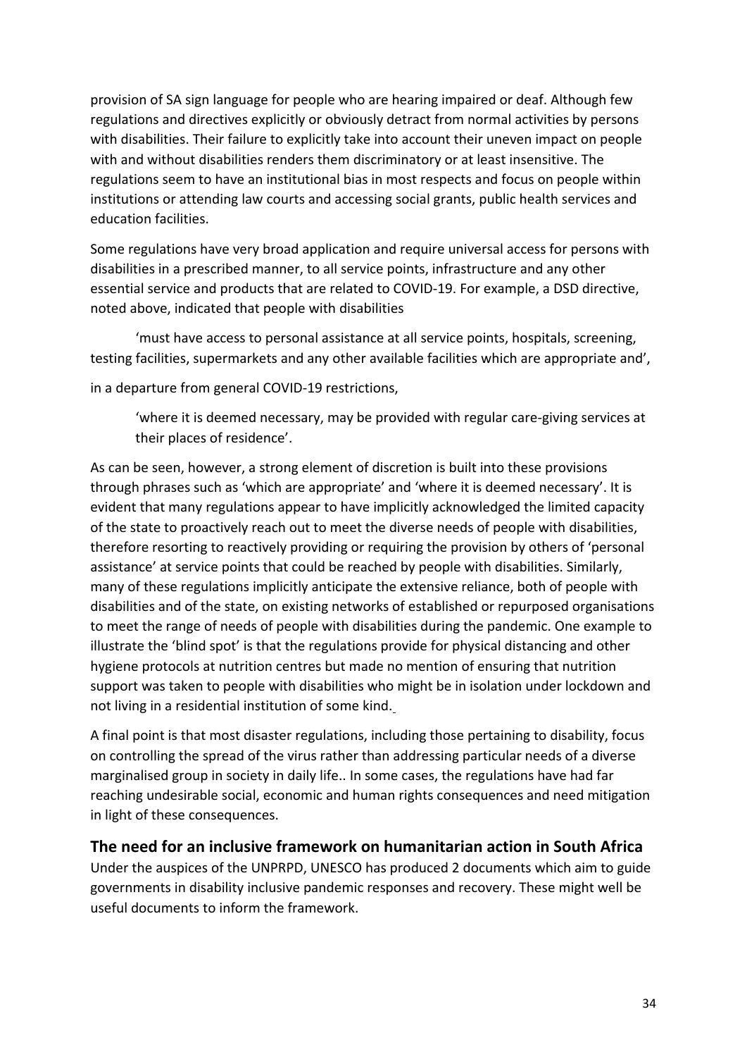provision of SA sign language for people who are hearing impaired or deaf. Although few regulations and directives explicitly or obviously detract from normal activities by persons with disabilities. Their failure to explicitly take into account their uneven impact on people with and without disabilities renders them discriminatory or at least insensitive. The regulations seem to have an institutional bias in most respects and focus on people within institutions or attending law courts and accessing social grants, public health services and education facilities.

Some regulations have very broad application and require universal access for persons with disabilities in a prescribed manner, to all service points, infrastructure and any other essential service and products that are related to COVID-19. For example, a DSD directive, noted above, indicated that people with disabilities

> 'must have access to personal assistance at all service points, hospitals, screening, testing facilities, supermarkets and any other available facilities which are appropriate and',

in a departure from general COVID-19 restrictions,

> 'where it is deemed necessary, may be provided with regular care-giving services at their places of residence'.

As can be seen, however, a strong element of discretion is built into these provisions through phrases such as 'which are appropriate' and 'where it is deemed necessary'. It is evident that many regulations appear to have implicitly acknowledged the limited capacity of the state to proactively reach out to meet the diverse needs of people with disabilities, therefore resorting to reactively providing or requiring the provision by others of 'personal assistance' at service points that could be reached by people with disabilities. Similarly, many of these regulations implicitly anticipate the extensive reliance, both of people with disabilities and of the state, on existing networks of established or repurposed organisations to meet the range of needs of people with disabilities during the pandemic. One example to illustrate the 'blind spot' is that the regulations provide for physical distancing and other hygiene protocols at nutrition centres but made no mention of ensuring that nutrition support was taken to people with disabilities who might be in isolation under lockdown and not living in a residential institution of some kind.

A final point is that most disaster regulations, including those pertaining to disability, focus on controlling the spread of the virus rather than addressing particular needs of a diverse marginalised group in society in daily life.. In some cases, the regulations have had far reaching undesirable social, economic and human rights consequences and need mitigation in light of these consequences.

## The need for an inclusive framework on humanitarian action in South Africa

Under the auspices of the UNPRPD, UNESCO has produced 2 documents which aim to guide governments in disability inclusive pandemic responses and recovery. These might well be useful documents to inform the framework.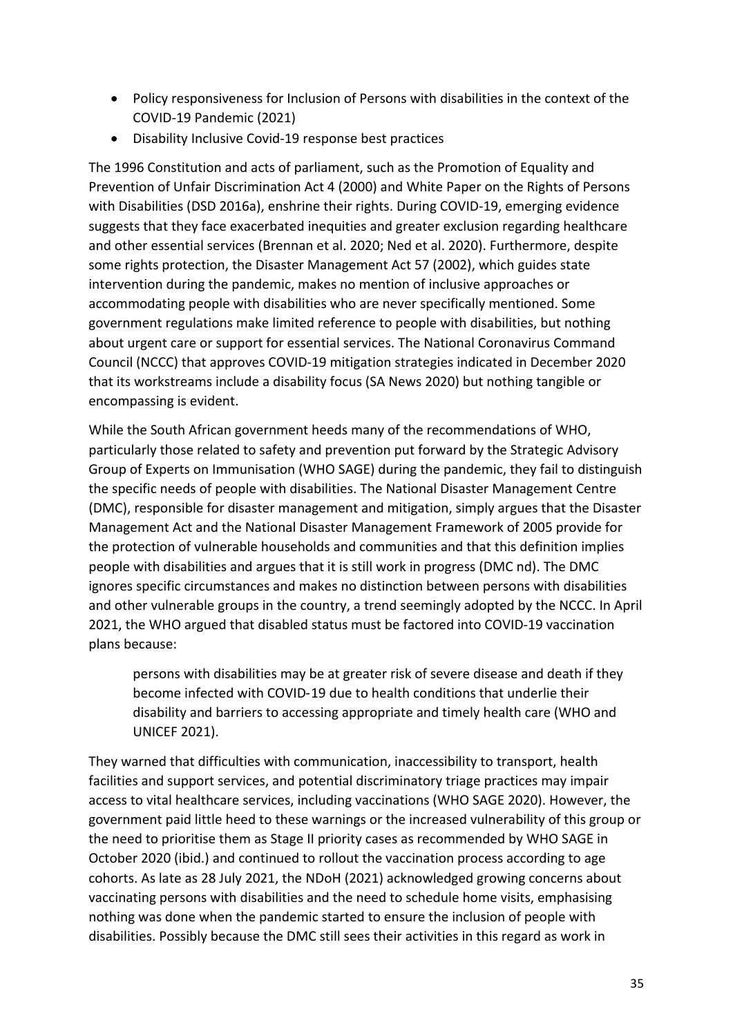- Policy responsiveness for Inclusion of Persons with disabilities in the context of the COVID-19 Pandemic (2021)
- Disability Inclusive Covid-19 response best practices

The 1996 Constitution and acts of parliament, such as the Promotion of Equality and Prevention of Unfair Discrimination Act 4 (2000) and White Paper on the Rights of Persons with Disabilities (DSD 2016a), enshrine their rights. During COVID-19, emerging evidence suggests that they face exacerbated inequities and greater exclusion regarding healthcare and other essential services (Brennan et al. 2020; Ned et al. 2020). Furthermore, despite some rights protection, the Disaster Management Act 57 (2002), which guides state intervention during the pandemic, makes no mention of inclusive approaches or accommodating people with disabilities who are never specifically mentioned. Some government regulations make limited reference to people with disabilities, but nothing about urgent care or support for essential services. The National Coronavirus Command Council (NCCC) that approves COVID-19 mitigation strategies indicated in December 2020 that its workstreams include a disability focus (SA News 2020) but nothing tangible or encompassing is evident.

While the South African government heeds many of the recommendations of WHO, particularly those related to safety and prevention put forward by the Strategic Advisory Group of Experts on Immunisation (WHO SAGE) during the pandemic, they fail to distinguish the specific needs of people with disabilities. The National Disaster Management Centre (DMC), responsible for disaster management and mitigation, simply argues that the Disaster Management Act and the National Disaster Management Framework of 2005 provide for the protection of vulnerable households and communities and that this definition implies people with disabilities and argues that it is still work in progress (DMC nd). The DMC ignores specific circumstances and makes no distinction between persons with disabilities and other vulnerable groups in the country, a trend seemingly adopted by the NCCC. In April 2021, the WHO argued that disabled status must be factored into COVID-19 vaccination plans because:

> persons with disabilities may be at greater risk of severe disease and death if they become infected with COVID-19 due to health conditions that underlie their disability and barriers to accessing appropriate and timely health care (WHO and UNICEF 2021).

They warned that difficulties with communication, inaccessibility to transport, health facilities and support services, and potential discriminatory triage practices may impair access to vital healthcare services, including vaccinations (WHO SAGE 2020). However, the government paid little heed to these warnings or the increased vulnerability of this group or the need to prioritise them as Stage II priority cases as recommended by WHO SAGE in October 2020 (ibid.) and continued to rollout the vaccination process according to age cohorts. As late as 28 July 2021, the NDoH (2021) acknowledged growing concerns about vaccinating persons with disabilities and the need to schedule home visits, emphasising nothing was done when the pandemic started to ensure the inclusion of people with disabilities. Possibly because the DMC still sees their activities in this regard as work in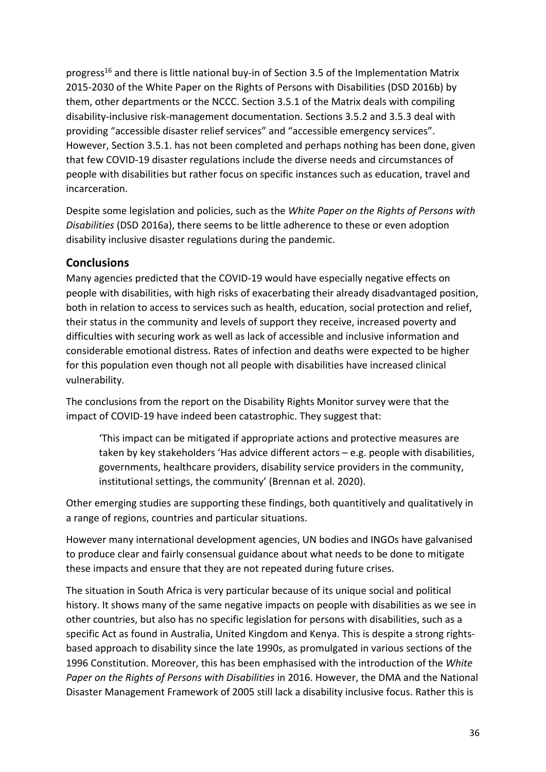progress[16] and there is little national buy-in of Section 3.5 of the Implementation Matrix 2015-2030 of the White Paper on the Rights of Persons with Disabilities (DSD 2016b) by them, other departments or the NCCC. Section 3.5.1 of the Matrix deals with compiling disability-inclusive risk-management documentation. Sections 3.5.2 and 3.5.3 deal with providing "accessible disaster relief services" and "accessible emergency services". However, Section 3.5.1. has not been completed and perhaps nothing has been done, given that few COVID-19 disaster regulations include the diverse needs and circumstances of people with disabilities but rather focus on specific instances such as education, travel and incarceration.

Despite some legislation and policies, such as the *White Paper on the Rights of Persons with Disabilities* (DSD 2016a), there seems to be little adherence to these or even adoption disability inclusive disaster regulations during the pandemic.

## Conclusions

Many agencies predicted that the COVID-19 would have especially negative effects on people with disabilities, with high risks of exacerbating their already disadvantaged position, both in relation to access to services such as health, education, social protection and relief, their status in the community and levels of support they receive, increased poverty and difficulties with securing work as well as lack of accessible and inclusive information and considerable emotional distress. Rates of infection and deaths were expected to be higher for this population even though not all people with disabilities have increased clinical vulnerability.

The conclusions from the report on the Disability Rights Monitor survey were that the impact of COVID-19 have indeed been catastrophic. They suggest that:

> 'This impact can be mitigated if appropriate actions and protective measures are taken by key stakeholders 'Has advice different actors – e.g. people with disabilities, governments, healthcare providers, disability service providers in the community, institutional settings, the community' (Brennan et al. 2020).

Other emerging studies are supporting these findings, both quantitively and qualitatively in a range of regions, countries and particular situations.

However many international development agencies, UN bodies and INGOs have galvanised to produce clear and fairly consensual guidance about what needs to be done to mitigate these impacts and ensure that they are not repeated during future crises.

The situation in South Africa is very particular because of its unique social and political history. It shows many of the same negative impacts on people with disabilities as we see in other countries, but also has no specific legislation for persons with disabilities, such as a specific Act as found in Australia, United Kingdom and Kenya. This is despite a strong rights-based approach to disability since the late 1990s, as promulgated in various sections of the 1996 Constitution. Moreover, this has been emphasised with the introduction of the *White Paper on the Rights of Persons with Disabilities* in 2016. However, the DMA and the National Disaster Management Framework of 2005 still lack a disability inclusive focus. Rather this is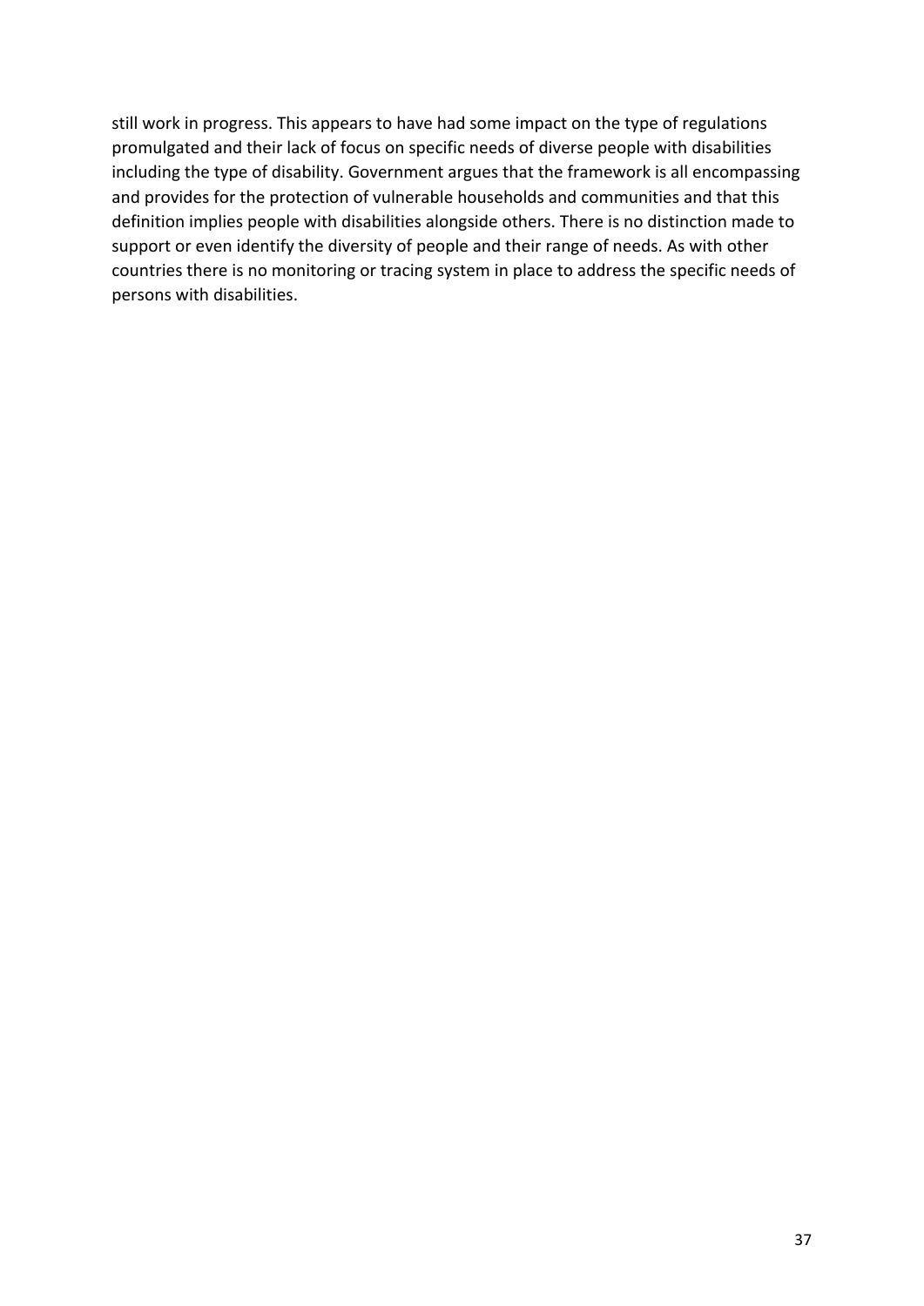still work in progress. This appears to have had some impact on the type of regulations promulgated and their lack of focus on specific needs of diverse people with disabilities including the type of disability. Government argues that the framework is all encompassing and provides for the protection of vulnerable households and communities and that this definition implies people with disabilities alongside others. There is no distinction made to support or even identify the diversity of people and their range of needs. As with other countries there is no monitoring or tracing system in place to address the specific needs of persons with disabilities.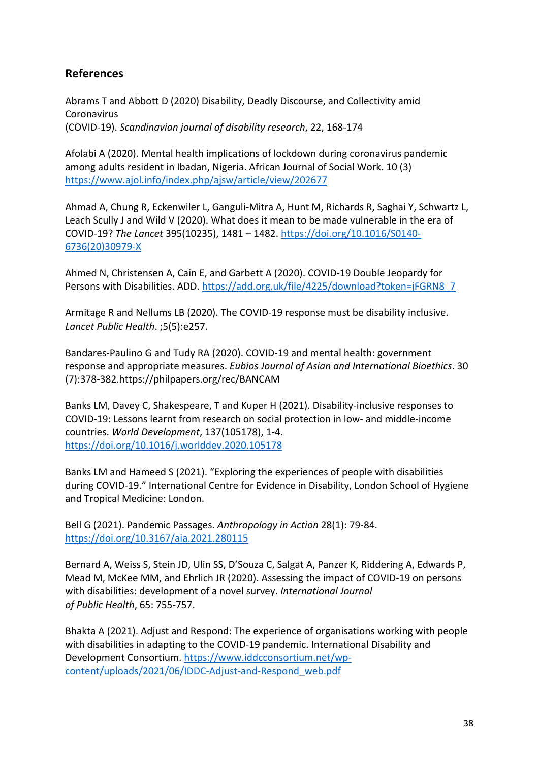## References

Abrams T and Abbott D (2020) Disability, Deadly Discourse, and Collectivity amid Coronavirus (COVID-19). *Scandinavian journal of disability research*, 22, 168-174

Afolabi A (2020). Mental health implications of lockdown during coronavirus pandemic among adults resident in Ibadan, Nigeria. African Journal of Social Work. 10 (3) https://www.ajol.info/index.php/ajsw/article/view/202677

Ahmad A, Chung R, Eckenwiler L, Ganguli-Mitra A, Hunt M, Richards R, Saghai Y, Schwartz L, Leach Scully J and Wild V (2020). What does it mean to be made vulnerable in the era of COVID-19? *The Lancet* 395(10235), 1481 – 1482. https://doi.org/10.1016/S0140-6736(20)30979-X

Ahmed N, Christensen A, Cain E, and Garbett A (2020). COVID-19 Double Jeopardy for Persons with Disabilities. ADD. https://add.org.uk/file/4225/download?token=jFGRN8_7

Armitage R and Nellums LB (2020). The COVID-19 response must be disability inclusive. *Lancet Public Health*. ;5(5):e257.

Bandares-Paulino G and Tudy RA (2020). COVID-19 and mental health: government response and appropriate measures. *Eubios Journal of Asian and International Bioethics*. 30 (7):378-382.https://philpapers.org/rec/BANCAM

Banks LM, Davey C, Shakespeare, T and Kuper H (2021). Disability-inclusive responses to COVID-19: Lessons learnt from research on social protection in low- and middle-income countries. *World Development*, 137(105178), 1-4. https://doi.org/10.1016/j.worlddev.2020.105178

Banks LM and Hameed S (2021). "Exploring the experiences of people with disabilities during COVID-19." International Centre for Evidence in Disability, London School of Hygiene and Tropical Medicine: London.

Bell G (2021). Pandemic Passages. *Anthropology in Action* 28(1): 79-84. https://doi.org/10.3167/aia.2021.280115

Bernard A, Weiss S, Stein JD, Ulin SS, D'Souza C, Salgat A, Panzer K, Riddering A, Edwards P, Mead M, McKee MM, and Ehrlich JR (2020). Assessing the impact of COVID-19 on persons with disabilities: development of a novel survey. *International Journal of Public Health*, 65: 755-757.

Bhakta A (2021). Adjust and Respond: The experience of organisations working with people with disabilities in adapting to the COVID-19 pandemic. International Disability and Development Consortium. https://www.iddcconsortium.net/wp-content/uploads/2021/06/IDDC-Adjust-and-Respond_web.pdf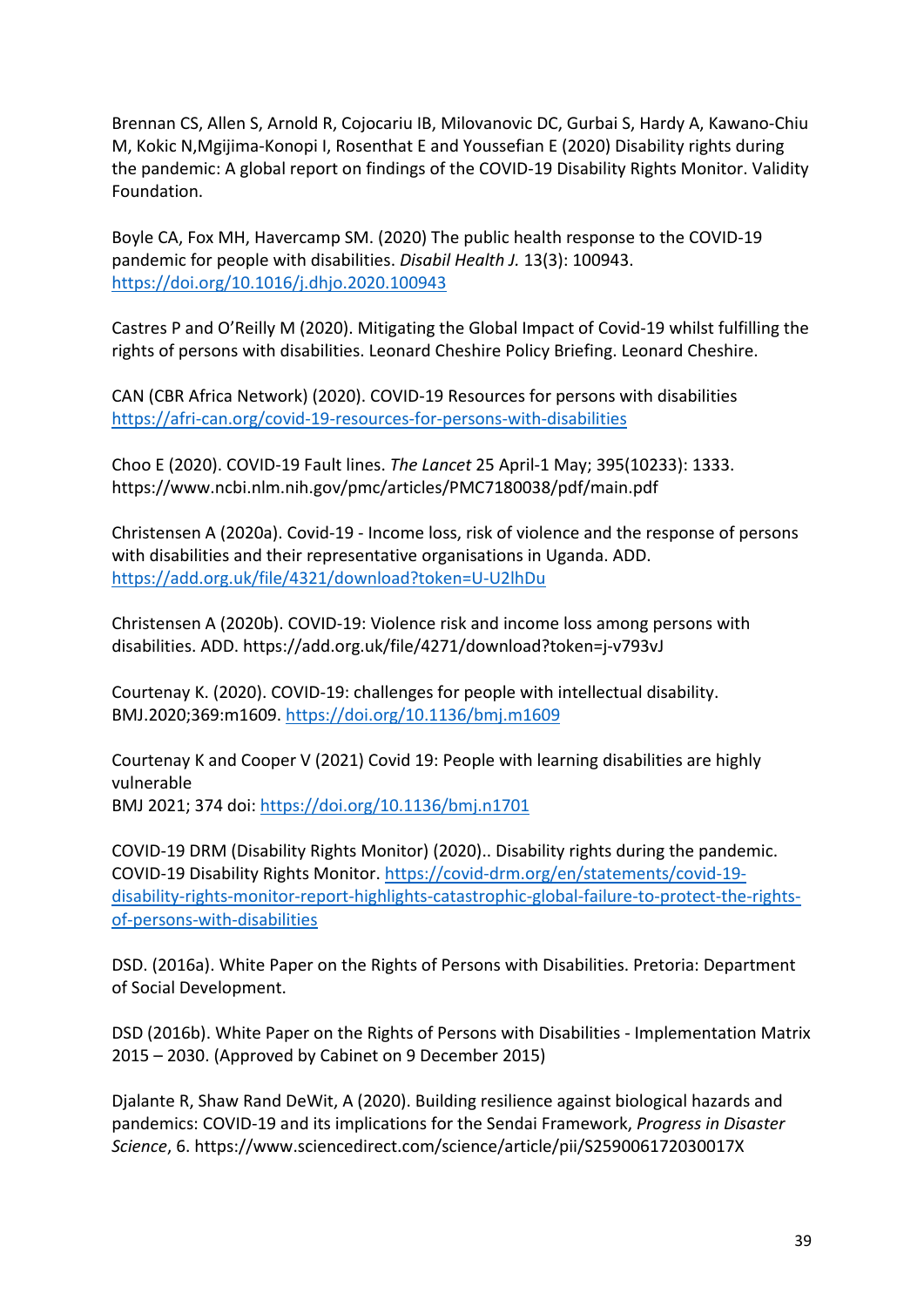Brennan CS, Allen S, Arnold R, Cojocariu IB, Milovanovic DC, Gurbai S, Hardy A, Kawano-Chiu M, Kokic N,Mgijima-Konopi I, Rosenthat E and Youssefian E (2020) Disability rights during the pandemic: A global report on findings of the COVID-19 Disability Rights Monitor. Validity Foundation.

Boyle CA, Fox MH, Havercamp SM. (2020) The public health response to the COVID-19 pandemic for people with disabilities. *Disabil Health J.* 13(3): 100943. https://doi.org/10.1016/j.dhjo.2020.100943

Castres P and O'Reilly M (2020). Mitigating the Global Impact of Covid-19 whilst fulfilling the rights of persons with disabilities. Leonard Cheshire Policy Briefing. Leonard Cheshire.

CAN (CBR Africa Network) (2020). COVID-19 Resources for persons with disabilities https://afri-can.org/covid-19-resources-for-persons-with-disabilities

Choo E (2020). COVID-19 Fault lines. *The Lancet* 25 April-1 May; 395(10233): 1333. https://www.ncbi.nlm.nih.gov/pmc/articles/PMC7180038/pdf/main.pdf

Christensen A (2020a). Covid-19 - Income loss, risk of violence and the response of persons with disabilities and their representative organisations in Uganda. ADD. https://add.org.uk/file/4321/download?token=U-U2lhDu

Christensen A (2020b). COVID-19: Violence risk and income loss among persons with disabilities. ADD. https://add.org.uk/file/4271/download?token=j-v793vJ

Courtenay K. (2020). COVID-19: challenges for people with intellectual disability. BMJ.2020;369:m1609. https://doi.org/10.1136/bmj.m1609

Courtenay K and Cooper V (2021) Covid 19: People with learning disabilities are highly vulnerable
BMJ 2021; 374 doi: https://doi.org/10.1136/bmj.n1701

COVID-19 DRM (Disability Rights Monitor) (2020).. Disability rights during the pandemic. COVID-19 Disability Rights Monitor. https://covid-drm.org/en/statements/covid-19-disability-rights-monitor-report-highlights-catastrophic-global-failure-to-protect-the-rights-of-persons-with-disabilities

DSD. (2016a). White Paper on the Rights of Persons with Disabilities. Pretoria: Department of Social Development.

DSD (2016b). White Paper on the Rights of Persons with Disabilities - Implementation Matrix 2015 – 2030. (Approved by Cabinet on 9 December 2015)

Djalante R, Shaw Rand DeWit, A (2020). Building resilience against biological hazards and pandemics: COVID-19 and its implications for the Sendai Framework, *Progress in Disaster Science*, 6. https://www.sciencedirect.com/science/article/pii/S259006172030017X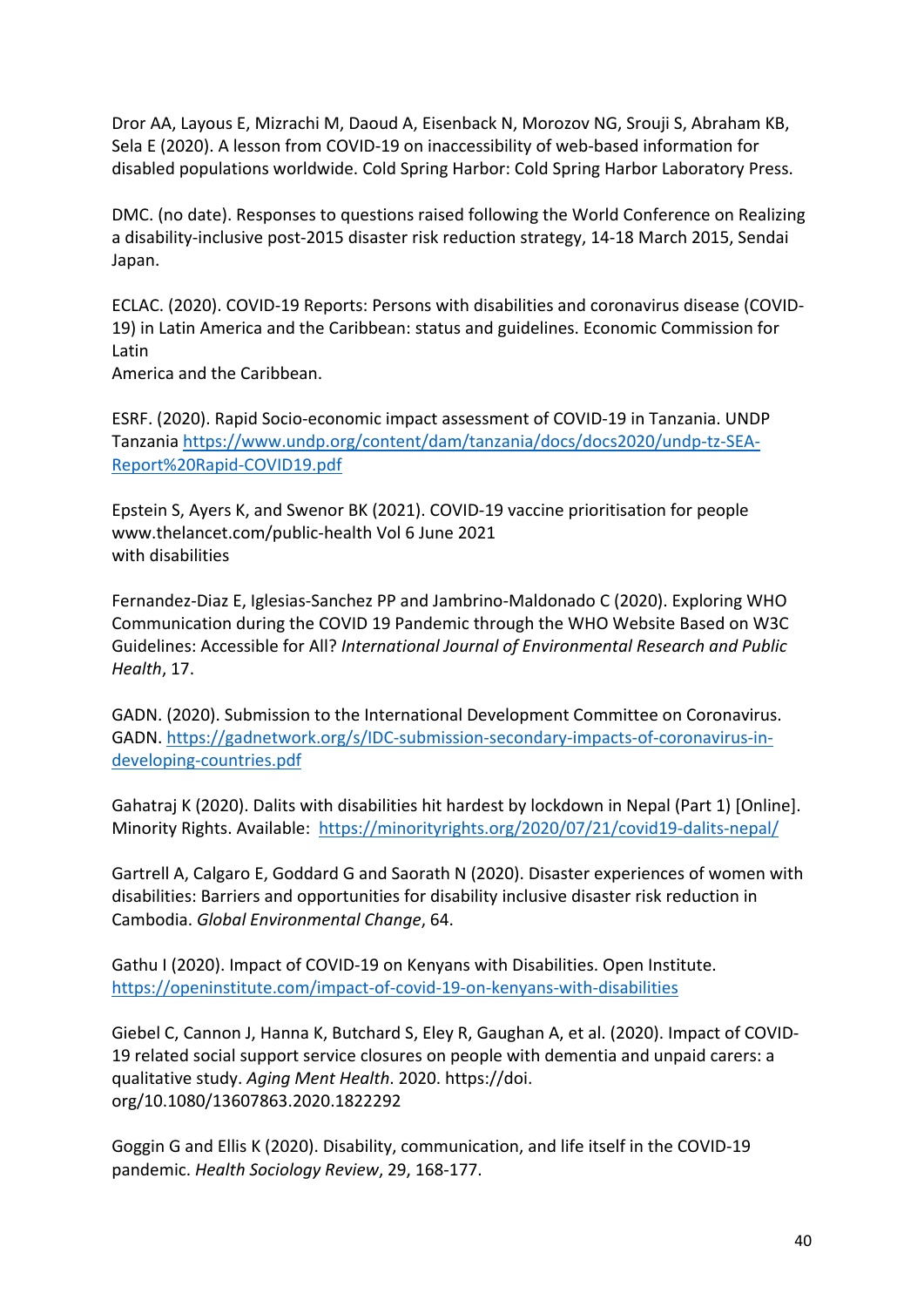Dror AA, Layous E, Mizrachi M, Daoud A, Eisenback N, Morozov NG, Srouji S, Abraham KB, Sela E (2020). A lesson from COVID-19 on inaccessibility of web-based information for disabled populations worldwide. Cold Spring Harbor: Cold Spring Harbor Laboratory Press.

DMC. (no date). Responses to questions raised following the World Conference on Realizing a disability-inclusive post-2015 disaster risk reduction strategy, 14-18 March 2015, Sendai Japan.

ECLAC. (2020). COVID-19 Reports: Persons with disabilities and coronavirus disease (COVID-19) in Latin America and the Caribbean: status and guidelines. Economic Commission for Latin
America and the Caribbean.

ESRF. (2020). Rapid Socio-economic impact assessment of COVID-19 in Tanzania. UNDP Tanzania https://www.undp.org/content/dam/tanzania/docs/docs2020/undp-tz-SEA-Report%20Rapid-COVID19.pdf

Epstein S, Ayers K, and Swenor BK (2021). COVID-19 vaccine prioritisation for people www.thelancet.com/public-health Vol 6 June 2021
with disabilities

Fernandez-Diaz E, Iglesias-Sanchez PP and Jambrino-Maldonado C (2020). Exploring WHO Communication during the COVID 19 Pandemic through the WHO Website Based on W3C Guidelines: Accessible for All? *International Journal of Environmental Research and Public Health*, 17.

GADN. (2020). Submission to the International Development Committee on Coronavirus. GADN. https://gadnetwork.org/s/IDC-submission-secondary-impacts-of-coronavirus-in-developing-countries.pdf

Gahatraj K (2020). Dalits with disabilities hit hardest by lockdown in Nepal (Part 1) [Online]. Minority Rights. Available: https://minorityrights.org/2020/07/21/covid19-dalits-nepal/

Gartrell A, Calgaro E, Goddard G and Saorath N (2020). Disaster experiences of women with disabilities: Barriers and opportunities for disability inclusive disaster risk reduction in Cambodia. *Global Environmental Change*, 64.

Gathu I (2020). Impact of COVID-19 on Kenyans with Disabilities. Open Institute. https://openinstitute.com/impact-of-covid-19-on-kenyans-with-disabilities

Giebel C, Cannon J, Hanna K, Butchard S, Eley R, Gaughan A, et al. (2020). Impact of COVID-19 related social support service closures on people with dementia and unpaid carers: a qualitative study. *Aging Ment Health*. 2020. https://doi.org/10.1080/13607863.2020.1822292

Goggin G and Ellis K (2020). Disability, communication, and life itself in the COVID-19 pandemic. *Health Sociology Review*, 29, 168-177.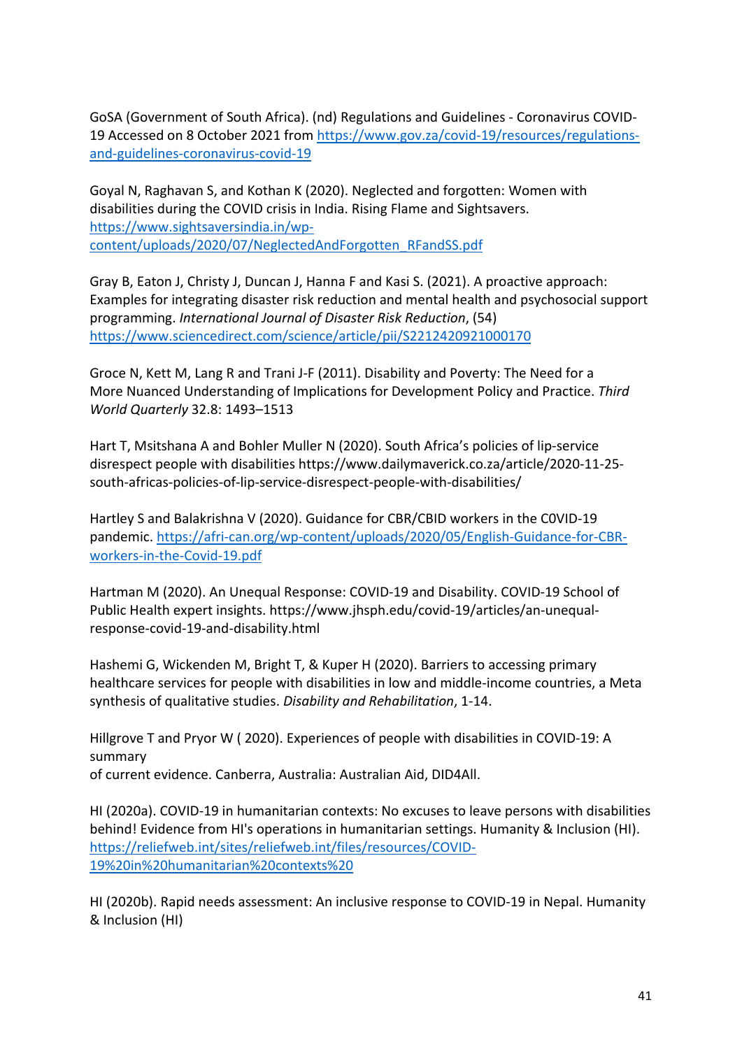GoSA (Government of South Africa). (nd) Regulations and Guidelines - Coronavirus COVID-19 Accessed on 8 October 2021 from https://www.gov.za/covid-19/resources/regulations-and-guidelines-coronavirus-covid-19

Goyal N, Raghavan S, and Kothan K (2020). Neglected and forgotten: Women with disabilities during the COVID crisis in India. Rising Flame and Sightsavers. https://www.sightsaversindia.in/wp-content/uploads/2020/07/NeglectedAndForgotten_RFandSS.pdf

Gray B, Eaton J, Christy J, Duncan J, Hanna F and Kasi S. (2021). A proactive approach: Examples for integrating disaster risk reduction and mental health and psychosocial support programming. *International Journal of Disaster Risk Reduction*, (54) https://www.sciencedirect.com/science/article/pii/S2212420921000170

Groce N, Kett M, Lang R and Trani J-F (2011). Disability and Poverty: The Need for a More Nuanced Understanding of Implications for Development Policy and Practice. *Third World Quarterly* 32.8: 1493–1513

Hart T, Msitshana A and Bohler Muller N (2020). South Africa's policies of lip-service disrespect people with disabilities https://www.dailymaverick.co.za/article/2020-11-25-south-africas-policies-of-lip-service-disrespect-people-with-disabilities/

Hartley S and Balakrishna V (2020). Guidance for CBR/CBID workers in the C0VID-19 pandemic. https://afri-can.org/wp-content/uploads/2020/05/English-Guidance-for-CBR-workers-in-the-Covid-19.pdf

Hartman M (2020). An Unequal Response: COVID-19 and Disability. COVID-19 School of Public Health expert insights. https://www.jhsph.edu/covid-19/articles/an-unequal-response-covid-19-and-disability.html

Hashemi G, Wickenden M, Bright T, & Kuper H (2020). Barriers to accessing primary healthcare services for people with disabilities in low and middle-income countries, a Meta synthesis of qualitative studies. *Disability and Rehabilitation*, 1-14.

Hillgrove T and Pryor W ( 2020). Experiences of people with disabilities in COVID-19: A summary
of current evidence. Canberra, Australia: Australian Aid, DID4All.

HI (2020a). COVID-19 in humanitarian contexts: No excuses to leave persons with disabilities behind! Evidence from HI's operations in humanitarian settings. Humanity & Inclusion (HI). https://reliefweb.int/sites/reliefweb.int/files/resources/COVID-19%20in%20humanitarian%20contexts%20

HI (2020b). Rapid needs assessment: An inclusive response to COVID-19 in Nepal. Humanity & Inclusion (HI)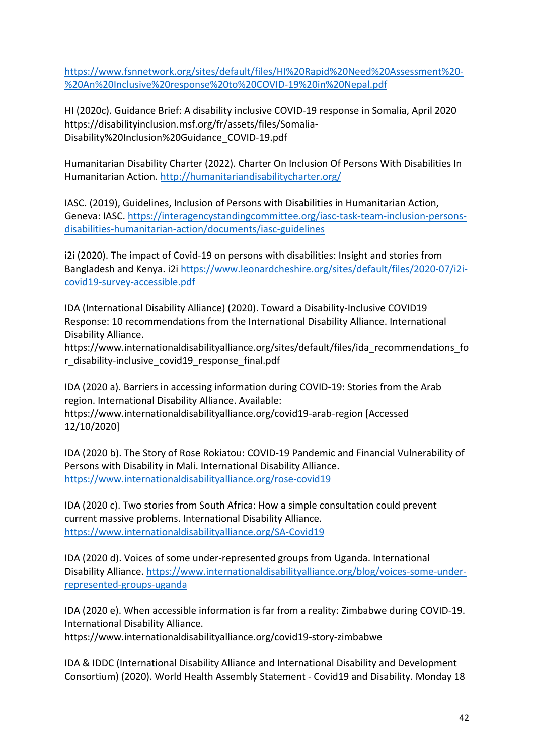https://www.fsnnetwork.org/sites/default/files/HI%20Rapid%20Need%20Assessment%20-%20An%20Inclusive%20response%20to%20COVID-19%20in%20Nepal.pdf

HI (2020c). Guidance Brief: A disability inclusive COVID-19 response in Somalia, April 2020 https://disabilityinclusion.msf.org/fr/assets/files/Somalia-Disability%20Inclusion%20Guidance_COVID-19.pdf

Humanitarian Disability Charter (2022). Charter On Inclusion Of Persons With Disabilities In Humanitarian Action. http://humanitariandisabilitycharter.org/

IASC. (2019), Guidelines, Inclusion of Persons with Disabilities in Humanitarian Action, Geneva: IASC. https://interagencystandingcommittee.org/iasc-task-team-inclusion-persons-disabilities-humanitarian-action/documents/iasc-guidelines

i2i (2020). The impact of Covid-19 on persons with disabilities: Insight and stories from Bangladesh and Kenya. i2i https://www.leonardcheshire.org/sites/default/files/2020-07/i2i-covid19-survey-accessible.pdf

IDA (International Disability Alliance) (2020). Toward a Disability-Inclusive COVID19 Response: 10 recommendations from the International Disability Alliance. International Disability Alliance. https://www.internationaldisabilityalliance.org/sites/default/files/ida_recommendations_for_disability-inclusive_covid19_response_final.pdf

IDA (2020 a). Barriers in accessing information during COVID-19: Stories from the Arab region. International Disability Alliance. Available: https://www.internationaldisabilityalliance.org/covid19-arab-region [Accessed 12/10/2020]

IDA (2020 b). The Story of Rose Rokiatou: COVID-19 Pandemic and Financial Vulnerability of Persons with Disability in Mali. International Disability Alliance. https://www.internationaldisabilityalliance.org/rose-covid19

IDA (2020 c). Two stories from South Africa: How a simple consultation could prevent current massive problems. International Disability Alliance. https://www.internationaldisabilityalliance.org/SA-Covid19

IDA (2020 d). Voices of some under-represented groups from Uganda. International Disability Alliance. https://www.internationaldisabilityalliance.org/blog/voices-some-under-represented-groups-uganda

IDA (2020 e). When accessible information is far from a reality: Zimbabwe during COVID-19. International Disability Alliance. https://www.internationaldisabilityalliance.org/covid19-story-zimbabwe

IDA & IDDC (International Disability Alliance and International Disability and Development Consortium) (2020). World Health Assembly Statement - Covid19 and Disability. Monday 18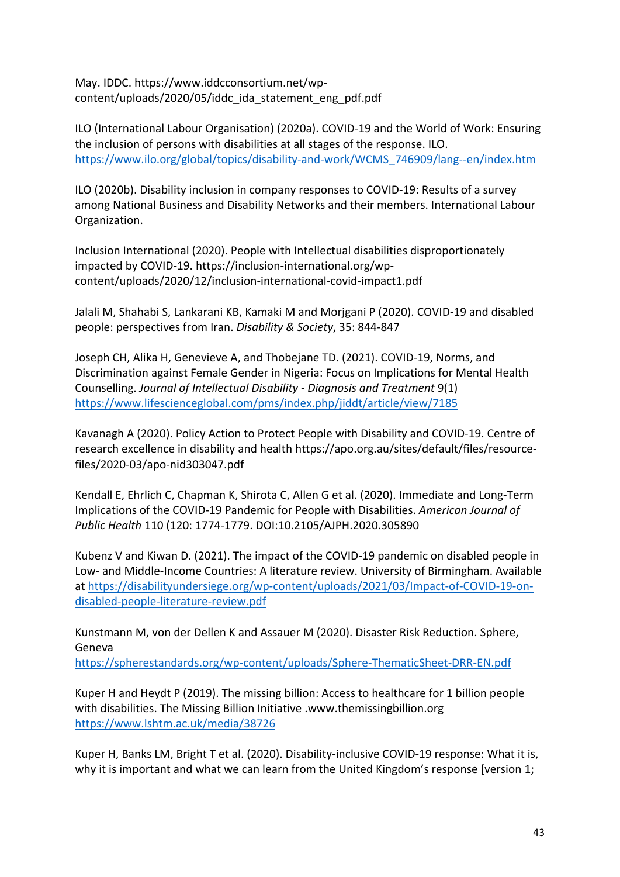May. IDDC. https://www.iddcconsortium.net/wp-content/uploads/2020/05/iddc_ida_statement_eng_pdf.pdf

ILO (International Labour Organisation) (2020a). COVID-19 and the World of Work: Ensuring the inclusion of persons with disabilities at all stages of the response. ILO. https://www.ilo.org/global/topics/disability-and-work/WCMS_746909/lang--en/index.htm

ILO (2020b). Disability inclusion in company responses to COVID-19: Results of a survey among National Business and Disability Networks and their members. International Labour Organization.

Inclusion International (2020). People with Intellectual disabilities disproportionately impacted by COVID-19. https://inclusion-international.org/wp-content/uploads/2020/12/inclusion-international-covid-impact1.pdf

Jalali M, Shahabi S, Lankarani KB, Kamaki M and Morjgani P (2020). COVID-19 and disabled people: perspectives from Iran. *Disability & Society*, 35: 844-847

Joseph CH, Alika H, Genevieve A, and Thobejane TD. (2021). COVID-19, Norms, and Discrimination against Female Gender in Nigeria: Focus on Implications for Mental Health Counselling. *Journal of Intellectual Disability - Diagnosis and Treatment* 9(1) https://www.lifescienceglobal.com/pms/index.php/jiddt/article/view/7185

Kavanagh A (2020). Policy Action to Protect People with Disability and COVID-19. Centre of research excellence in disability and health https://apo.org.au/sites/default/files/resource-files/2020-03/apo-nid303047.pdf

Kendall E, Ehrlich C, Chapman K, Shirota C, Allen G et al. (2020). Immediate and Long-Term Implications of the COVID-19 Pandemic for People with Disabilities. *American Journal of Public Health* 110 (120: 1774-1779. DOI:10.2105/AJPH.2020.305890

Kubenz V and Kiwan D. (2021). The impact of the COVID-19 pandemic on disabled people in Low- and Middle-Income Countries: A literature review. University of Birmingham. Available at https://disabilityundersiege.org/wp-content/uploads/2021/03/Impact-of-COVID-19-on-disabled-people-literature-review.pdf

Kunstmann M, von der Dellen K and Assauer M (2020). Disaster Risk Reduction. Sphere, Geneva https://spherestandards.org/wp-content/uploads/Sphere-ThematicSheet-DRR-EN.pdf

Kuper H and Heydt P (2019). The missing billion: Access to healthcare for 1 billion people with disabilities. The Missing Billion Initiative .www.themissingbillion.org https://www.lshtm.ac.uk/media/38726

Kuper H, Banks LM, Bright T et al. (2020). Disability-inclusive COVID-19 response: What it is, why it is important and what we can learn from the United Kingdom's response [version 1;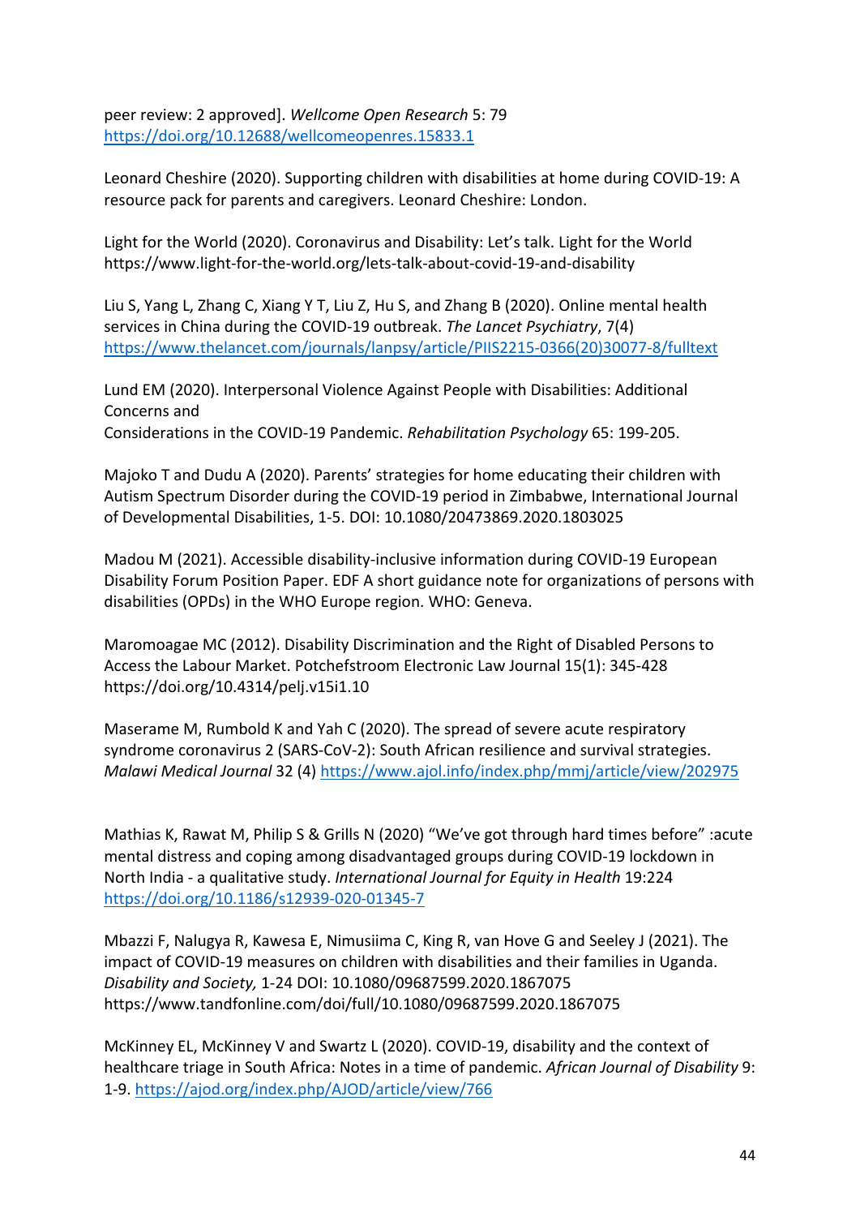peer review: 2 approved]. *Wellcome Open Research* 5: 79 https://doi.org/10.12688/wellcomeopenres.15833.1

Leonard Cheshire (2020). Supporting children with disabilities at home during COVID-19: A resource pack for parents and caregivers. Leonard Cheshire: London.

Light for the World (2020). Coronavirus and Disability: Let's talk. Light for the World https://www.light-for-the-world.org/lets-talk-about-covid-19-and-disability

Liu S, Yang L, Zhang C, Xiang Y T, Liu Z, Hu S, and Zhang B (2020). Online mental health services in China during the COVID-19 outbreak. *The Lancet Psychiatry*, 7(4) https://www.thelancet.com/journals/lanpsy/article/PIIS2215-0366(20)30077-8/fulltext

Lund EM (2020). Interpersonal Violence Against People with Disabilities: Additional Concerns and
Considerations in the COVID-19 Pandemic. *Rehabilitation Psychology* 65: 199-205.

Majoko T and Dudu A (2020). Parents' strategies for home educating their children with Autism Spectrum Disorder during the COVID-19 period in Zimbabwe, International Journal of Developmental Disabilities, 1-5. DOI: 10.1080/20473869.2020.1803025

Madou M (2021). Accessible disability-inclusive information during COVID-19 European Disability Forum Position Paper. EDF A short guidance note for organizations of persons with disabilities (OPDs) in the WHO Europe region. WHO: Geneva.

Maromoagae MC (2012). Disability Discrimination and the Right of Disabled Persons to Access the Labour Market. Potchefstroom Electronic Law Journal 15(1): 345-428 https://doi.org/10.4314/pelj.v15i1.10

Maserame M, Rumbold K and Yah C (2020). The spread of severe acute respiratory syndrome coronavirus 2 (SARS-CoV-2): South African resilience and survival strategies. *Malawi Medical Journal* 32 (4) https://www.ajol.info/index.php/mmj/article/view/202975

Mathias K, Rawat M, Philip S & Grills N (2020) "We've got through hard times before" :acute mental distress and coping among disadvantaged groups during COVID-19 lockdown in North India - a qualitative study. *International Journal for Equity in Health* 19:224 https://doi.org/10.1186/s12939-020-01345-7

Mbazzi F, Nalugya R, Kawesa E, Nimusiima C, King R, van Hove G and Seeley J (2021). The impact of COVID-19 measures on children with disabilities and their families in Uganda. *Disability and Society,* 1-24 DOI: 10.1080/09687599.2020.1867075 https://www.tandfonline.com/doi/full/10.1080/09687599.2020.1867075

McKinney EL, McKinney V and Swartz L (2020). COVID-19, disability and the context of healthcare triage in South Africa: Notes in a time of pandemic. *African Journal of Disability* 9: 1-9. https://ajod.org/index.php/AJOD/article/view/766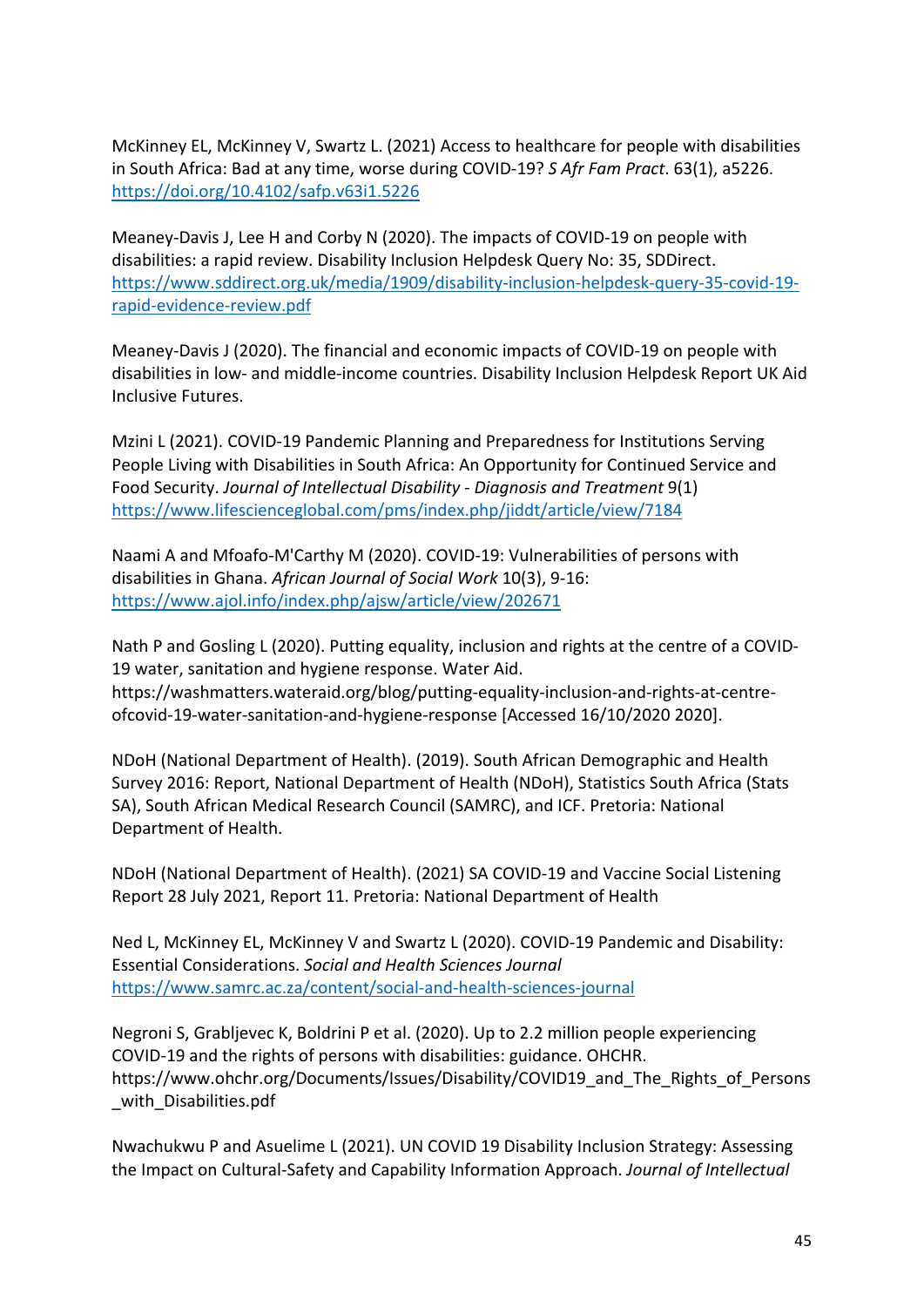McKinney EL, McKinney V, Swartz L. (2021) Access to healthcare for people with disabilities in South Africa: Bad at any time, worse during COVID-19? *S Afr Fam Pract*. 63(1), a5226. https://doi.org/10.4102/safp.v63i1.5226

Meaney-Davis J, Lee H and Corby N (2020). The impacts of COVID-19 on people with disabilities: a rapid review. Disability Inclusion Helpdesk Query No: 35, SDDirect. https://www.sddirect.org.uk/media/1909/disability-inclusion-helpdesk-query-35-covid-19-rapid-evidence-review.pdf

Meaney-Davis J (2020). The financial and economic impacts of COVID-19 on people with disabilities in low- and middle-income countries. Disability Inclusion Helpdesk Report UK Aid Inclusive Futures.

Mzini L (2021). COVID-19 Pandemic Planning and Preparedness for Institutions Serving People Living with Disabilities in South Africa: An Opportunity for Continued Service and Food Security. *Journal of Intellectual Disability - Diagnosis and Treatment* 9(1) https://www.lifescienceglobal.com/pms/index.php/jiddt/article/view/7184

Naami A and Mfoafo-M'Carthy M (2020). COVID-19: Vulnerabilities of persons with disabilities in Ghana. *African Journal of Social Work* 10(3), 9-16: https://www.ajol.info/index.php/ajsw/article/view/202671

Nath P and Gosling L (2020). Putting equality, inclusion and rights at the centre of a COVID-19 water, sanitation and hygiene response. Water Aid. https://washmatters.wateraid.org/blog/putting-equality-inclusion-and-rights-at-centre-ofcovid-19-water-sanitation-and-hygiene-response [Accessed 16/10/2020 2020].

NDoH (National Department of Health). (2019). South African Demographic and Health Survey 2016: Report, National Department of Health (NDoH), Statistics South Africa (Stats SA), South African Medical Research Council (SAMRC), and ICF. Pretoria: National Department of Health.

NDoH (National Department of Health). (2021) SA COVID-19 and Vaccine Social Listening Report 28 July 2021, Report 11. Pretoria: National Department of Health

Ned L, McKinney EL, McKinney V and Swartz L (2020). COVID-19 Pandemic and Disability: Essential Considerations. *Social and Health Sciences Journal* https://www.samrc.ac.za/content/social-and-health-sciences-journal

Negroni S, Grabljevec K, Boldrini P et al. (2020). Up to 2.2 million people experiencing COVID-19 and the rights of persons with disabilities: guidance. OHCHR. https://www.ohchr.org/Documents/Issues/Disability/COVID19_and_The_Rights_of_Persons_with_Disabilities.pdf

Nwachukwu P and Asuelime L (2021). UN COVID 19 Disability Inclusion Strategy: Assessing the Impact on Cultural-Safety and Capability Information Approach. *Journal of Intellectual*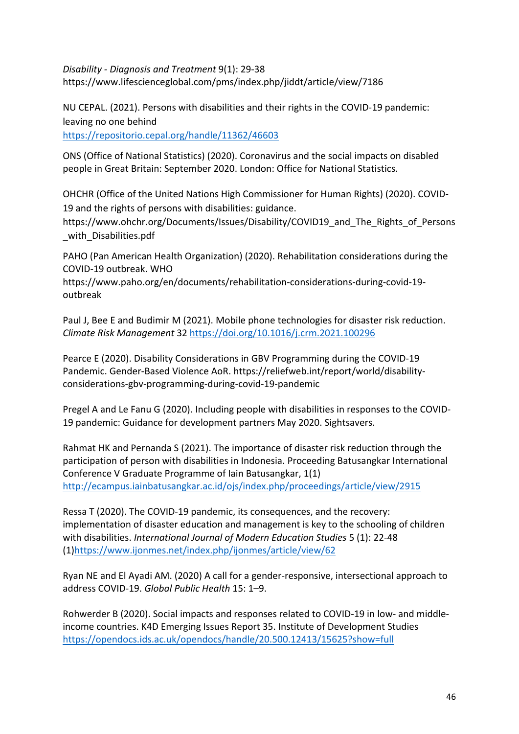*Disability - Diagnosis and Treatment* 9(1): 29-38
https://www.lifescienceglobal.com/pms/index.php/jiddt/article/view/7186

NU CEPAL. (2021). Persons with disabilities and their rights in the COVID-19 pandemic: leaving no one behind
https://repositorio.cepal.org/handle/11362/46603

ONS (Office of National Statistics) (2020). Coronavirus and the social impacts on disabled people in Great Britain: September 2020. London: Office for National Statistics.

OHCHR (Office of the United Nations High Commissioner for Human Rights) (2020). COVID-19 and the rights of persons with disabilities: guidance.
https://www.ohchr.org/Documents/Issues/Disability/COVID19_and_The_Rights_of_Persons_with_Disabilities.pdf

PAHO (Pan American Health Organization) (2020). Rehabilitation considerations during the COVID-19 outbreak. WHO
https://www.paho.org/en/documents/rehabilitation-considerations-during-covid-19-outbreak

Paul J, Bee E and Budimir M (2021). Mobile phone technologies for disaster risk reduction. *Climate Risk Management* 32 https://doi.org/10.1016/j.crm.2021.100296

Pearce E (2020). Disability Considerations in GBV Programming during the COVID-19 Pandemic. Gender-Based Violence AoR. https://reliefweb.int/report/world/disability-considerations-gbv-programming-during-covid-19-pandemic

Pregel A and Le Fanu G (2020). Including people with disabilities in responses to the COVID-19 pandemic: Guidance for development partners May 2020. Sightsavers.

Rahmat HK and Pernanda S (2021). The importance of disaster risk reduction through the participation of person with disabilities in Indonesia. Proceeding Batusangkar International Conference V Graduate Programme of Iain Batusangkar, 1(1)
http://ecampus.iainbatusangkar.ac.id/ojs/index.php/proceedings/article/view/2915

Ressa T (2020). The COVID-19 pandemic, its consequences, and the recovery: implementation of disaster education and management is key to the schooling of children with disabilities. *International Journal of Modern Education Studies* 5 (1): 22-48 (1)https://www.ijonmes.net/index.php/ijonmes/article/view/62

Ryan NE and El Ayadi AM. (2020) A call for a gender-responsive, intersectional approach to address COVID-19. *Global Public Health* 15: 1–9.

Rohwerder B (2020). Social impacts and responses related to COVID-19 in low- and middle-income countries. K4D Emerging Issues Report 35. Institute of Development Studies
https://opendocs.ids.ac.uk/opendocs/handle/20.500.12413/15625?show=full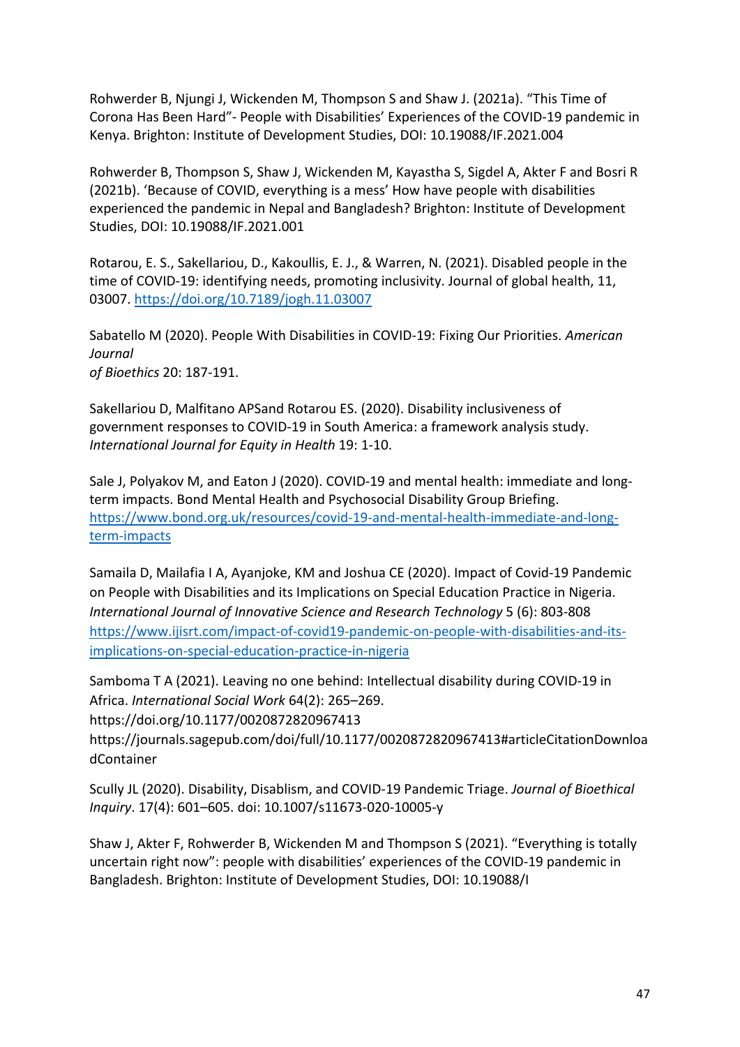Rohwerder B, Njungi J, Wickenden M, Thompson S and Shaw J. (2021a). "This Time of Corona Has Been Hard"- People with Disabilities' Experiences of the COVID-19 pandemic in Kenya. Brighton: Institute of Development Studies, DOI: 10.19088/IF.2021.004

Rohwerder B, Thompson S, Shaw J, Wickenden M, Kayastha S, Sigdel A, Akter F and Bosri R (2021b). 'Because of COVID, everything is a mess' How have people with disabilities experienced the pandemic in Nepal and Bangladesh? Brighton: Institute of Development Studies, DOI: 10.19088/IF.2021.001

Rotarou, E. S., Sakellariou, D., Kakoullis, E. J., & Warren, N. (2021). Disabled people in the time of COVID-19: identifying needs, promoting inclusivity. Journal of global health, 11, 03007. https://doi.org/10.7189/jogh.11.03007

Sabatello M (2020). People With Disabilities in COVID-19: Fixing Our Priorities. *American Journal of Bioethics* 20: 187-191.

Sakellariou D, Malfitano APSand Rotarou ES. (2020). Disability inclusiveness of government responses to COVID-19 in South America: a framework analysis study. *International Journal for Equity in Health* 19: 1-10.

Sale J, Polyakov M, and Eaton J (2020). COVID-19 and mental health: immediate and long-term impacts. Bond Mental Health and Psychosocial Disability Group Briefing. https://www.bond.org.uk/resources/covid-19-and-mental-health-immediate-and-long-term-impacts

Samaila D, Mailafia I A, Ayanjoke, KM and Joshua CE (2020). Impact of Covid-19 Pandemic on People with Disabilities and its Implications on Special Education Practice in Nigeria. *International Journal of Innovative Science and Research Technology* 5 (6): 803-808 https://www.ijisrt.com/impact-of-covid19-pandemic-on-people-with-disabilities-and-its-implications-on-special-education-practice-in-nigeria

Samboma T A (2021). Leaving no one behind: Intellectual disability during COVID-19 in Africa. *International Social Work* 64(2): 265–269. https://doi.org/10.1177/0020872820967413 https://journals.sagepub.com/doi/full/10.1177/0020872820967413#articleCitationDownloadContainer

Scully JL (2020). Disability, Disablism, and COVID-19 Pandemic Triage. *Journal of Bioethical Inquiry*. 17(4): 601–605. doi: 10.1007/s11673-020-10005-y

Shaw J, Akter F, Rohwerder B, Wickenden M and Thompson S (2021). "Everything is totally uncertain right now": people with disabilities' experiences of the COVID-19 pandemic in Bangladesh. Brighton: Institute of Development Studies, DOI: 10.19088/I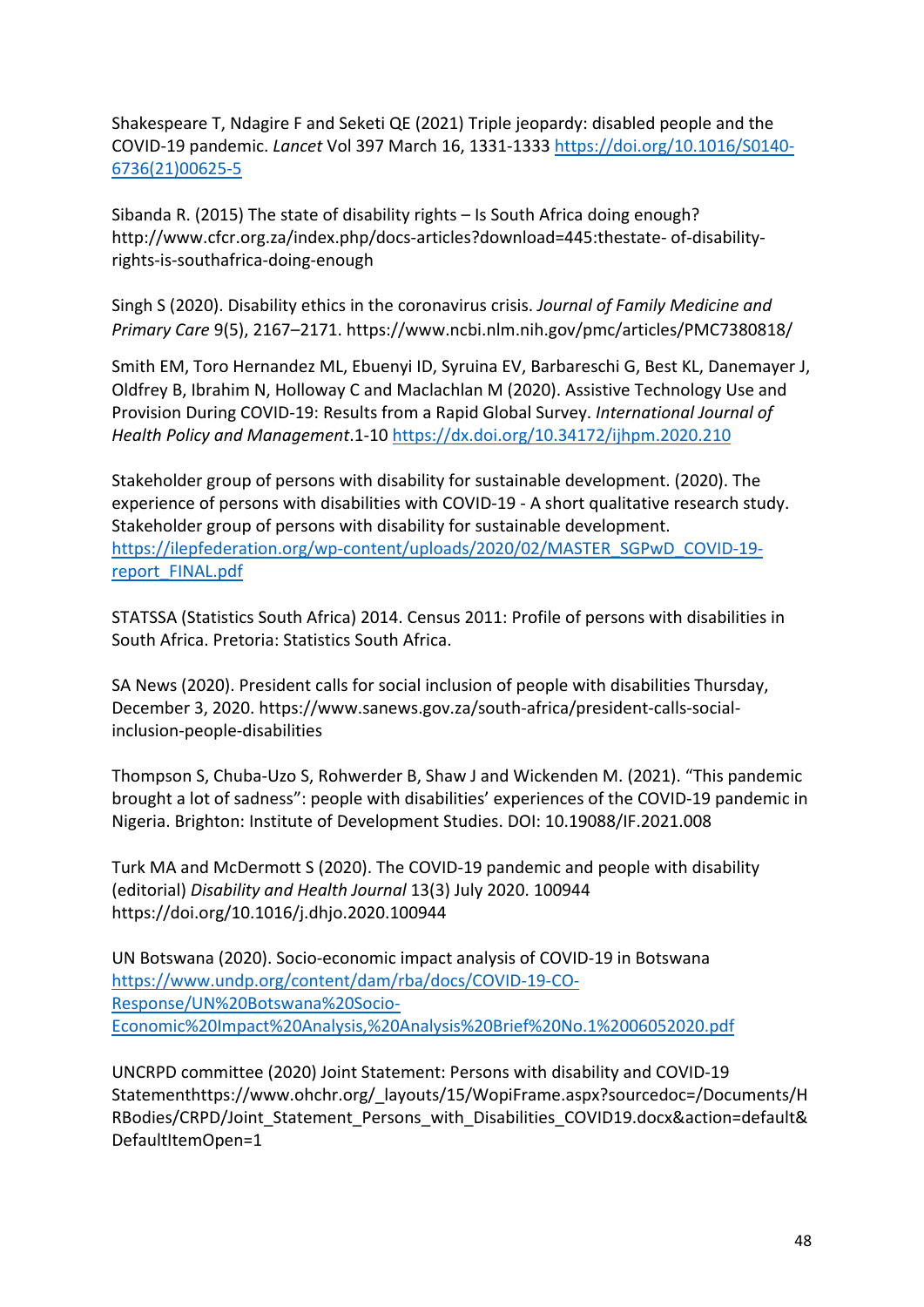Shakespeare T, Ndagire F and Seketi QE (2021) Triple jeopardy: disabled people and the COVID-19 pandemic. *Lancet* Vol 397 March 16, 1331-1333 https://doi.org/10.1016/S0140-6736(21)00625-5

Sibanda R. (2015) The state of disability rights – Is South Africa doing enough? http://www.cfcr.org.za/index.php/docs-articles?download=445:thestate- of-disability-rights-is-southafrica-doing-enough

Singh S (2020). Disability ethics in the coronavirus crisis. *Journal of Family Medicine and Primary Care* 9(5), 2167–2171. https://www.ncbi.nlm.nih.gov/pmc/articles/PMC7380818/

Smith EM, Toro Hernandez ML, Ebuenyi ID, Syruina EV, Barbareschi G, Best KL, Danemayer J, Oldfrey B, Ibrahim N, Holloway C and Maclachlan M (2020). Assistive Technology Use and Provision During COVID-19: Results from a Rapid Global Survey. *International Journal of Health Policy and Management*.1-10 https://dx.doi.org/10.34172/ijhpm.2020.210

Stakeholder group of persons with disability for sustainable development. (2020). The experience of persons with disabilities with COVID-19 - A short qualitative research study. Stakeholder group of persons with disability for sustainable development. https://ilepfederation.org/wp-content/uploads/2020/02/MASTER_SGPwD_COVID-19-report_FINAL.pdf

STATSSA (Statistics South Africa) 2014. Census 2011: Profile of persons with disabilities in South Africa. Pretoria: Statistics South Africa.

SA News (2020). President calls for social inclusion of people with disabilities Thursday, December 3, 2020. https://www.sanews.gov.za/south-africa/president-calls-social-inclusion-people-disabilities

Thompson S, Chuba-Uzo S, Rohwerder B, Shaw J and Wickenden M. (2021). "This pandemic brought a lot of sadness": people with disabilities' experiences of the COVID-19 pandemic in Nigeria. Brighton: Institute of Development Studies. DOI: 10.19088/IF.2021.008

Turk MA and McDermott S (2020). The COVID-19 pandemic and people with disability (editorial) *Disability and Health Journal* 13(3) July 2020. 100944 https://doi.org/10.1016/j.dhjo.2020.100944

UN Botswana (2020). Socio-economic impact analysis of COVID-19 in Botswana https://www.undp.org/content/dam/rba/docs/COVID-19-CO-Response/UN%20Botswana%20Socio-Economic%20Impact%20Analysis,%20Analysis%20Brief%20No.1%2006052020.pdf

UNCRPD committee (2020) Joint Statement: Persons with disability and COVID-19 Statementhttps://www.ohchr.org/_layouts/15/WopiFrame.aspx?sourcedoc=/Documents/HRBodies/CRPD/Joint_Statement_Persons_with_Disabilities_COVID19.docx&action=default&DefaultItemOpen=1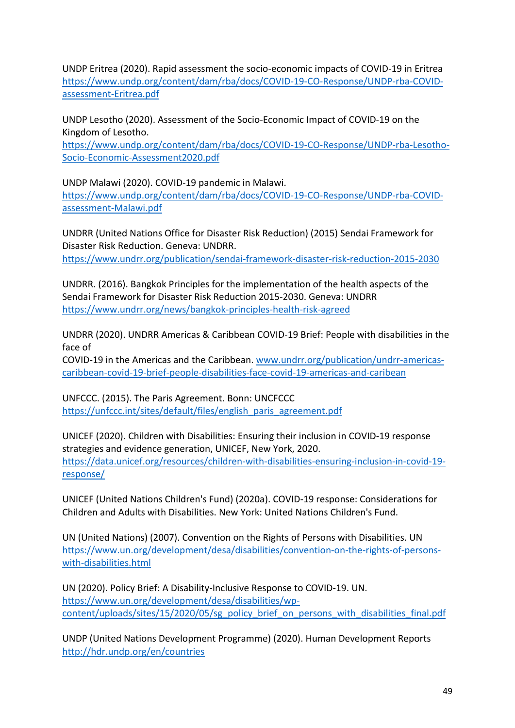UNDP Eritrea (2020). Rapid assessment the socio-economic impacts of COVID-19 in Eritrea https://www.undp.org/content/dam/rba/docs/COVID-19-CO-Response/UNDP-rba-COVID-assessment-Eritrea.pdf

UNDP Lesotho (2020). Assessment of the Socio-Economic Impact of COVID-19 on the Kingdom of Lesotho.
https://www.undp.org/content/dam/rba/docs/COVID-19-CO-Response/UNDP-rba-Lesotho-Socio-Economic-Assessment2020.pdf

UNDP Malawi (2020). COVID-19 pandemic in Malawi.
https://www.undp.org/content/dam/rba/docs/COVID-19-CO-Response/UNDP-rba-COVID-assessment-Malawi.pdf

UNDRR (United Nations Office for Disaster Risk Reduction) (2015) Sendai Framework for Disaster Risk Reduction. Geneva: UNDRR.
https://www.undrr.org/publication/sendai-framework-disaster-risk-reduction-2015-2030

UNDRR. (2016). Bangkok Principles for the implementation of the health aspects of the Sendai Framework for Disaster Risk Reduction 2015-2030. Geneva: UNDRR
https://www.undrr.org/news/bangkok-principles-health-risk-agreed

UNDRR (2020). UNDRR Americas & Caribbean COVID-19 Brief: People with disabilities in the face of
COVID-19 in the Americas and the Caribbean. www.undrr.org/publication/undrr-americas-caribbean-covid-19-brief-people-disabilities-face-covid-19-americas-and-caribean

UNFCCC. (2015). The Paris Agreement. Bonn: UNCFCCC
https://unfccc.int/sites/default/files/english_paris_agreement.pdf

UNICEF (2020). Children with Disabilities: Ensuring their inclusion in COVID-19 response strategies and evidence generation, UNICEF, New York, 2020.
https://data.unicef.org/resources/children-with-disabilities-ensuring-inclusion-in-covid-19-response/

UNICEF (United Nations Children's Fund) (2020a). COVID-19 response: Considerations for Children and Adults with Disabilities. New York: United Nations Children's Fund.

UN (United Nations) (2007). Convention on the Rights of Persons with Disabilities. UN
https://www.un.org/development/desa/disabilities/convention-on-the-rights-of-persons-with-disabilities.html

UN (2020). Policy Brief: A Disability-Inclusive Response to COVID-19. UN.
https://www.un.org/development/desa/disabilities/wp-content/uploads/sites/15/2020/05/sg_policy_brief_on_persons_with_disabilities_final.pdf

UNDP (United Nations Development Programme) (2020). Human Development Reports
http://hdr.undp.org/en/countries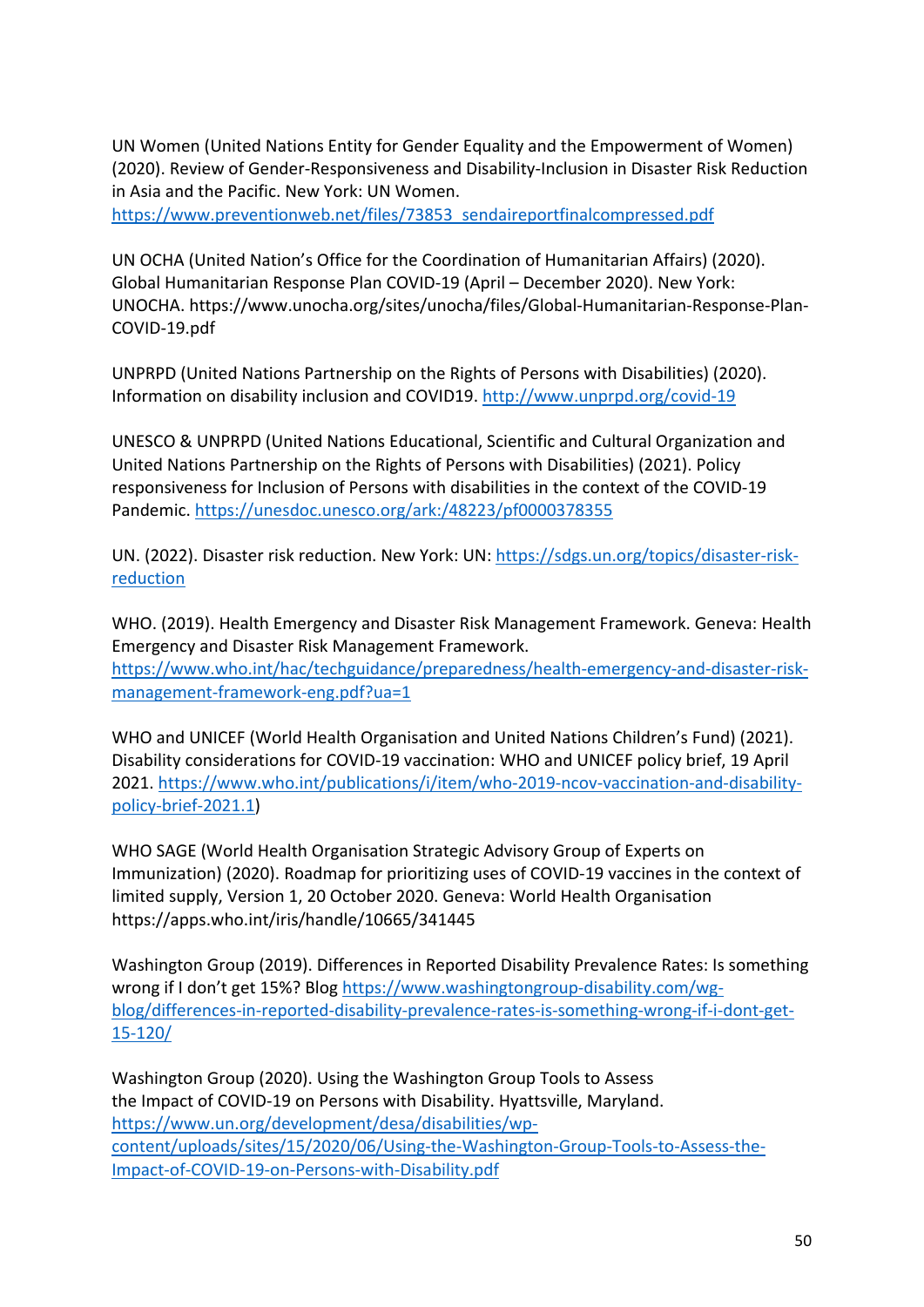UN Women (United Nations Entity for Gender Equality and the Empowerment of Women) (2020). Review of Gender-Responsiveness and Disability-Inclusion in Disaster Risk Reduction in Asia and the Pacific. New York: UN Women. https://www.preventionweb.net/files/73853_sendaireportfinalcompressed.pdf

UN OCHA (United Nation's Office for the Coordination of Humanitarian Affairs) (2020). Global Humanitarian Response Plan COVID-19 (April – December 2020). New York: UNOCHA. https://www.unocha.org/sites/unocha/files/Global-Humanitarian-Response-Plan-COVID-19.pdf

UNPRPD (United Nations Partnership on the Rights of Persons with Disabilities) (2020). Information on disability inclusion and COVID19. http://www.unprpd.org/covid-19

UNESCO & UNPRPD (United Nations Educational, Scientific and Cultural Organization and United Nations Partnership on the Rights of Persons with Disabilities) (2021). Policy responsiveness for Inclusion of Persons with disabilities in the context of the COVID-19 Pandemic. https://unesdoc.unesco.org/ark:/48223/pf0000378355

UN. (2022). Disaster risk reduction. New York: UN: https://sdgs.un.org/topics/disaster-risk-reduction

WHO. (2019). Health Emergency and Disaster Risk Management Framework. Geneva: Health Emergency and Disaster Risk Management Framework. https://www.who.int/hac/techguidance/preparedness/health-emergency-and-disaster-risk-management-framework-eng.pdf?ua=1

WHO and UNICEF (World Health Organisation and United Nations Children's Fund) (2021). Disability considerations for COVID-19 vaccination: WHO and UNICEF policy brief, 19 April 2021. https://www.who.int/publications/i/item/who-2019-ncov-vaccination-and-disability-policy-brief-2021.1)

WHO SAGE (World Health Organisation Strategic Advisory Group of Experts on Immunization) (2020). Roadmap for prioritizing uses of COVID-19 vaccines in the context of limited supply, Version 1, 20 October 2020. Geneva: World Health Organisation https://apps.who.int/iris/handle/10665/341445

Washington Group (2019). Differences in Reported Disability Prevalence Rates: Is something wrong if I don't get 15%? Blog https://www.washingtongroup-disability.com/wg-blog/differences-in-reported-disability-prevalence-rates-is-something-wrong-if-i-dont-get-15-120/

Washington Group (2020). Using the Washington Group Tools to Assess the Impact of COVID-19 on Persons with Disability. Hyattsville, Maryland. https://www.un.org/development/desa/disabilities/wp-content/uploads/sites/15/2020/06/Using-the-Washington-Group-Tools-to-Assess-the-Impact-of-COVID-19-on-Persons-with-Disability.pdf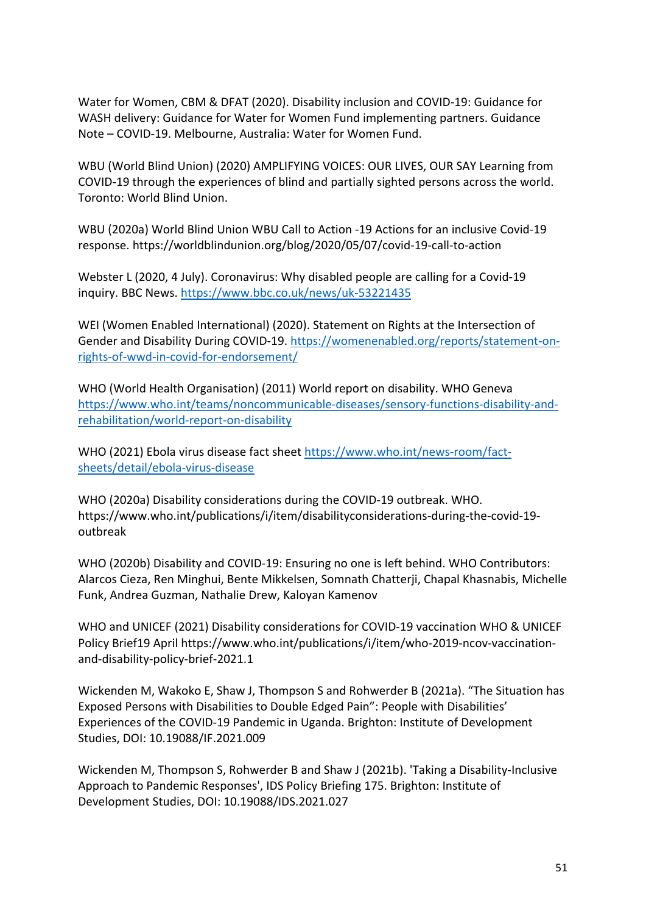Water for Women, CBM & DFAT (2020). Disability inclusion and COVID-19: Guidance for WASH delivery: Guidance for Water for Women Fund implementing partners. Guidance Note – COVID-19. Melbourne, Australia: Water for Women Fund.

WBU (World Blind Union) (2020) AMPLIFYING VOICES: OUR LIVES, OUR SAY Learning from COVID-19 through the experiences of blind and partially sighted persons across the world. Toronto: World Blind Union.

WBU (2020a) World Blind Union WBU Call to Action -19 Actions for an inclusive Covid-19 response. https://worldblindunion.org/blog/2020/05/07/covid-19-call-to-action

Webster L (2020, 4 July). Coronavirus: Why disabled people are calling for a Covid-19 inquiry. BBC News. https://www.bbc.co.uk/news/uk-53221435

WEI (Women Enabled International) (2020). Statement on Rights at the Intersection of Gender and Disability During COVID-19. https://womenenabled.org/reports/statement-on-rights-of-wwd-in-covid-for-endorsement/

WHO (World Health Organisation) (2011) World report on disability. WHO Geneva https://www.who.int/teams/noncommunicable-diseases/sensory-functions-disability-and-rehabilitation/world-report-on-disability

WHO (2021) Ebola virus disease fact sheet https://www.who.int/news-room/fact-sheets/detail/ebola-virus-disease

WHO (2020a) Disability considerations during the COVID-19 outbreak. WHO. https://www.who.int/publications/i/item/disabilityconsiderations-during-the-covid-19-outbreak

WHO (2020b) Disability and COVID-19: Ensuring no one is left behind. WHO Contributors: Alarcos Cieza, Ren Minghui, Bente Mikkelsen, Somnath Chatterji, Chapal Khasnabis, Michelle Funk, Andrea Guzman, Nathalie Drew, Kaloyan Kamenov

WHO and UNICEF (2021) Disability considerations for COVID-19 vaccination WHO & UNICEF Policy Brief19 April https://www.who.int/publications/i/item/who-2019-ncov-vaccination-and-disability-policy-brief-2021.1

Wickenden M, Wakoko E, Shaw J, Thompson S and Rohwerder B (2021a). “The Situation has Exposed Persons with Disabilities to Double Edged Pain”: People with Disabilities’ Experiences of the COVID-19 Pandemic in Uganda. Brighton: Institute of Development Studies, DOI: 10.19088/IF.2021.009

Wickenden M, Thompson S, Rohwerder B and Shaw J (2021b). 'Taking a Disability-Inclusive Approach to Pandemic Responses', IDS Policy Briefing 175. Brighton: Institute of Development Studies, DOI: 10.19088/IDS.2021.027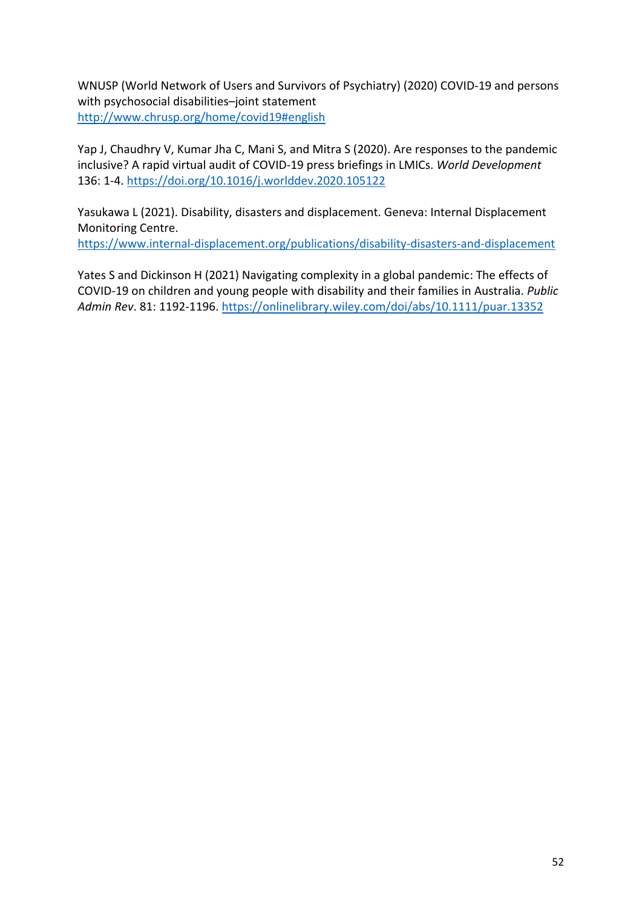WNUSP (World Network of Users and Survivors of Psychiatry) (2020) COVID-19 and persons with psychosocial disabilities–joint statement
http://www.chrusp.org/home/covid19#english

Yap J, Chaudhry V, Kumar Jha C, Mani S, and Mitra S (2020). Are responses to the pandemic inclusive? A rapid virtual audit of COVID-19 press briefings in LMICs. *World Development* 136: 1-4. https://doi.org/10.1016/j.worlddev.2020.105122

Yasukawa L (2021). Disability, disasters and displacement. Geneva: Internal Displacement Monitoring Centre.
https://www.internal-displacement.org/publications/disability-disasters-and-displacement

Yates S and Dickinson H (2021) Navigating complexity in a global pandemic: The effects of COVID-19 on children and young people with disability and their families in Australia. *Public Admin Rev*. 81: 1192-1196. https://onlinelibrary.wiley.com/doi/abs/10.1111/puar.13352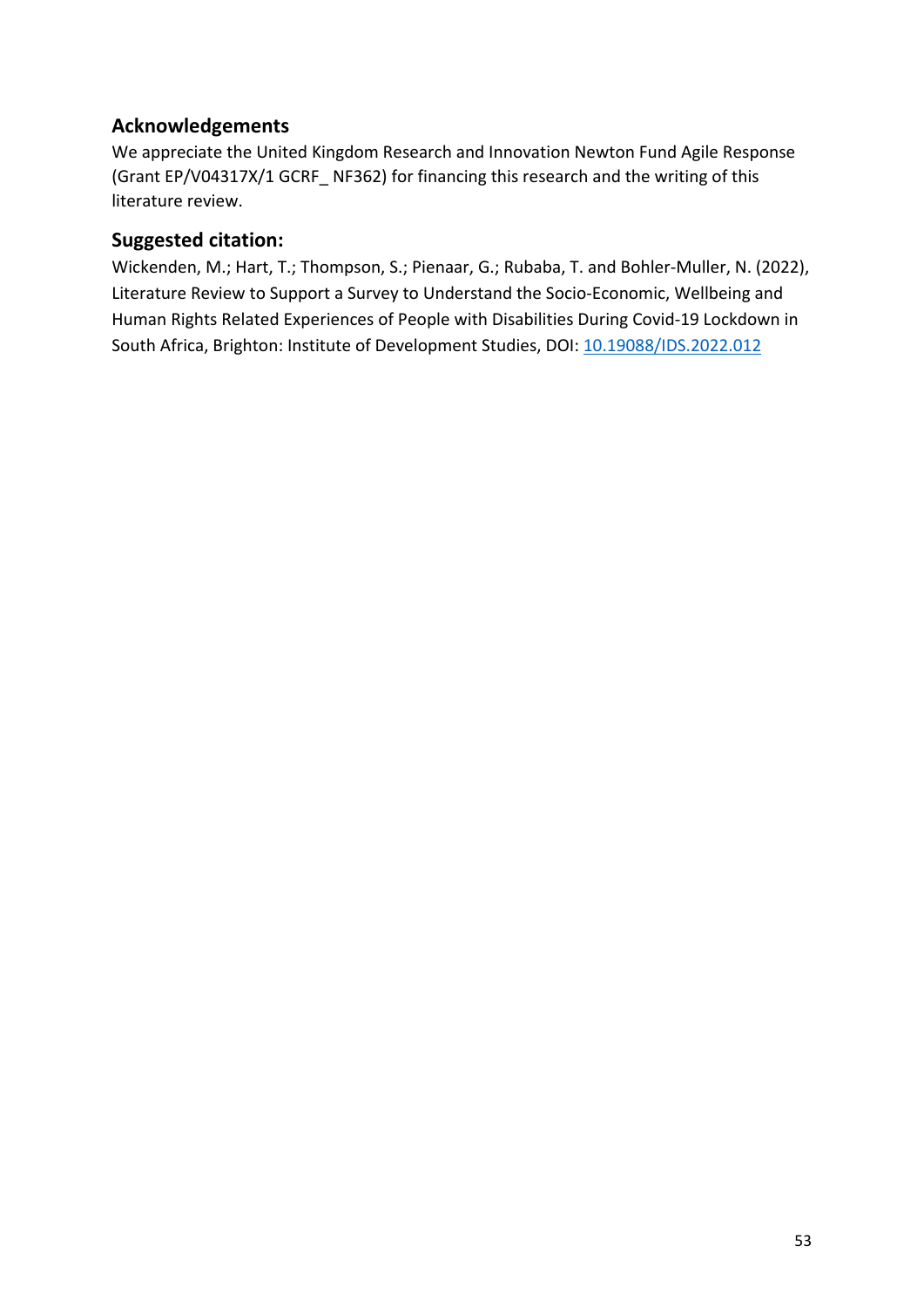## Acknowledgements

We appreciate the United Kingdom Research and Innovation Newton Fund Agile Response (Grant EP/V04317X/1 GCRF_ NF362) for financing this research and the writing of this literature review.

## Suggested citation:

Wickenden, M.; Hart, T.; Thompson, S.; Pienaar, G.; Rubaba, T. and Bohler-Muller, N. (2022), Literature Review to Support a Survey to Understand the Socio-Economic, Wellbeing and Human Rights Related Experiences of People with Disabilities During Covid-19 Lockdown in South Africa, Brighton: Institute of Development Studies, DOI: 10.19088/IDS.2022.012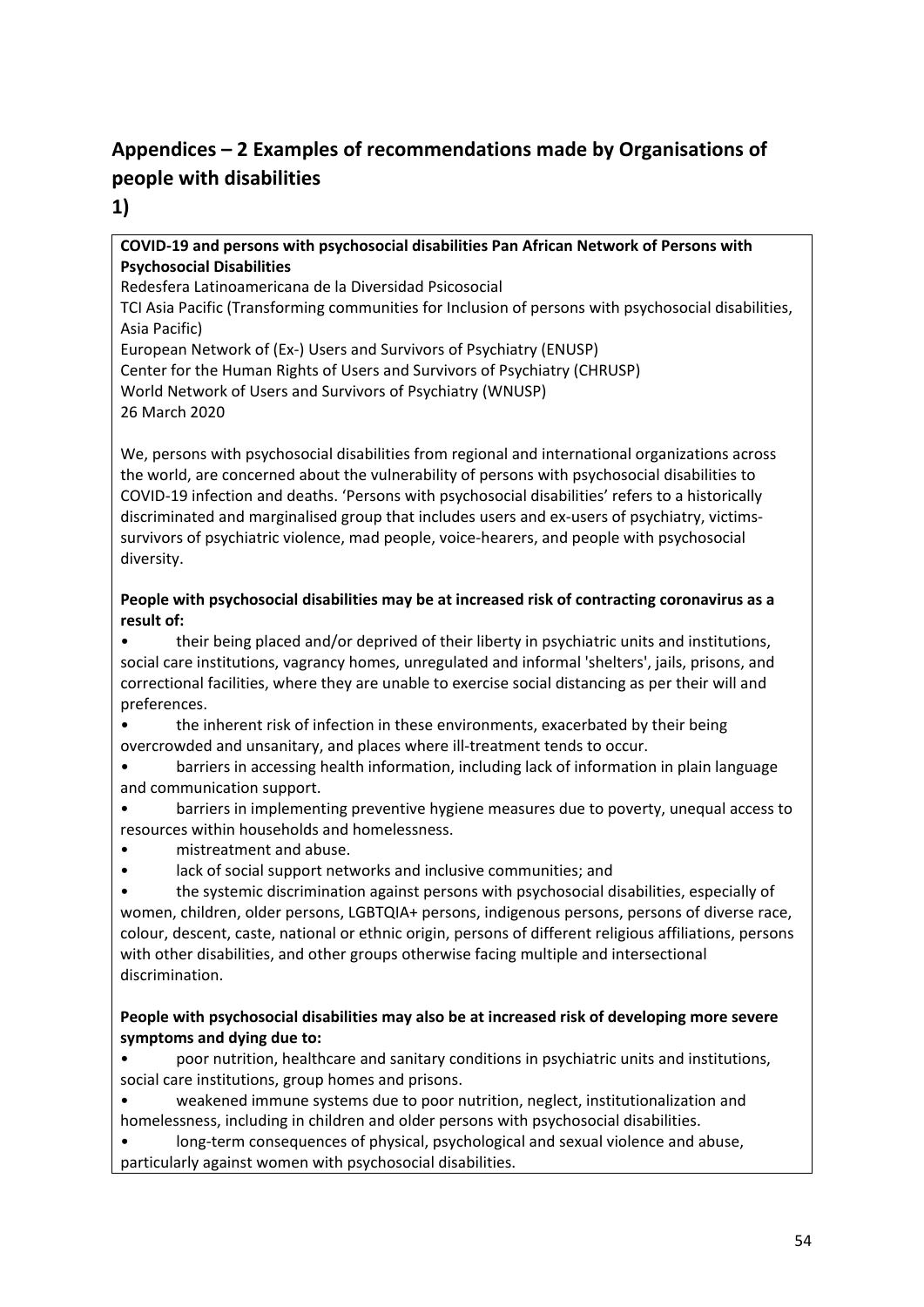## Appendices – 2 Examples of recommendations made by Organisations of people with disabilities

## 1)

**COVID-19 and persons with psychosocial disabilities Pan African Network of Persons with Psychosocial Disabilities**

Redesfera Latinoamericana de la Diversidad Psicosocial

TCI Asia Pacific (Transforming communities for Inclusion of persons with psychosocial disabilities, Asia Pacific)

European Network of (Ex-) Users and Survivors of Psychiatry (ENUSP)

Center for the Human Rights of Users and Survivors of Psychiatry (CHRUSP)

World Network of Users and Survivors of Psychiatry (WNUSP)

26 March 2020

We, persons with psychosocial disabilities from regional and international organizations across the world, are concerned about the vulnerability of persons with psychosocial disabilities to COVID-19 infection and deaths. 'Persons with psychosocial disabilities' refers to a historically discriminated and marginalised group that includes users and ex-users of psychiatry, victims-survivors of psychiatric violence, mad people, voice-hearers, and people with psychosocial diversity.

**People with psychosocial disabilities may be at increased risk of contracting coronavirus as a result of:**

- their being placed and/or deprived of their liberty in psychiatric units and institutions, social care institutions, vagrancy homes, unregulated and informal 'shelters', jails, prisons, and correctional facilities, where they are unable to exercise social distancing as per their will and preferences.
- the inherent risk of infection in these environments, exacerbated by their being overcrowded and unsanitary, and places where ill-treatment tends to occur.
- barriers in accessing health information, including lack of information in plain language and communication support.
- barriers in implementing preventive hygiene measures due to poverty, unequal access to resources within households and homelessness.
- mistreatment and abuse.
- lack of social support networks and inclusive communities; and
- the systemic discrimination against persons with psychosocial disabilities, especially of women, children, older persons, LGBTQIA+ persons, indigenous persons, persons of diverse race, colour, descent, caste, national or ethnic origin, persons of different religious affiliations, persons with other disabilities, and other groups otherwise facing multiple and intersectional discrimination.

**People with psychosocial disabilities may also be at increased risk of developing more severe symptoms and dying due to:**

- poor nutrition, healthcare and sanitary conditions in psychiatric units and institutions, social care institutions, group homes and prisons.
- weakened immune systems due to poor nutrition, neglect, institutionalization and homelessness, including in children and older persons with psychosocial disabilities.
- long-term consequences of physical, psychological and sexual violence and abuse, particularly against women with psychosocial disabilities.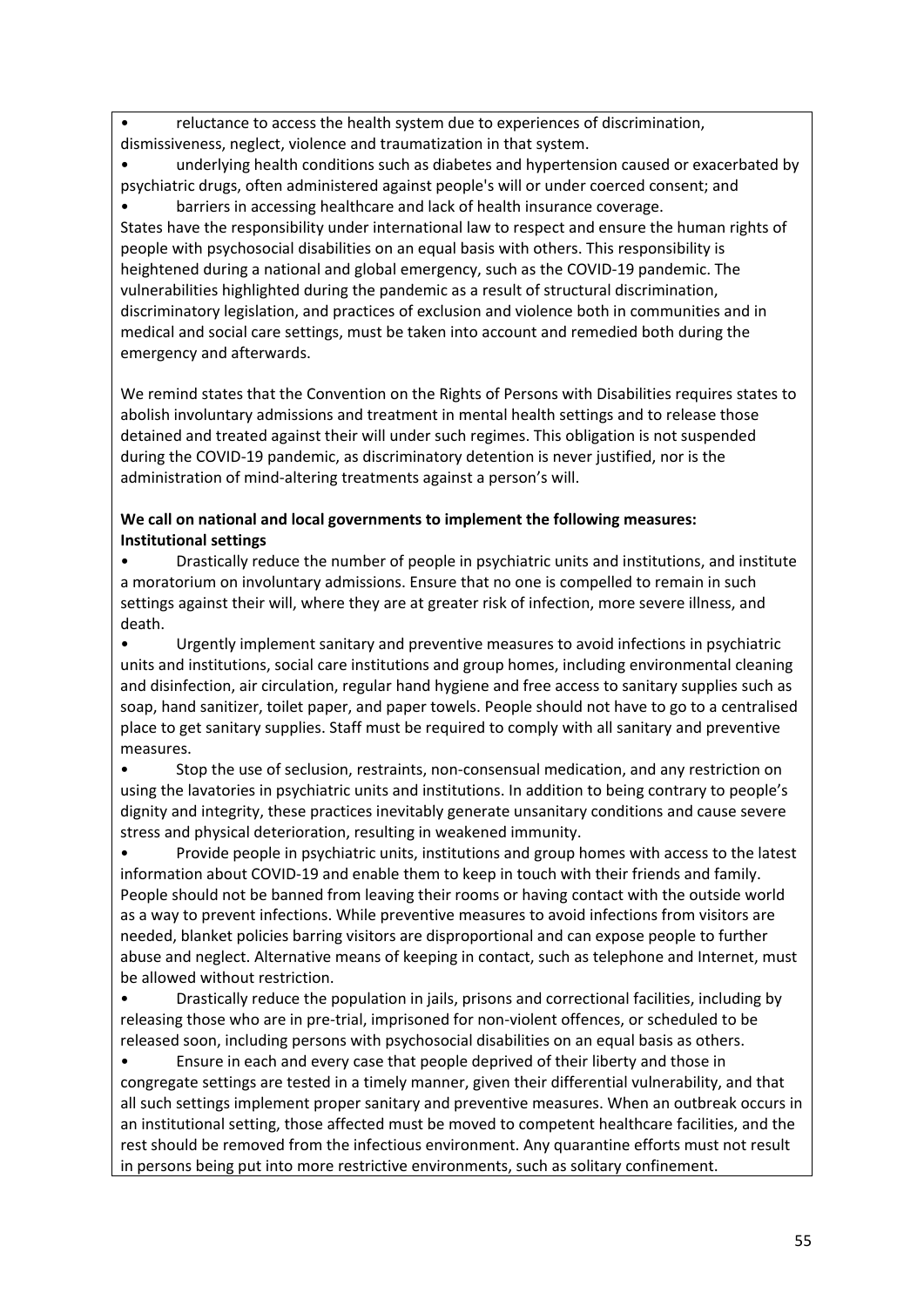- reluctance to access the health system due to experiences of discrimination, dismissiveness, neglect, violence and traumatization in that system.
- underlying health conditions such as diabetes and hypertension caused or exacerbated by psychiatric drugs, often administered against people's will or under coerced consent; and
- barriers in accessing healthcare and lack of health insurance coverage.

States have the responsibility under international law to respect and ensure the human rights of people with psychosocial disabilities on an equal basis with others. This responsibility is heightened during a national and global emergency, such as the COVID-19 pandemic. The vulnerabilities highlighted during the pandemic as a result of structural discrimination, discriminatory legislation, and practices of exclusion and violence both in communities and in medical and social care settings, must be taken into account and remedied both during the emergency and afterwards.

We remind states that the Convention on the Rights of Persons with Disabilities requires states to abolish involuntary admissions and treatment in mental health settings and to release those detained and treated against their will under such regimes. This obligation is not suspended during the COVID-19 pandemic, as discriminatory detention is never justified, nor is the administration of mind-altering treatments against a person's will.

**We call on national and local governments to implement the following measures:**
**Institutional settings**

- Drastically reduce the number of people in psychiatric units and institutions, and institute a moratorium on involuntary admissions. Ensure that no one is compelled to remain in such settings against their will, where they are at greater risk of infection, more severe illness, and death.
- Urgently implement sanitary and preventive measures to avoid infections in psychiatric units and institutions, social care institutions and group homes, including environmental cleaning and disinfection, air circulation, regular hand hygiene and free access to sanitary supplies such as soap, hand sanitizer, toilet paper, and paper towels. People should not have to go to a centralised place to get sanitary supplies. Staff must be required to comply with all sanitary and preventive measures.
- Stop the use of seclusion, restraints, non-consensual medication, and any restriction on using the lavatories in psychiatric units and institutions. In addition to being contrary to people's dignity and integrity, these practices inevitably generate unsanitary conditions and cause severe stress and physical deterioration, resulting in weakened immunity.
- Provide people in psychiatric units, institutions and group homes with access to the latest information about COVID-19 and enable them to keep in touch with their friends and family. People should not be banned from leaving their rooms or having contact with the outside world as a way to prevent infections. While preventive measures to avoid infections from visitors are needed, blanket policies barring visitors are disproportional and can expose people to further abuse and neglect. Alternative means of keeping in contact, such as telephone and Internet, must be allowed without restriction.
- Drastically reduce the population in jails, prisons and correctional facilities, including by releasing those who are in pre-trial, imprisoned for non-violent offences, or scheduled to be released soon, including persons with psychosocial disabilities on an equal basis as others.
- Ensure in each and every case that people deprived of their liberty and those in congregate settings are tested in a timely manner, given their differential vulnerability, and that all such settings implement proper sanitary and preventive measures. When an outbreak occurs in an institutional setting, those affected must be moved to competent healthcare facilities, and the rest should be removed from the infectious environment. Any quarantine efforts must not result in persons being put into more restrictive environments, such as solitary confinement.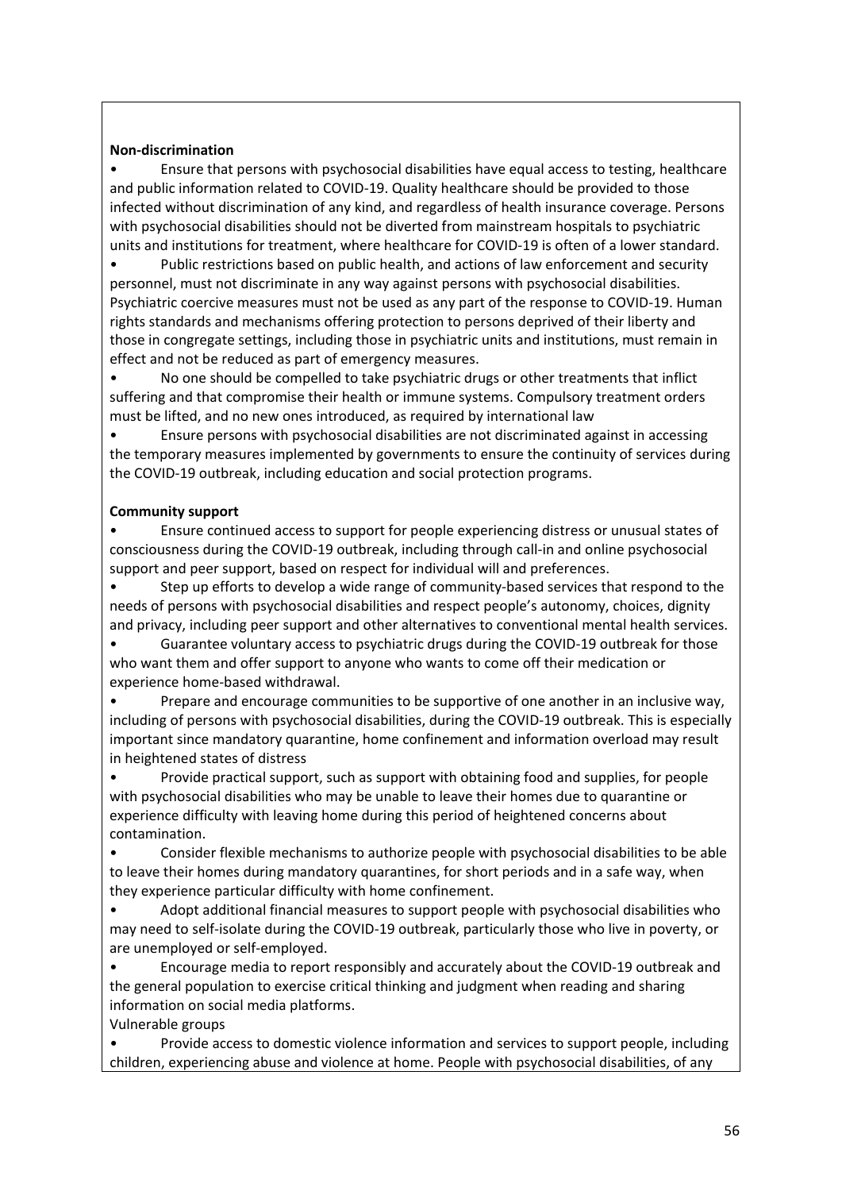**Non-discrimination**

- Ensure that persons with psychosocial disabilities have equal access to testing, healthcare and public information related to COVID-19. Quality healthcare should be provided to those infected without discrimination of any kind, and regardless of health insurance coverage. Persons with psychosocial disabilities should not be diverted from mainstream hospitals to psychiatric units and institutions for treatment, where healthcare for COVID-19 is often of a lower standard.
- Public restrictions based on public health, and actions of law enforcement and security personnel, must not discriminate in any way against persons with psychosocial disabilities. Psychiatric coercive measures must not be used as any part of the response to COVID-19. Human rights standards and mechanisms offering protection to persons deprived of their liberty and those in congregate settings, including those in psychiatric units and institutions, must remain in effect and not be reduced as part of emergency measures.
- No one should be compelled to take psychiatric drugs or other treatments that inflict suffering and that compromise their health or immune systems. Compulsory treatment orders must be lifted, and no new ones introduced, as required by international law
- Ensure persons with psychosocial disabilities are not discriminated against in accessing the temporary measures implemented by governments to ensure the continuity of services during the COVID-19 outbreak, including education and social protection programs.

**Community support**

- Ensure continued access to support for people experiencing distress or unusual states of consciousness during the COVID-19 outbreak, including through call-in and online psychosocial support and peer support, based on respect for individual will and preferences.
- Step up efforts to develop a wide range of community-based services that respond to the needs of persons with psychosocial disabilities and respect people's autonomy, choices, dignity and privacy, including peer support and other alternatives to conventional mental health services.
- Guarantee voluntary access to psychiatric drugs during the COVID-19 outbreak for those who want them and offer support to anyone who wants to come off their medication or experience home-based withdrawal.
- Prepare and encourage communities to be supportive of one another in an inclusive way, including of persons with psychosocial disabilities, during the COVID-19 outbreak. This is especially important since mandatory quarantine, home confinement and information overload may result in heightened states of distress
- Provide practical support, such as support with obtaining food and supplies, for people with psychosocial disabilities who may be unable to leave their homes due to quarantine or experience difficulty with leaving home during this period of heightened concerns about contamination.
- Consider flexible mechanisms to authorize people with psychosocial disabilities to be able to leave their homes during mandatory quarantines, for short periods and in a safe way, when they experience particular difficulty with home confinement.
- Adopt additional financial measures to support people with psychosocial disabilities who may need to self-isolate during the COVID-19 outbreak, particularly those who live in poverty, or are unemployed or self-employed.
- Encourage media to report responsibly and accurately about the COVID-19 outbreak and the general population to exercise critical thinking and judgment when reading and sharing information on social media platforms.

Vulnerable groups

- Provide access to domestic violence information and services to support people, including children, experiencing abuse and violence at home. People with psychosocial disabilities, of any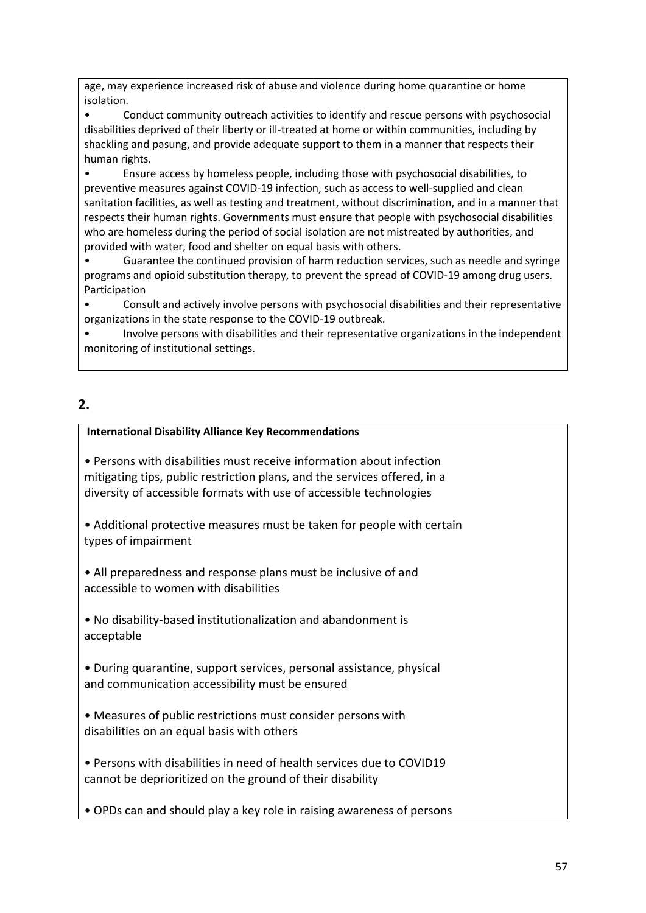age, may experience increased risk of abuse and violence during home quarantine or home isolation.

- Conduct community outreach activities to identify and rescue persons with psychosocial disabilities deprived of their liberty or ill-treated at home or within communities, including by shackling and pasung, and provide adequate support to them in a manner that respects their human rights.
- Ensure access by homeless people, including those with psychosocial disabilities, to preventive measures against COVID-19 infection, such as access to well-supplied and clean sanitation facilities, as well as testing and treatment, without discrimination, and in a manner that respects their human rights. Governments must ensure that people with psychosocial disabilities who are homeless during the period of social isolation are not mistreated by authorities, and provided with water, food and shelter on equal basis with others.
- Guarantee the continued provision of harm reduction services, such as needle and syringe programs and opioid substitution therapy, to prevent the spread of COVID-19 among drug users.

Participation

- Consult and actively involve persons with psychosocial disabilities and their representative organizations in the state response to the COVID-19 outbreak.
- Involve persons with disabilities and their representative organizations in the independent monitoring of institutional settings.

## 2.

**International Disability Alliance Key Recommendations**

- Persons with disabilities must receive information about infection mitigating tips, public restriction plans, and the services offered, in a diversity of accessible formats with use of accessible technologies
- Additional protective measures must be taken for people with certain types of impairment
- All preparedness and response plans must be inclusive of and accessible to women with disabilities
- No disability-based institutionalization and abandonment is acceptable
- During quarantine, support services, personal assistance, physical and communication accessibility must be ensured
- Measures of public restrictions must consider persons with disabilities on an equal basis with others
- Persons with disabilities in need of health services due to COVID19 cannot be deprioritized on the ground of their disability
- OPDs can and should play a key role in raising awareness of persons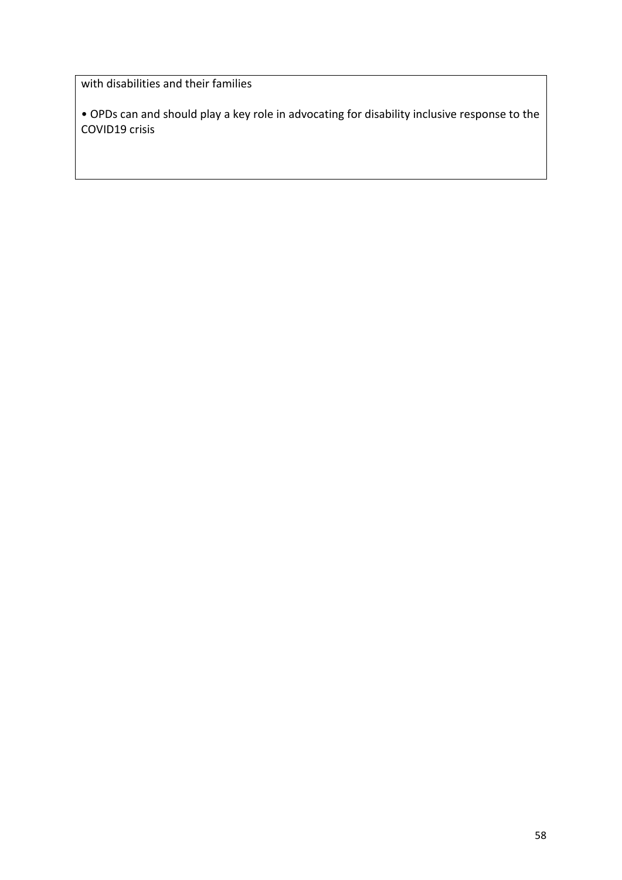with disabilities and their families

• OPDs can and should play a key role in advocating for disability inclusive response to the COVID19 crisis